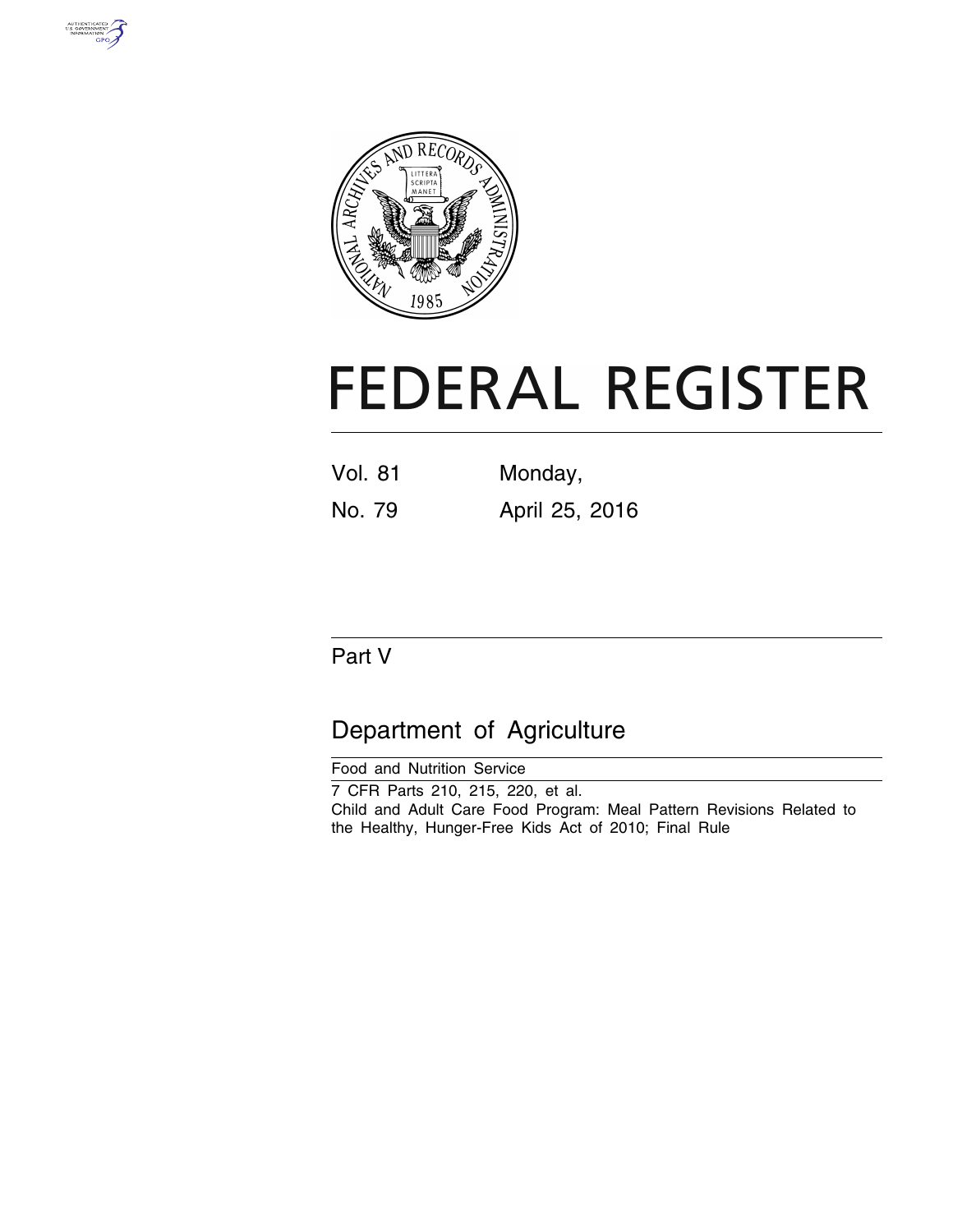# FEDERAL REGISTER

Vol. 81 Monday,

No. 79 April 25, 2016

## Part V

## Department of Agriculture

Food and Nutrition Service

7 CFR Parts 210, 215, 220, et al.

Child and Adult Care Food Program: Meal Pattern Revisions Related to the Healthy, Hunger-Free Kids Act of 2010; Final Rule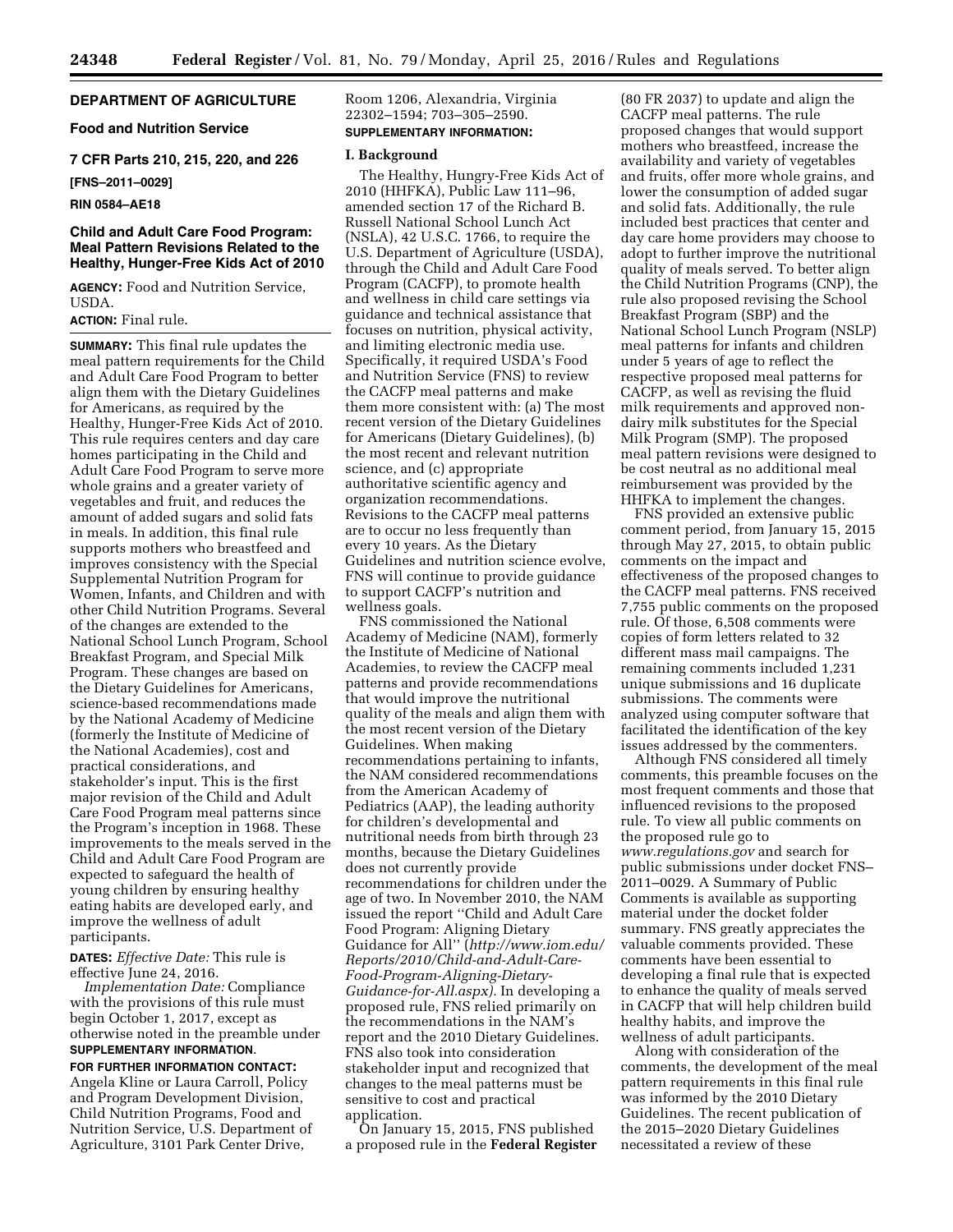## DEPARTMENT OF AGRICULTURE

### Food and Nutrition Service

### 7 CFR Parts 210, 215, 220, and 226

**[FNS–2011–0029]**

**RIN 0584–AE18**

### Child and Adult Care Food Program: Meal Pattern Revisions Related to the Healthy, Hunger-Free Kids Act of 2010

**AGENCY:** Food and Nutrition Service, USDA.

**ACTION:** Final rule.

**SUMMARY:** This final rule updates the meal pattern requirements for the Child and Adult Care Food Program to better align them with the Dietary Guidelines for Americans, as required by the Healthy, Hunger-Free Kids Act of 2010. This rule requires centers and day care homes participating in the Child and Adult Care Food Program to serve more whole grains and a greater variety of vegetables and fruit, and reduces the amount of added sugars and solid fats in meals. In addition, this final rule supports mothers who breastfeed and improves consistency with the Special Supplemental Nutrition Program for Women, Infants, and Children and with other Child Nutrition Programs. Several of the changes are extended to the National School Lunch Program, School Breakfast Program, and Special Milk Program. These changes are based on the Dietary Guidelines for Americans, science-based recommendations made by the National Academy of Medicine (formerly the Institute of Medicine of the National Academies), cost and practical considerations, and stakeholder's input. This is the first major revision of the Child and Adult Care Food Program meal patterns since the Program's inception in 1968. These improvements to the meals served in the Child and Adult Care Food Program are expected to safeguard the health of young children by ensuring healthy eating habits are developed early, and improve the wellness of adult participants.

**DATES:** *Effective Date:* This rule is effective June 24, 2016.

*Implementation Date:* Compliance with the provisions of this rule must begin October 1, 2017, except as otherwise noted in the preamble under **SUPPLEMENTARY INFORMATION**.

**FOR FURTHER INFORMATION CONTACT:** Angela Kline or Laura Carroll, Policy and Program Development Division, Child Nutrition Programs, Food and Nutrition Service, U.S. Department of Agriculture, 3101 Park Center Drive, Room 1206, Alexandria, Virginia 22302–1594; 703–305–2590.

**SUPPLEMENTARY INFORMATION:**

### I. Background

The Healthy, Hungry-Free Kids Act of 2010 (HHFKA), Public Law 111–96, amended section 17 of the Richard B. Russell National School Lunch Act (NSLA), 42 U.S.C. 1766, to require the U.S. Department of Agriculture (USDA), through the Child and Adult Care Food Program (CACFP), to promote health and wellness in child care settings via guidance and technical assistance that focuses on nutrition, physical activity, and limiting electronic media use. Specifically, it required USDA's Food and Nutrition Service (FNS) to review the CACFP meal patterns and make them more consistent with: (a) The most recent version of the Dietary Guidelines for Americans (Dietary Guidelines), (b) the most recent and relevant nutrition science, and (c) appropriate authoritative scientific agency and organization recommendations. Revisions to the CACFP meal patterns are to occur no less frequently than every 10 years. As the Dietary Guidelines and nutrition science evolve, FNS will continue to provide guidance to support CACFP's nutrition and wellness goals.

FNS commissioned the National Academy of Medicine (NAM), formerly the Institute of Medicine of National Academies, to review the CACFP meal patterns and provide recommendations that would improve the nutritional quality of the meals and align them with the most recent version of the Dietary Guidelines. When making recommendations pertaining to infants, the NAM considered recommendations from the American Academy of Pediatrics (AAP), the leading authority for children's developmental and nutritional needs from birth through 23 months, because the Dietary Guidelines does not currently provide recommendations for children under the age of two. In November 2010, the NAM issued the report "Child and Adult Care Food Program: Aligning Dietary Guidance for All" (*http://www.iom.edu/Reports/2010/Child-and-Adult-Care-Food-Program-Aligning-Dietary-Guidance-for-All.aspx).* In developing a proposed rule, FNS relied primarily on the recommendations in the NAM's report and the 2010 Dietary Guidelines. FNS also took into consideration stakeholder input and recognized that changes to the meal patterns must be sensitive to cost and practical application.

On January 15, 2015, FNS published a proposed rule in the **Federal Register** (80 FR 2037) to update and align the CACFP meal patterns. The rule proposed changes that would support mothers who breastfeed, increase the availability and variety of vegetables and fruits, offer more whole grains, and lower the consumption of added sugar and solid fats. Additionally, the rule included best practices that center and day care home providers may choose to adopt to further improve the nutritional quality of meals served. To better align the Child Nutrition Programs (CNP), the rule also proposed revising the School Breakfast Program (SBP) and the National School Lunch Program (NSLP) meal patterns for infants and children under 5 years of age to reflect the respective proposed meal patterns for CACFP, as well as revising the fluid milk requirements and approved non-dairy milk substitutes for the Special Milk Program (SMP). The proposed meal pattern revisions were designed to be cost neutral as no additional meal reimbursement was provided by the HHFKA to implement the changes.

FNS provided an extensive public comment period, from January 15, 2015 through May 27, 2015, to obtain public comments on the impact and effectiveness of the proposed changes to the CACFP meal patterns. FNS received 7,755 public comments on the proposed rule. Of those, 6,508 comments were copies of form letters related to 32 different mass mail campaigns. The remaining comments included 1,231 unique submissions and 16 duplicate submissions. The comments were analyzed using computer software that facilitated the identification of the key issues addressed by the commenters.

Although FNS considered all timely comments, this preamble focuses on the most frequent comments and those that influenced revisions to the proposed rule. To view all public comments on the proposed rule go to *www.regulations.gov* and search for public submissions under docket FNS–2011–0029. A Summary of Public Comments is available as supporting material under the docket folder summary. FNS greatly appreciates the valuable comments provided. These comments have been essential to developing a final rule that is expected to enhance the quality of meals served in CACFP that will help children build healthy habits, and improve the wellness of adult participants.

Along with consideration of the comments, the development of the meal pattern requirements in this final rule was informed by the 2010 Dietary Guidelines. The recent publication of the 2015–2020 Dietary Guidelines necessitated a review of these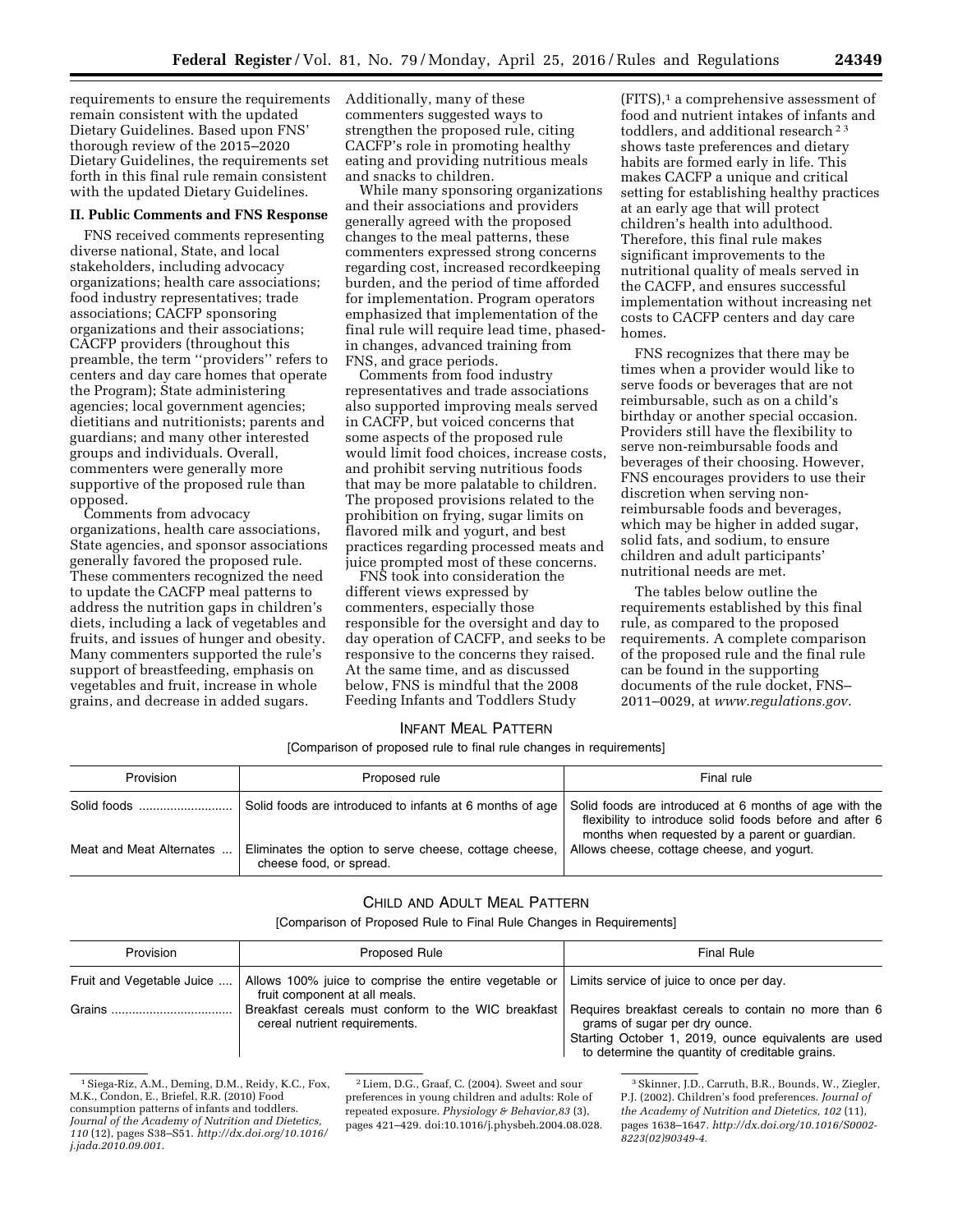requirements to ensure the requirements remain consistent with the updated Dietary Guidelines. Based upon FNS' thorough review of the 2015–2020 Dietary Guidelines, the requirements set forth in this final rule remain consistent with the updated Dietary Guidelines.

## II. Public Comments and FNS Response

FNS received comments representing diverse national, State, and local stakeholders, including advocacy organizations; health care associations; food industry representatives; trade associations; CACFP sponsoring organizations and their associations; CACFP providers (throughout this preamble, the term ''providers'' refers to centers and day care homes that operate the Program); State administering agencies; local government agencies; dietitians and nutritionists; parents and guardians; and many other interested groups and individuals. Overall, commenters were generally more supportive of the proposed rule than opposed.

Comments from advocacy organizations, health care associations, State agencies, and sponsor associations generally favored the proposed rule. These commenters recognized the need to update the CACFP meal patterns to address the nutrition gaps in children's diets, including a lack of vegetables and fruits, and issues of hunger and obesity. Many commenters supported the rule's support of breastfeeding, emphasis on vegetables and fruit, increase in whole grains, and decrease in added sugars. Additionally, many of these commenters suggested ways to strengthen the proposed rule, citing CACFP's role in promoting healthy eating and providing nutritious meals and snacks to children.

While many sponsoring organizations and their associations and providers generally agreed with the proposed changes to the meal patterns, these commenters expressed strong concerns regarding cost, increased recordkeeping burden, and the period of time afforded for implementation. Program operators emphasized that implementation of the final rule will require lead time, phased-in changes, advanced training from FNS, and grace periods.

Comments from food industry representatives and trade associations also supported improving meals served in CACFP, but voiced concerns that some aspects of the proposed rule would limit food choices, increase costs, and prohibit serving nutritious foods that may be more palatable to children. The proposed provisions related to the prohibition on frying, sugar limits on flavored milk and yogurt, and best practices regarding processed meats and juice prompted most of these concerns.

FNS took into consideration the different views expressed by commenters, especially those responsible for the oversight and day to day operation of CACFP, and seeks to be responsive to the concerns they raised. At the same time, and as discussed below, FNS is mindful that the 2008 Feeding Infants and Toddlers Study (FITS),[1] a comprehensive assessment of food and nutrient intakes of infants and toddlers, and additional research [2,3] shows taste preferences and dietary habits are formed early in life. This makes CACFP a unique and critical setting for establishing healthy practices at an early age that will protect children's health into adulthood. Therefore, this final rule makes significant improvements to the nutritional quality of meals served in the CACFP, and ensures successful implementation without increasing net costs to CACFP centers and day care homes.

FNS recognizes that there may be times when a provider would like to serve foods or beverages that are not reimbursable, such as on a child's birthday or another special occasion. Providers still have the flexibility to serve non-reimbursable foods and beverages of their choosing. However, FNS encourages providers to use their discretion when serving non-reimbursable foods and beverages, which may be higher in added sugar, solid fats, and sodium, to ensure children and adult participants' nutritional needs are met.

The tables below outline the requirements established by this final rule, as compared to the proposed requirements. A complete comparison of the proposed rule and the final rule can be found in the supporting documents of the rule docket, FNS–2011–0029, at *www.regulations.gov*.

### INFANT MEAL PATTERN

[Comparison of proposed rule to final rule changes in requirements]

| Provision | Proposed rule | Final rule |
|---|---|---|
| Solid foods | Solid foods are introduced to infants at 6 months of age | Solid foods are introduced at 6 months of age with the flexibility to introduce solid foods before and after 6 months when requested by a parent or guardian. |
| Meat and Meat Alternates | Eliminates the option to serve cheese, cottage cheese, cheese food, or spread. | Allows cheese, cottage cheese, and yogurt. |

### CHILD AND ADULT MEAL PATTERN

[Comparison of Proposed Rule to Final Rule Changes in Requirements]

| Provision | Proposed Rule | Final Rule |
|---|---|---|
| Fruit and Vegetable Juice | Allows 100% juice to comprise the entire vegetable or fruit component at all meals. | Limits service of juice to once per day. |
| Grains | Breakfast cereals must conform to the WIC breakfast cereal nutrient requirements. | Requires breakfast cereals to contain no more than 6 grams of sugar per dry ounce. Starting October 1, 2019, ounce equivalents are used to determine the quantity of creditable grains. |

[1] Siega-Riz, A.M., Deming, D.M., Reidy, K.C., Fox, M.K., Condon, E., Briefel, R.R. (2010) Food consumption patterns of infants and toddlers. *Journal of the Academy of Nutrition and Dietetics, 110* (12), pages S38–S51. *http://dx.doi.org/10.1016/j.jada.2010.09.001.*

[2] Liem, D.G., Graaf, C. (2004). Sweet and sour preferences in young children and adults: Role of repeated exposure. *Physiology & Behavior,83* (3), pages 421–429. doi:10.1016/j.physbeh.2004.08.028.

[3] Skinner, J.D., Carruth, B.R., Bounds, W., Ziegler, P.J. (2002). Children's food preferences. *Journal of the Academy of Nutrition and Dietetics, 102* (11), pages 1638–1647. *http://dx.doi.org/10.1016/S0002-8223(02)90349-4.*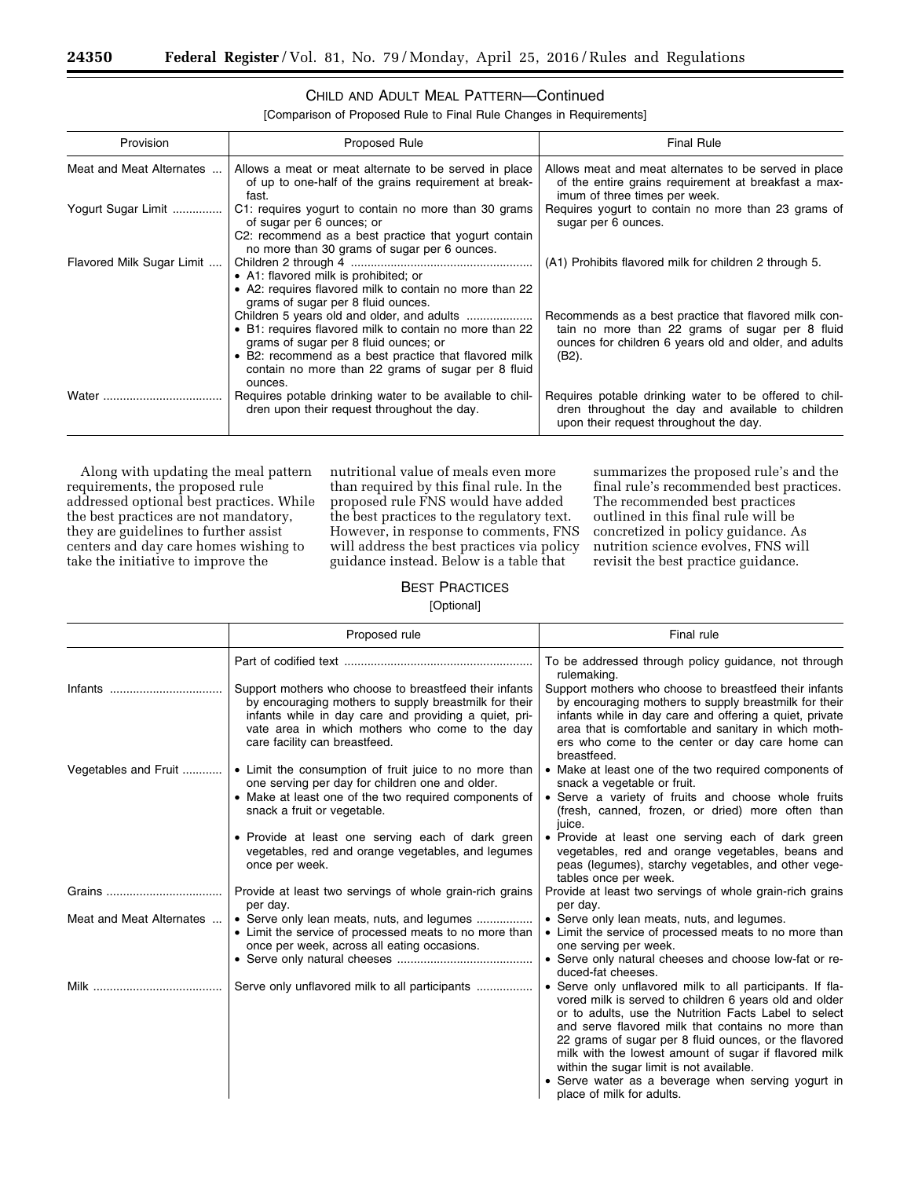### CHILD AND ADULT MEAL PATTERN—Continued

[Comparison of Proposed Rule to Final Rule Changes in Requirements]

| Provision | Proposed Rule | Final Rule |
|---|---|---|
| Meat and Meat Alternates | Allows a meat or meat alternate to be served in place of up to one-half of the grains requirement at breakfast. | Allows meat and meat alternates to be served in place of the entire grains requirement at breakfast a maximum of three times per week. |
| Yogurt Sugar Limit | C1: requires yogurt to contain no more than 30 grams of sugar per 6 ounces; or<br>C2: recommend as a best practice that yogurt contain no more than 30 grams of sugar per 6 ounces. | Requires yogurt to contain no more than 23 grams of sugar per 6 ounces. |
| Flavored Milk Sugar Limit | Children 2 through 4<br>• A1: flavored milk is prohibited; or<br>• A2: requires flavored milk to contain no more than 22 grams of sugar per 8 fluid ounces. | (A1) Prohibits flavored milk for children 2 through 5. |
| | Children 5 years old and older, and adults<br>• B1: requires flavored milk to contain no more than 22 grams of sugar per 8 fluid ounces; or<br>• B2: recommend as a best practice that flavored milk contain no more than 22 grams of sugar per 8 fluid ounces. | Recommends as a best practice that flavored milk contain no more than 22 grams of sugar per 8 fluid ounces for children 6 years old and older, and adults (B2). |
| Water | Requires potable drinking water to be available to children upon their request throughout the day. | Requires potable drinking water to be offered to children throughout the day and available to children upon their request throughout the day. |

Along with updating the meal pattern requirements, the proposed rule addressed optional best practices. While the best practices are not mandatory, they are guidelines to further assist centers and day care homes wishing to take the initiative to improve the nutritional value of meals even more than required by this final rule. In the proposed rule FNS would have added the best practices to the regulatory text. However, in response to comments, FNS will address the best practices via policy guidance instead. Below is a table that summarizes the proposed rule's and the final rule's recommended best practices. The recommended best practices outlined in this final rule will be concretized in policy guidance. As nutrition science evolves, FNS will revisit the best practice guidance.

### BEST PRACTICES

[Optional]

| | Proposed rule | Final rule |
|---|---|---|
| | Part of codified text | To be addressed through policy guidance, not through rulemaking. |
| Infants | Support mothers who choose to breastfeed their infants by encouraging mothers to supply breastmilk for their infants while in day care and providing a quiet, private area in which mothers who come to the day care facility can breastfeed. | Support mothers who choose to breastfeed their infants by encouraging mothers to supply breastmilk for their infants while in day care and offering a quiet, private area that is comfortable and sanitary in which mothers who come to the center or day care home can breastfeed. |
| Vegetables and Fruit | • Limit the consumption of fruit juice to no more than one serving per day for children one and older.<br>• Make at least one of the two required components of snack a fruit or vegetable.<br>• Provide at least one serving each of dark green vegetables, red and orange vegetables, and legumes once per week. | • Make at least one of the two required components of snack a vegetable or fruit.<br>• Serve a variety of fruits and choose whole fruits (fresh, canned, frozen, or dried) more often than juice.<br>• Provide at least one serving each of dark green vegetables, red and orange vegetables, beans and peas (legumes), starchy vegetables, and other vegetables once per week. |
| Grains | Provide at least two servings of whole grain-rich grains per day. | Provide at least two servings of whole grain-rich grains per day. |
| Meat and Meat Alternates | • Serve only lean meats, nuts, and legumes<br>• Limit the service of processed meats to no more than once per week, across all eating occasions.<br>• Serve only natural cheeses | • Serve only lean meats, nuts, and legumes.<br>• Limit the service of processed meats to no more than one serving per week.<br>• Serve only natural cheeses and choose low-fat or reduced-fat cheeses. |
| Milk | Serve only unflavored milk to all participants | • Serve only unflavored milk to all participants. If flavored milk is served to children 6 years old and older or to adults, use the Nutrition Facts Label to select and serve flavored milk that contains no more than 22 grams of sugar per 8 fluid ounces, or the flavored milk with the lowest amount of sugar if flavored milk within the sugar limit is not available.<br>• Serve water as a beverage when serving yogurt in place of milk for adults. |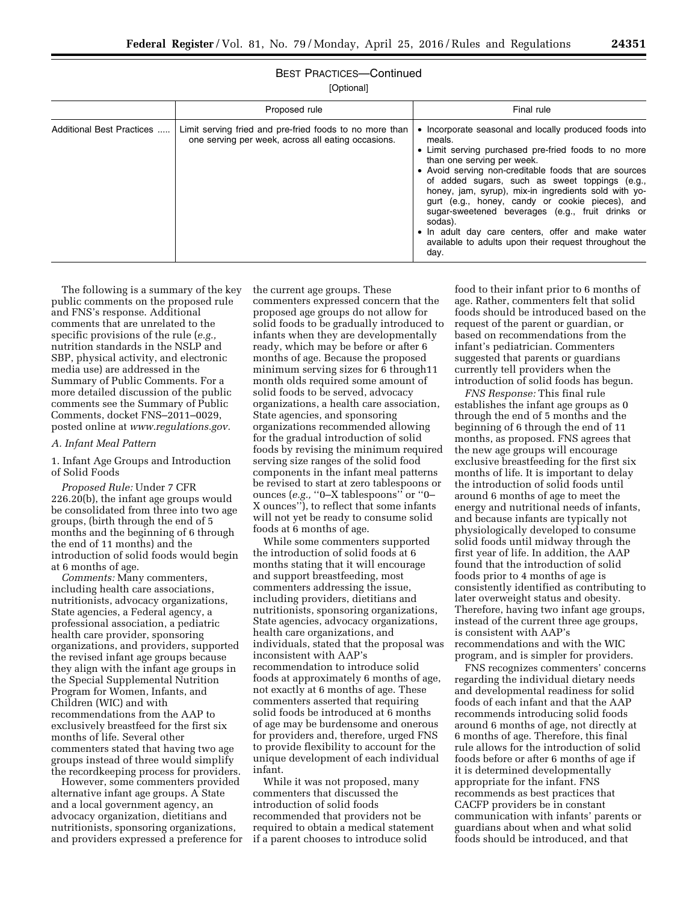BEST PRACTICES—Continued

[Optional]

| | Proposed rule | Final rule |
|---|---|---|
| Additional Best Practices ..... | Limit serving fried and pre-fried foods to no more than one serving per week, across all eating occasions. | • Incorporate seasonal and locally produced foods into meals.<br>• Limit serving purchased pre-fried foods to no more than one serving per week.<br>• Avoid serving non-creditable foods that are sources of added sugars, such as sweet toppings (e.g., honey, jam, syrup), mix-in ingredients sold with yogurt (e.g., honey, candy or cookie pieces), and sugar-sweetened beverages (e.g., fruit drinks or sodas).<br>• In adult day care centers, offer and make water available to adults upon their request throughout the day. |

The following is a summary of the key public comments on the proposed rule and FNS's response. Additional comments that are unrelated to the specific provisions of the rule (*e.g.,* nutrition standards in the NSLP and SBP, physical activity, and electronic media use) are addressed in the Summary of Public Comments. For a more detailed discussion of the public comments see the Summary of Public Comments, docket FNS–2011–0029, posted online at *www.regulations.gov.*

*A. Infant Meal Pattern*

1. Infant Age Groups and Introduction of Solid Foods

*Proposed Rule:* Under 7 CFR 226.20(b), the infant age groups would be consolidated from three into two age groups, (birth through the end of 5 months and the beginning of 6 through the end of 11 months) and the introduction of solid foods would begin at 6 months of age.

*Comments:* Many commenters, including health care associations, nutritionists, advocacy organizations, State agencies, a Federal agency, a professional association, a pediatric health care provider, sponsoring organizations, and providers, supported the revised infant age groups because they align with the infant age groups in the Special Supplemental Nutrition Program for Women, Infants, and Children (WIC) and with recommendations from the AAP to exclusively breastfeed for the first six months of life. Several other commenters stated that having two age groups instead of three would simplify the recordkeeping process for providers.

However, some commenters provided alternative infant age groups. A State and a local government agency, an advocacy organization, dietitians and nutritionists, sponsoring organizations, and providers expressed a preference for the current age groups. These commenters expressed concern that the proposed age groups do not allow for solid foods to be gradually introduced to infants when they are developmentally ready, which may be before or after 6 months of age. Because the proposed minimum serving sizes for 6 through11 month olds required some amount of solid foods to be served, advocacy organizations, a health care association, State agencies, and sponsoring organizations recommended allowing for the gradual introduction of solid foods by revising the minimum required serving size ranges of the solid food components in the infant meal patterns be revised to start at zero tablespoons or ounces (*e.g.,* ''0–X tablespoons'' or ''0–X ounces''), to reflect that some infants will not yet be ready to consume solid foods at 6 months of age.

While some commenters supported the introduction of solid foods at 6 months stating that it will encourage and support breastfeeding, most commenters addressing the issue, including providers, dietitians and nutritionists, sponsoring organizations, State agencies, advocacy organizations, health care organizations, and individuals, stated that the proposal was inconsistent with AAP's recommendation to introduce solid foods at approximately 6 months of age, not exactly at 6 months of age. These commenters asserted that requiring solid foods be introduced at 6 months of age may be burdensome and onerous for providers and, therefore, urged FNS to provide flexibility to account for the unique development of each individual infant.

While it was not proposed, many commenters that discussed the introduction of solid foods recommended that providers not be required to obtain a medical statement if a parent chooses to introduce solid food to their infant prior to 6 months of age. Rather, commenters felt that solid foods should be introduced based on the request of the parent or guardian, or based on recommendations from the infant's pediatrician. Commenters suggested that parents or guardians currently tell providers when the introduction of solid foods has begun.

*FNS Response:* This final rule establishes the infant age groups as 0 through the end of 5 months and the beginning of 6 through the end of 11 months, as proposed. FNS agrees that the new age groups will encourage exclusive breastfeeding for the first six months of life. It is important to delay the introduction of solid foods until around 6 months of age to meet the energy and nutritional needs of infants, and because infants are typically not physiologically developed to consume solid foods until midway through the first year of life. In addition, the AAP found that the introduction of solid foods prior to 4 months of age is consistently identified as contributing to later overweight status and obesity. Therefore, having two infant age groups, instead of the current three age groups, is consistent with AAP's recommendations and with the WIC program, and is simpler for providers.

FNS recognizes commenters' concerns regarding the individual dietary needs and developmental readiness for solid foods of each infant and that the AAP recommends introducing solid foods around 6 months of age, not directly at 6 months of age. Therefore, this final rule allows for the introduction of solid foods before or after 6 months of age if it is determined developmentally appropriate for the infant. FNS recommends as best practices that CACFP providers be in constant communication with infants' parents or guardians about when and what solid foods should be introduced, and that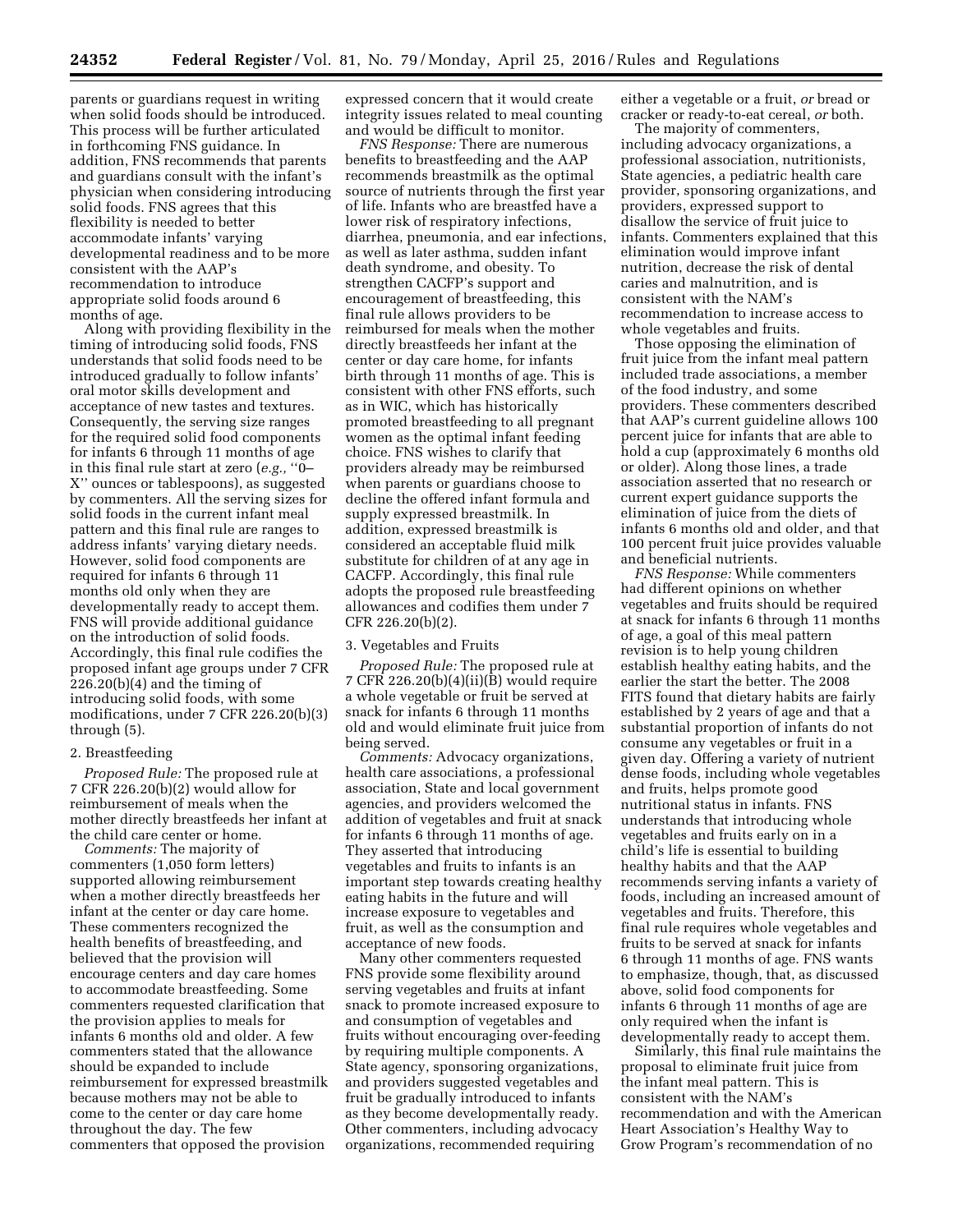parents or guardians request in writing when solid foods should be introduced. This process will be further articulated in forthcoming FNS guidance. In addition, FNS recommends that parents and guardians consult with the infant's physician when considering introducing solid foods. FNS agrees that this flexibility is needed to better accommodate infants' varying developmental readiness and to be more consistent with the AAP's recommendation to introduce appropriate solid foods around 6 months of age.

Along with providing flexibility in the timing of introducing solid foods, FNS understands that solid foods need to be introduced gradually to follow infants' oral motor skills development and acceptance of new tastes and textures. Consequently, the serving size ranges for the required solid food components for infants 6 through 11 months of age in this final rule start at zero (*e.g.,* ''0–X'' ounces or tablespoons), as suggested by commenters. All the serving sizes for solid foods in the current infant meal pattern and this final rule are ranges to address infants' varying dietary needs. However, solid food components are required for infants 6 through 11 months old only when they are developmentally ready to accept them. FNS will provide additional guidance on the introduction of solid foods. Accordingly, this final rule codifies the proposed infant age groups under 7 CFR 226.20(b)(4) and the timing of introducing solid foods, with some modifications, under 7 CFR 226.20(b)(3) through (5).

2. Breastfeeding

*Proposed Rule:* The proposed rule at 7 CFR 226.20(b)(2) would allow for reimbursement of meals when the mother directly breastfeeds her infant at the child care center or home.

*Comments:* The majority of commenters (1,050 form letters) supported allowing reimbursement when a mother directly breastfeeds her infant at the center or day care home. These commenters recognized the health benefits of breastfeeding, and believed that the provision will encourage centers and day care homes to accommodate breastfeeding. Some commenters requested clarification that the provision applies to meals for infants 6 months old and older. A few commenters stated that the allowance should be expanded to include reimbursement for expressed breastmilk because mothers may not be able to come to the center or day care home throughout the day. The few commenters that opposed the provision expressed concern that it would create integrity issues related to meal counting and would be difficult to monitor.

*FNS Response:* There are numerous benefits to breastfeeding and the AAP recommends breastmilk as the optimal source of nutrients through the first year of life. Infants who are breastfed have a lower risk of respiratory infections, diarrhea, pneumonia, and ear infections, as well as later asthma, sudden infant death syndrome, and obesity. To strengthen CACFP's support and encouragement of breastfeeding, this final rule allows providers to be reimbursed for meals when the mother directly breastfeeds her infant at the center or day care home, for infants birth through 11 months of age. This is consistent with other FNS efforts, such as in WIC, which has historically promoted breastfeeding to all pregnant women as the optimal infant feeding choice. FNS wishes to clarify that providers already may be reimbursed when parents or guardians choose to decline the offered infant formula and supply expressed breastmilk. In addition, expressed breastmilk is considered an acceptable fluid milk substitute for children of at any age in CACFP. Accordingly, this final rule adopts the proposed rule breastfeeding allowances and codifies them under 7 CFR 226.20(b)(2).

3. Vegetables and Fruits

*Proposed Rule:* The proposed rule at 7 CFR 226.20(b)(4)(ii)(B) would require a whole vegetable or fruit be served at snack for infants 6 through 11 months old and would eliminate fruit juice from being served.

*Comments:* Advocacy organizations, health care associations, a professional association, State and local government agencies, and providers welcomed the addition of vegetables and fruit at snack for infants 6 through 11 months of age. They asserted that introducing vegetables and fruits to infants is an important step towards creating healthy eating habits in the future and will increase exposure to vegetables and fruit, as well as the consumption and acceptance of new foods.

Many other commenters requested FNS provide some flexibility around serving vegetables and fruits at infant snack to promote increased exposure to and consumption of vegetables and fruits without encouraging over-feeding by requiring multiple components. A State agency, sponsoring organizations, and providers suggested vegetables and fruit be gradually introduced to infants as they become developmentally ready. Other commenters, including advocacy organizations, recommended requiring either a vegetable or a fruit, *or* bread or cracker or ready-to-eat cereal, *or* both.

The majority of commenters, including advocacy organizations, a professional association, nutritionists, State agencies, a pediatric health care provider, sponsoring organizations, and providers, expressed support to disallow the service of fruit juice to infants. Commenters explained that this elimination would improve infant nutrition, decrease the risk of dental caries and malnutrition, and is consistent with the NAM's recommendation to increase access to whole vegetables and fruits.

Those opposing the elimination of fruit juice from the infant meal pattern included trade associations, a member of the food industry, and some providers. These commenters described that AAP's current guideline allows 100 percent juice for infants that are able to hold a cup (approximately 6 months old or older). Along those lines, a trade association asserted that no research or current expert guidance supports the elimination of juice from the diets of infants 6 months old and older, and that 100 percent fruit juice provides valuable and beneficial nutrients.

*FNS Response:* While commenters had different opinions on whether vegetables and fruits should be required at snack for infants 6 through 11 months of age, a goal of this meal pattern revision is to help young children establish healthy eating habits, and the earlier the start the better. The 2008 FITS found that dietary habits are fairly established by 2 years of age and that a substantial proportion of infants do not consume any vegetables or fruit in a given day. Offering a variety of nutrient dense foods, including whole vegetables and fruits, helps promote good nutritional status in infants. FNS understands that introducing whole vegetables and fruits early on in a child's life is essential to building healthy habits and that the AAP recommends serving infants a variety of foods, including an increased amount of vegetables and fruits. Therefore, this final rule requires whole vegetables and fruits to be served at snack for infants 6 through 11 months of age. FNS wants to emphasize, though, that, as discussed above, solid food components for infants 6 through 11 months of age are only required when the infant is developmentally ready to accept them.

Similarly, this final rule maintains the proposal to eliminate fruit juice from the infant meal pattern. This is consistent with the NAM's recommendation and with the American Heart Association's Healthy Way to Grow Program's recommendation of no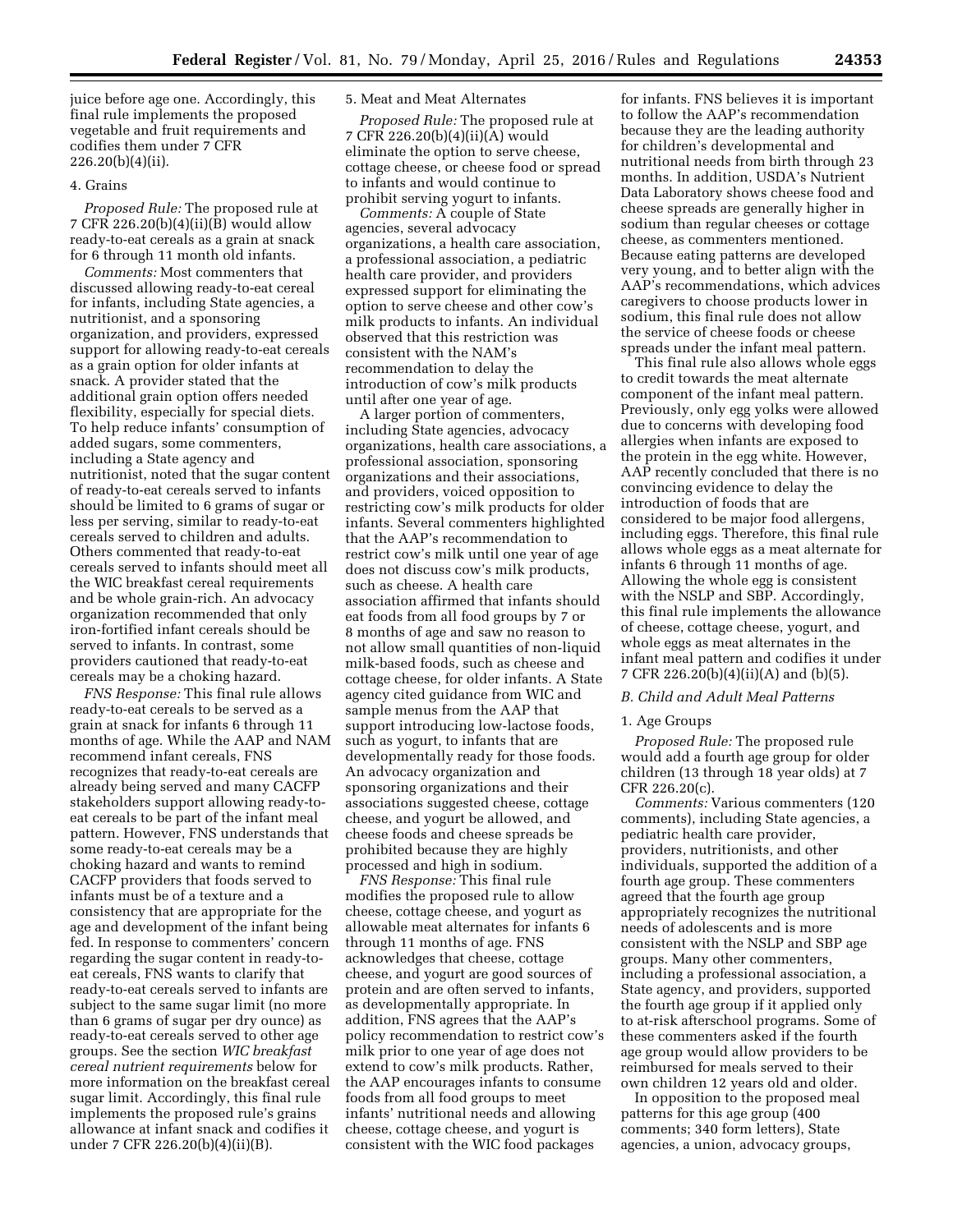juice before age one. Accordingly, this final rule implements the proposed vegetable and fruit requirements and codifies them under 7 CFR 226.20(b)(4)(ii).

4. Grains

*Proposed Rule:* The proposed rule at 7 CFR 226.20(b)(4)(ii)(B) would allow ready-to-eat cereals as a grain at snack for 6 through 11 month old infants.

*Comments:* Most commenters that discussed allowing ready-to-eat cereal for infants, including State agencies, a nutritionist, and a sponsoring organization, and providers, expressed support for allowing ready-to-eat cereals as a grain option for older infants at snack. A provider stated that the additional grain option offers needed flexibility, especially for special diets. To help reduce infants' consumption of added sugars, some commenters, including a State agency and nutritionist, noted that the sugar content of ready-to-eat cereals served to infants should be limited to 6 grams of sugar or less per serving, similar to ready-to-eat cereals served to children and adults. Others commented that ready-to-eat cereals served to infants should meet all the WIC breakfast cereal requirements and be whole grain-rich. An advocacy organization recommended that only iron-fortified infant cereals should be served to infants. In contrast, some providers cautioned that ready-to-eat cereals may be a choking hazard.

*FNS Response:* This final rule allows ready-to-eat cereals to be served as a grain at snack for infants 6 through 11 months of age. While the AAP and NAM recommend infant cereals, FNS recognizes that ready-to-eat cereals are already being served and many CACFP stakeholders support allowing ready-to-eat cereals to be part of the infant meal pattern. However, FNS understands that some ready-to-eat cereals may be a choking hazard and wants to remind CACFP providers that foods served to infants must be of a texture and a consistency that are appropriate for the age and development of the infant being fed. In response to commenters' concern regarding the sugar content in ready-to-eat cereals, FNS wants to clarify that ready-to-eat cereals served to infants are subject to the same sugar limit (no more than 6 grams of sugar per dry ounce) as ready-to-eat cereals served to other age groups. See the section *WIC breakfast cereal nutrient requirements* below for more information on the breakfast cereal sugar limit. Accordingly, this final rule implements the proposed rule's grains allowance at infant snack and codifies it under 7 CFR 226.20(b)(4)(ii)(B).

5. Meat and Meat Alternates

*Proposed Rule:* The proposed rule at 7 CFR 226.20(b)(4)(ii)(A) would eliminate the option to serve cheese, cottage cheese, or cheese food or spread to infants and would continue to prohibit serving yogurt to infants.

*Comments:* A couple of State agencies, several advocacy organizations, a health care association, a professional association, a pediatric health care provider, and providers expressed support for eliminating the option to serve cheese and other cow's milk products to infants. An individual observed that this restriction was consistent with the NAM's recommendation to delay the introduction of cow's milk products until after one year of age.

A larger portion of commenters, including State agencies, advocacy organizations, health care associations, a professional association, sponsoring organizations and their associations, and providers, voiced opposition to restricting cow's milk products for older infants. Several commenters highlighted that the AAP's recommendation to restrict cow's milk until one year of age does not discuss cow's milk products, such as cheese. A health care association affirmed that infants should eat foods from all food groups by 7 or 8 months of age and saw no reason to not allow small quantities of non-liquid milk-based foods, such as cheese and cottage cheese, for older infants. A State agency cited guidance from WIC and sample menus from the AAP that support introducing low-lactose foods, such as yogurt, to infants that are developmentally ready for those foods. An advocacy organization and sponsoring organizations and their associations suggested cheese, cottage cheese, and yogurt be allowed, and cheese foods and cheese spreads be prohibited because they are highly processed and high in sodium.

*FNS Response:* This final rule modifies the proposed rule to allow cheese, cottage cheese, and yogurt as allowable meat alternates for infants 6 through 11 months of age. FNS acknowledges that cheese, cottage cheese, and yogurt are good sources of protein and are often served to infants, as developmentally appropriate. In addition, FNS agrees that the AAP's policy recommendation to restrict cow's milk prior to one year of age does not extend to cow's milk products. Rather, the AAP encourages infants to consume foods from all food groups to meet infants' nutritional needs and allowing cheese, cottage cheese, and yogurt is consistent with the WIC food packages for infants. FNS believes it is important to follow the AAP's recommendation because they are the leading authority for children's developmental and nutritional needs from birth through 23 months. In addition, USDA's Nutrient Data Laboratory shows cheese food and cheese spreads are generally higher in sodium than regular cheeses or cottage cheese, as commenters mentioned. Because eating patterns are developed very young, and to better align with the AAP's recommendations, which advices caregivers to choose products lower in sodium, this final rule does not allow the service of cheese foods or cheese spreads under the infant meal pattern.

This final rule also allows whole eggs to credit towards the meat alternate component of the infant meal pattern. Previously, only egg yolks were allowed due to concerns with developing food allergies when infants are exposed to the protein in the egg white. However, AAP recently concluded that there is no convincing evidence to delay the introduction of foods that are considered to be major food allergens, including eggs. Therefore, this final rule allows whole eggs as a meat alternate for infants 6 through 11 months of age. Allowing the whole egg is consistent with the NSLP and SBP. Accordingly, this final rule implements the allowance of cheese, cottage cheese, yogurt, and whole eggs as meat alternates in the infant meal pattern and codifies it under 7 CFR 226.20(b)(4)(ii)(A) and (b)(5).

### B. Child and Adult Meal Patterns

1. Age Groups

*Proposed Rule:* The proposed rule would add a fourth age group for older children (13 through 18 year olds) at 7 CFR 226.20(c).

*Comments:* Various commenters (120 comments), including State agencies, a pediatric health care provider, providers, nutritionists, and other individuals, supported the addition of a fourth age group. These commenters agreed that the fourth age group appropriately recognizes the nutritional needs of adolescents and is more consistent with the NSLP and SBP age groups. Many other commenters, including a professional association, a State agency, and providers, supported the fourth age group if it applied only to at-risk afterschool programs. Some of these commenters asked if the fourth age group would allow providers to be reimbursed for meals served to their own children 12 years old and older.

In opposition to the proposed meal patterns for this age group (400 comments; 340 form letters), State agencies, a union, advocacy groups,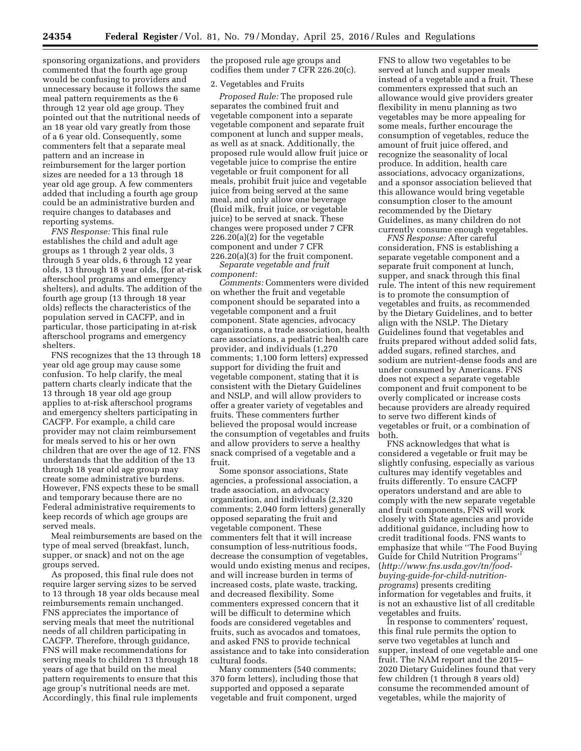sponsoring organizations, and providers commented that the fourth age group would be confusing to providers and unnecessary because it follows the same meal pattern requirements as the 6 through 12 year old age group. They pointed out that the nutritional needs of an 18 year old vary greatly from those of a 6 year old. Consequently, some commenters felt that a separate meal pattern and an increase in reimbursement for the larger portion sizes are needed for a 13 through 18 year old age group. A few commenters added that including a fourth age group could be an administrative burden and require changes to databases and reporting systems.

*FNS Response:* This final rule establishes the child and adult age groups as 1 through 2 year olds, 3 through 5 year olds, 6 through 12 year olds, 13 through 18 year olds, (for at-risk afterschool programs and emergency shelters), and adults. The addition of the fourth age group (13 through 18 year olds) reflects the characteristics of the population served in CACFP, and in particular, those participating in at-risk afterschool programs and emergency shelters.

FNS recognizes that the 13 through 18 year old age group may cause some confusion. To help clarify, the meal pattern charts clearly indicate that the 13 through 18 year old age group applies to at-risk afterschool programs and emergency shelters participating in CACFP. For example, a child care provider may not claim reimbursement for meals served to his or her own children that are over the age of 12. FNS understands that the addition of the 13 through 18 year old age group may create some administrative burdens. However, FNS expects these to be small and temporary because there are no Federal administrative requirements to keep records of which age groups are served meals.

Meal reimbursements are based on the type of meal served (breakfast, lunch, supper, or snack) and not on the age groups served.

As proposed, this final rule does not require larger serving sizes to be served to 13 through 18 year olds because meal reimbursements remain unchanged. FNS appreciates the importance of serving meals that meet the nutritional needs of all children participating in CACFP. Therefore, through guidance, FNS will make recommendations for serving meals to children 13 through 18 years of age that build on the meal pattern requirements to ensure that this age group's nutritional needs are met. Accordingly, this final rule implements the proposed rule age groups and codifies them under 7 CFR 226.20(c).

2. Vegetables and Fruits

*Proposed Rule:* The proposed rule separates the combined fruit and vegetable component into a separate vegetable component and separate fruit component at lunch and supper meals, as well as at snack. Additionally, the proposed rule would allow fruit juice or vegetable juice to comprise the entire vegetable or fruit component for all meals, prohibit fruit juice and vegetable juice from being served at the same meal, and only allow one beverage (fluid milk, fruit juice, or vegetable juice) to be served at snack. These changes were proposed under 7 CFR 226.20(a)(2) for the vegetable component and under 7 CFR 226.20(a)(3) for the fruit component.

*Separate vegetable and fruit component:*

*Comments:* Commenters were divided on whether the fruit and vegetable component should be separated into a vegetable component and a fruit component. State agencies, advocacy organizations, a trade association, health care associations, a pediatric health care provider, and individuals (1,270 comments; 1,100 form letters) expressed support for dividing the fruit and vegetable component, stating that it is consistent with the Dietary Guidelines and NSLP, and will allow providers to offer a greater variety of vegetables and fruits. These commenters further believed the proposal would increase the consumption of vegetables and fruits and allow providers to serve a healthy snack comprised of a vegetable and a fruit.

Some sponsor associations, State agencies, a professional association, a trade association, an advocacy organization, and individuals (2,320 comments; 2,040 form letters) generally opposed separating the fruit and vegetable component. These commenters felt that it will increase consumption of less-nutritious foods, decrease the consumption of vegetables, would undo existing menus and recipes, and will increase burden in terms of increased costs, plate waste, tracking, and decreased flexibility. Some commenters expressed concern that it will be difficult to determine which foods are considered vegetables and fruits, such as avocados and tomatoes, and asked FNS to provide technical assistance and to take into consideration cultural foods.

Many commenters (540 comments; 370 form letters), including those that supported and opposed a separate vegetable and fruit component, urged FNS to allow two vegetables to be served at lunch and supper meals instead of a vegetable and a fruit. These commenters expressed that such an allowance would give providers greater flexibility in menu planning as two vegetables may be more appealing for some meals, further encourage the consumption of vegetables, reduce the amount of fruit juice offered, and recognize the seasonality of local produce. In addition, health care associations, advocacy organizations, and a sponsor association believed that this allowance would bring vegetable consumption closer to the amount recommended by the Dietary Guidelines, as many children do not currently consume enough vegetables.

*FNS Response:* After careful consideration, FNS is establishing a separate vegetable component and a separate fruit component at lunch, supper, and snack through this final rule. The intent of this new requirement is to promote the consumption of vegetables and fruits, as recommended by the Dietary Guidelines, and to better align with the NSLP. The Dietary Guidelines found that vegetables and fruits prepared without added solid fats, added sugars, refined starches, and sodium are nutrient-dense foods and are under consumed by Americans. FNS does not expect a separate vegetable component and fruit component to be overly complicated or increase costs because providers are already required to serve two different kinds of vegetables or fruit, or a combination of both.

FNS acknowledges that what is considered a vegetable or fruit may be slightly confusing, especially as various cultures may identify vegetables and fruits differently. To ensure CACFP operators understand and are able to comply with the new separate vegetable and fruit components, FNS will work closely with State agencies and provide additional guidance, including how to credit traditional foods. FNS wants to emphasize that while "The Food Buying Guide for Child Nutrition Programs" (*http://www.fns.usda.gov/tn/food-buying-guide-for-child-nutrition-programs*) presents crediting information for vegetables and fruits, it is not an exhaustive list of all creditable vegetables and fruits.

In response to commenters' request, this final rule permits the option to serve two vegetables at lunch and supper, instead of one vegetable and one fruit. The NAM report and the 2015–2020 Dietary Guidelines found that very few children (1 through 8 years old) consume the recommended amount of vegetables, while the majority of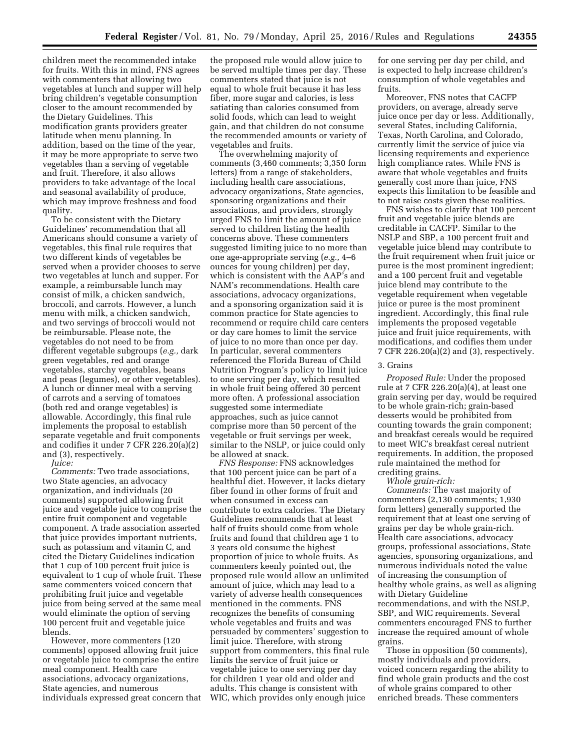children meet the recommended intake for fruits. With this in mind, FNS agrees with commenters that allowing two vegetables at lunch and supper will help bring children's vegetable consumption closer to the amount recommended by the Dietary Guidelines. This modification grants providers greater latitude when menu planning. In addition, based on the time of the year, it may be more appropriate to serve two vegetables than a serving of vegetable and fruit. Therefore, it also allows providers to take advantage of the local and seasonal availability of produce, which may improve freshness and food quality.

To be consistent with the Dietary Guidelines' recommendation that all Americans should consume a variety of vegetables, this final rule requires that two different kinds of vegetables be served when a provider chooses to serve two vegetables at lunch and supper. For example, a reimbursable lunch may consist of milk, a chicken sandwich, broccoli, and carrots. However, a lunch menu with milk, a chicken sandwich, and two servings of broccoli would not be reimbursable. Please note, the vegetables do not need to be from different vegetable subgroups (*e.g.,* dark green vegetables, red and orange vegetables, starchy vegetables, beans and peas (legumes), or other vegetables). A lunch or dinner meal with a serving of carrots and a serving of tomatoes (both red and orange vegetables) is allowable. Accordingly, this final rule implements the proposal to establish separate vegetable and fruit components and codifies it under 7 CFR 226.20(a)(2) and (3), respectively.

*Juice:*

*Comments:* Two trade associations, two State agencies, an advocacy organization, and individuals (20 comments) supported allowing fruit juice and vegetable juice to comprise the entire fruit component and vegetable component. A trade association asserted that juice provides important nutrients, such as potassium and vitamin C, and cited the Dietary Guidelines indication that 1 cup of 100 percent fruit juice is equivalent to 1 cup of whole fruit. These same commenters voiced concern that prohibiting fruit juice and vegetable juice from being served at the same meal would eliminate the option of serving 100 percent fruit and vegetable juice blends.

However, more commenters (120 comments) opposed allowing fruit juice or vegetable juice to comprise the entire meal component. Health care associations, advocacy organizations, State agencies, and numerous individuals expressed great concern that the proposed rule would allow juice to be served multiple times per day. These commenters stated that juice is not equal to whole fruit because it has less fiber, more sugar and calories, is less satiating than calories consumed from solid foods, which can lead to weight gain, and that children do not consume the recommended amounts or variety of vegetables and fruits.

The overwhelming majority of comments (3,460 comments; 3,350 form letters) from a range of stakeholders, including health care associations, advocacy organizations, State agencies, sponsoring organizations and their associations, and providers, strongly urged FNS to limit the amount of juice served to children listing the health concerns above. These commenters suggested limiting juice to no more than one age-appropriate serving (*e.g.,* 4–6 ounces for young children) per day, which is consistent with the AAP's and NAM's recommendations. Health care associations, advocacy organizations, and a sponsoring organization said it is common practice for State agencies to recommend or require child care centers or day care homes to limit the service of juice to no more than once per day. In particular, several commenters referenced the Florida Bureau of Child Nutrition Program's policy to limit juice to one serving per day, which resulted in whole fruit being offered 30 percent more often. A professional association suggested some intermediate approaches, such as juice cannot comprise more than 50 percent of the vegetable or fruit servings per week, similar to the NSLP, or juice could only be allowed at snack.

*FNS Response:* FNS acknowledges that 100 percent juice can be part of a healthful diet. However, it lacks dietary fiber found in other forms of fruit and when consumed in excess can contribute to extra calories. The Dietary Guidelines recommends that at least half of fruits should come from whole fruits and found that children age 1 to 3 years old consume the highest proportion of juice to whole fruits. As commenters keenly pointed out, the proposed rule would allow an unlimited amount of juice, which may lead to a variety of adverse health consequences mentioned in the comments. FNS recognizes the benefits of consuming whole vegetables and fruits and was persuaded by commenters' suggestion to limit juice. Therefore, with strong support from commenters, this final rule limits the service of fruit juice or vegetable juice to one serving per day for children 1 year old and older and adults. This change is consistent with WIC, which provides only enough juice for one serving per day per child, and is expected to help increase children's consumption of whole vegetables and fruits.

Moreover, FNS notes that CACFP providers, on average, already serve juice once per day or less. Additionally, several States, including California, Texas, North Carolina, and Colorado, currently limit the service of juice via licensing requirements and experience high compliance rates. While FNS is aware that whole vegetables and fruits generally cost more than juice, FNS expects this limitation to be feasible and to not raise costs given these realities.

FNS wishes to clarify that 100 percent fruit and vegetable juice blends are creditable in CACFP. Similar to the NSLP and SBP, a 100 percent fruit and vegetable juice blend may contribute to the fruit requirement when fruit juice or puree is the most prominent ingredient; and a 100 percent fruit and vegetable juice blend may contribute to the vegetable requirement when vegetable juice or puree is the most prominent ingredient. Accordingly, this final rule implements the proposed vegetable juice and fruit juice requirements, with modifications, and codifies them under 7 CFR 226.20(a)(2) and (3), respectively.

### 3. Grains

*Proposed Rule:* Under the proposed rule at 7 CFR 226.20(a)(4), at least one grain serving per day, would be required to be whole grain-rich; grain-based desserts would be prohibited from counting towards the grain component; and breakfast cereals would be required to meet WIC's breakfast cereal nutrient requirements. In addition, the proposed rule maintained the method for crediting grains.

*Whole grain-rich:*

*Comments:* The vast majority of commenters (2,130 comments; 1,930 form letters) generally supported the requirement that at least one serving of grains per day be whole grain-rich. Health care associations, advocacy groups, professional associations, State agencies, sponsoring organizations, and numerous individuals noted the value of increasing the consumption of healthy whole grains, as well as aligning with Dietary Guideline recommendations, and with the NSLP, SBP, and WIC requirements. Several commenters encouraged FNS to further increase the required amount of whole grains.

Those in opposition (50 comments), mostly individuals and providers, voiced concern regarding the ability to find whole grain products and the cost of whole grains compared to other enriched breads. These commenters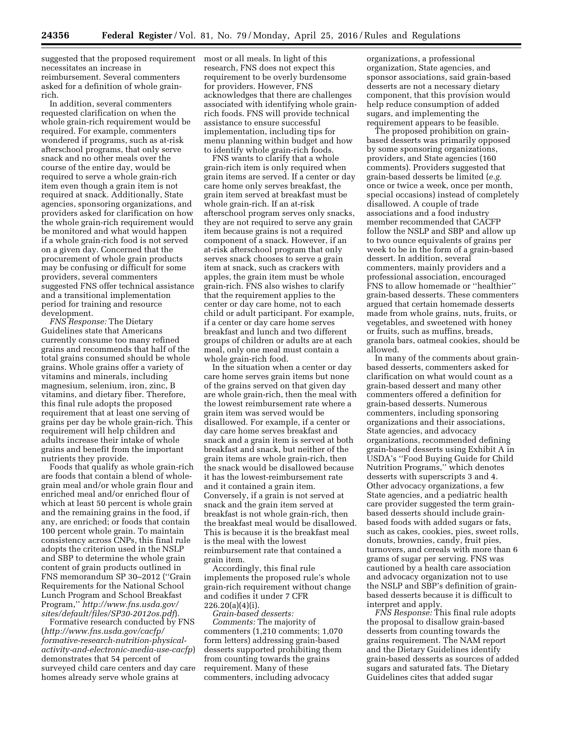suggested that the proposed requirement necessitates an increase in reimbursement. Several commenters asked for a definition of whole grain-rich.

In addition, several commenters requested clarification on when the whole grain-rich requirement would be required. For example, commenters wondered if programs, such as at-risk afterschool programs, that only serve snack and no other meals over the course of the entire day, would be required to serve a whole grain-rich item even though a grain item is not required at snack. Additionally, State agencies, sponsoring organizations, and providers asked for clarification on how the whole grain-rich requirement would be monitored and what would happen if a whole grain-rich food is not served on a given day. Concerned that the procurement of whole grain products may be confusing or difficult for some providers, several commenters suggested FNS offer technical assistance and a transitional implementation period for training and resource development.

*FNS Response:* The Dietary Guidelines state that Americans currently consume too many refined grains and recommends that half of the total grains consumed should be whole grains. Whole grains offer a variety of vitamins and minerals, including magnesium, selenium, iron, zinc, B vitamins, and dietary fiber. Therefore, this final rule adopts the proposed requirement that at least one serving of grains per day be whole grain-rich. This requirement will help children and adults increase their intake of whole grains and benefit from the important nutrients they provide.

Foods that qualify as whole grain-rich are foods that contain a blend of whole-grain meal and/or whole grain flour and enriched meal and/or enriched flour of which at least 50 percent is whole grain and the remaining grains in the food, if any, are enriched; or foods that contain 100 percent whole grain. To maintain consistency across CNPs, this final rule adopts the criterion used in the NSLP and SBP to determine the whole grain content of grain products outlined in FNS memorandum SP 30–2012 (''Grain Requirements for the National School Lunch Program and School Breakfast Program,'' *http://www.fns.usda.gov/sites/default/files/SP30-2012os.pdf*).

Formative research conducted by FNS (*http://www.fns.usda.gov/cacfp/formative-research-nutrition-physical-activity-and-electronic-media-use-cacfp*) demonstrates that 54 percent of surveyed child care centers and day care homes already serve whole grains at most or all meals. In light of this research, FNS does not expect this requirement to be overly burdensome for providers. However, FNS acknowledges that there are challenges associated with identifying whole grain-rich foods. FNS will provide technical assistance to ensure successful implementation, including tips for menu planning within budget and how to identify whole grain-rich foods.

FNS wants to clarify that a whole grain-rich item is only required when grain items are served. If a center or day care home only serves breakfast, the grain item served at breakfast must be whole grain-rich. If an at-risk afterschool program serves only snacks, they are not required to serve any grain item because grains is not a required component of a snack. However, if an at-risk afterschool program that only serves snack chooses to serve a grain item at snack, such as crackers with apples, the grain item must be whole grain-rich. FNS also wishes to clarify that the requirement applies to the center or day care home, not to each child or adult participant. For example, if a center or day care home serves breakfast and lunch and two different groups of children or adults are at each meal, only one meal must contain a whole grain-rich food.

In the situation when a center or day care home serves grain items but none of the grains served on that given day are whole grain-rich, then the meal with the lowest reimbursement rate where a grain item was served would be disallowed. For example, if a center or day care home serves breakfast and snack and a grain item is served at both breakfast and snack, but neither of the grain items are whole grain-rich, then the snack would be disallowed because it has the lowest-reimbursement rate and it contained a grain item. Conversely, if a grain is not served at snack and the grain item served at breakfast is not whole grain-rich, then the breakfast meal would be disallowed. This is because it is the breakfast meal is the meal with the lowest reimbursement rate that contained a grain item.

Accordingly, this final rule implements the proposed rule's whole grain-rich requirement without change and codifies it under 7 CFR 226.20(a)(4)(i).

*Grain-based desserts:*

*Comments:* The majority of commenters (1,210 comments; 1,070 form letters) addressing grain-based desserts supported prohibiting them from counting towards the grains requirement. Many of these commenters, including advocacy organizations, a professional organization, State agencies, and sponsor associations, said grain-based desserts are not a necessary dietary component, that this provision would help reduce consumption of added sugars, and implementing the requirement appears to be feasible.

The proposed prohibition on grain-based desserts was primarily opposed by some sponsoring organizations, providers, and State agencies (160 comments). Providers suggested that grain-based desserts be limited (*e.g.* once or twice a week, once per month, special occasions) instead of completely disallowed. A couple of trade associations and a food industry member recommended that CACFP follow the NSLP and SBP and allow up to two ounce equivalents of grains per week to be in the form of a grain-based dessert. In addition, several commenters, mainly providers and a professional association, encouraged FNS to allow homemade or ''healthier'' grain-based desserts. These commenters argued that certain homemade desserts made from whole grains, nuts, fruits, or vegetables, and sweetened with honey or fruits, such as muffins, breads, granola bars, oatmeal cookies, should be allowed.

In many of the comments about grain-based desserts, commenters asked for clarification on what would count as a grain-based dessert and many other commenters offered a definition for grain-based desserts. Numerous commenters, including sponsoring organizations and their associations, State agencies, and advocacy organizations, recommended defining grain-based desserts using Exhibit A in USDA's ''Food Buying Guide for Child Nutrition Programs,'' which denotes desserts with superscripts 3 and 4. Other advocacy organizations, a few State agencies, and a pediatric health care provider suggested the term grain-based desserts should include grain-based foods with added sugars or fats, such as cakes, cookies, pies, sweet rolls, donuts, brownies, candy, fruit pies, turnovers, and cereals with more than 6 grams of sugar per serving. FNS was cautioned by a health care association and advocacy organization not to use the NSLP and SBP's definition of grain-based desserts because it is difficult to interpret and apply.

*FNS Response:* This final rule adopts the proposal to disallow grain-based desserts from counting towards the grains requirement. The NAM report and the Dietary Guidelines identify grain-based desserts as sources of added sugars and saturated fats. The Dietary Guidelines cites that added sugar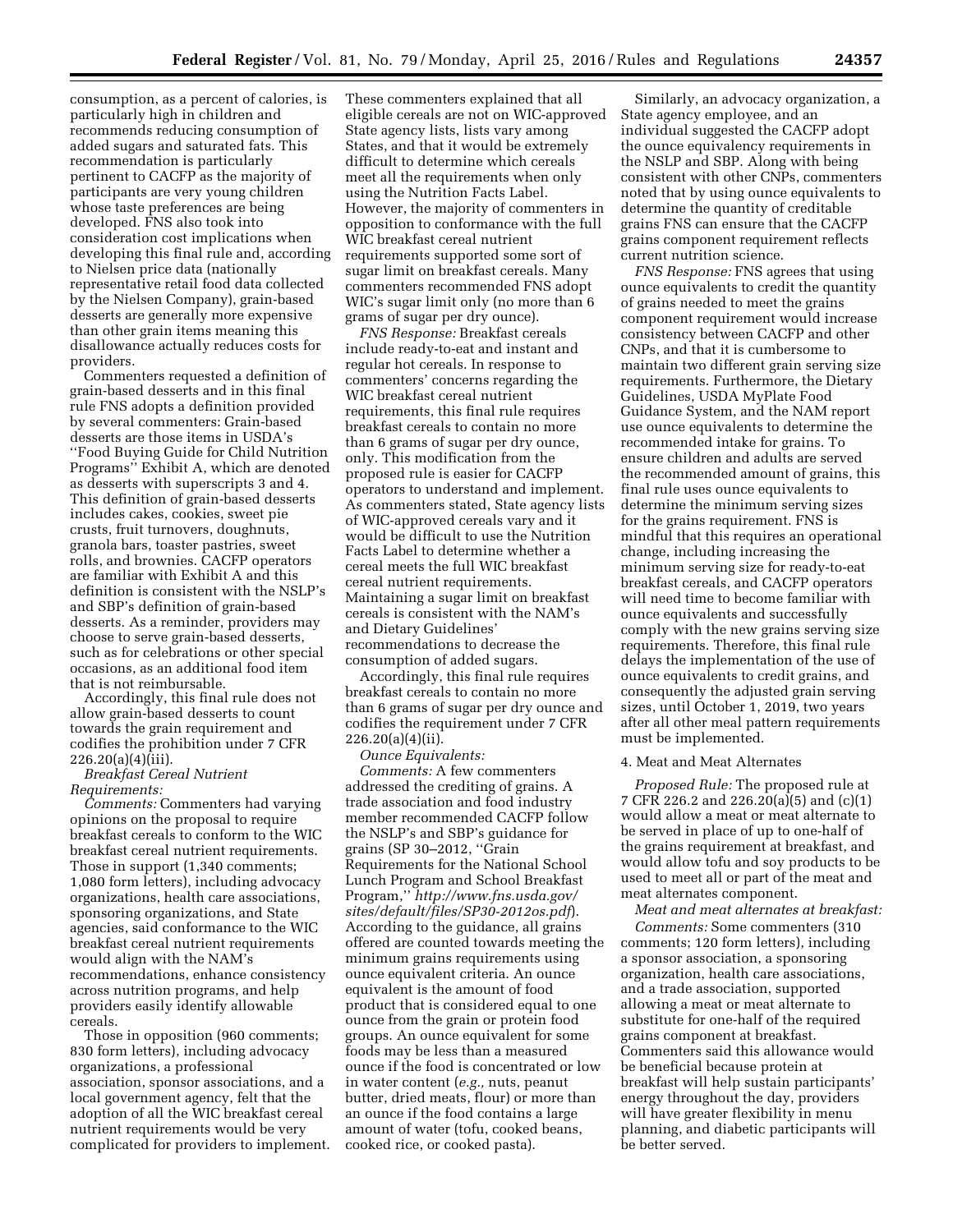consumption, as a percent of calories, is particularly high in children and recommends reducing consumption of added sugars and saturated fats. This recommendation is particularly pertinent to CACFP as the majority of participants are very young children whose taste preferences are being developed. FNS also took into consideration cost implications when developing this final rule and, according to Nielsen price data (nationally representative retail food data collected by the Nielsen Company), grain-based desserts are generally more expensive than other grain items meaning this disallowance actually reduces costs for providers.

Commenters requested a definition of grain-based desserts and in this final rule FNS adopts a definition provided by several commenters: Grain-based desserts are those items in USDA's ''Food Buying Guide for Child Nutrition Programs'' Exhibit A, which are denoted as desserts with superscripts 3 and 4. This definition of grain-based desserts includes cakes, cookies, sweet pie crusts, fruit turnovers, doughnuts, granola bars, toaster pastries, sweet rolls, and brownies. CACFP operators are familiar with Exhibit A and this definition is consistent with the NSLP's and SBP's definition of grain-based desserts. As a reminder, providers may choose to serve grain-based desserts, such as for celebrations or other special occasions, as an additional food item that is not reimbursable.

Accordingly, this final rule does not allow grain-based desserts to count towards the grain requirement and codifies the prohibition under 7 CFR 226.20(a)(4)(iii).

*Breakfast Cereal Nutrient Requirements:*

*Comments:* Commenters had varying opinions on the proposal to require breakfast cereals to conform to the WIC breakfast cereal nutrient requirements. Those in support (1,340 comments; 1,080 form letters), including advocacy organizations, health care associations, sponsoring organizations, and State agencies, said conformance to the WIC breakfast cereal nutrient requirements would align with the NAM's recommendations, enhance consistency across nutrition programs, and help providers easily identify allowable cereals.

Those in opposition (960 comments; 830 form letters), including advocacy organizations, a professional association, sponsor associations, and a local government agency, felt that the adoption of all the WIC breakfast cereal nutrient requirements would be very complicated for providers to implement. These commenters explained that all eligible cereals are not on WIC-approved State agency lists, lists vary among States, and that it would be extremely difficult to determine which cereals meet all the requirements when only using the Nutrition Facts Label. However, the majority of commenters in opposition to conformance with the full WIC breakfast cereal nutrient requirements supported some sort of sugar limit on breakfast cereals. Many commenters recommended FNS adopt WIC's sugar limit only (no more than 6 grams of sugar per dry ounce).

*FNS Response:* Breakfast cereals include ready-to-eat and instant and regular hot cereals. In response to commenters' concerns regarding the WIC breakfast cereal nutrient requirements, this final rule requires breakfast cereals to contain no more than 6 grams of sugar per dry ounce, only. This modification from the proposed rule is easier for CACFP operators to understand and implement. As commenters stated, State agency lists of WIC-approved cereals vary and it would be difficult to use the Nutrition Facts Label to determine whether a cereal meets the full WIC breakfast cereal nutrient requirements. Maintaining a sugar limit on breakfast cereals is consistent with the NAM's and Dietary Guidelines' recommendations to decrease the consumption of added sugars.

Accordingly, this final rule requires breakfast cereals to contain no more than 6 grams of sugar per dry ounce and codifies the requirement under 7 CFR 226.20(a)(4)(ii).

*Ounce Equivalents:*

*Comments:* A few commenters addressed the crediting of grains. A trade association and food industry member recommended CACFP follow the NSLP's and SBP's guidance for grains (SP 30–2012, ''Grain Requirements for the National School Lunch Program and School Breakfast Program,'' *http://www.fns.usda.gov/sites/default/files/SP30-2012os.pdf*). According to the guidance, all grains offered are counted towards meeting the minimum grains requirements using ounce equivalent criteria. An ounce equivalent is the amount of food product that is considered equal to one ounce from the grain or protein food groups. An ounce equivalent for some foods may be less than a measured ounce if the food is concentrated or low in water content (*e.g.,* nuts, peanut butter, dried meats, flour) or more than an ounce if the food contains a large amount of water (tofu, cooked beans, cooked rice, or cooked pasta).

Similarly, an advocacy organization, a State agency employee, and an individual suggested the CACFP adopt the ounce equivalency requirements in the NSLP and SBP. Along with being consistent with other CNPs, commenters noted that by using ounce equivalents to determine the quantity of creditable grains FNS can ensure that the CACFP grains component requirement reflects current nutrition science.

*FNS Response:* FNS agrees that using ounce equivalents to credit the quantity of grains needed to meet the grains component requirement would increase consistency between CACFP and other CNPs, and that it is cumbersome to maintain two different grain serving size requirements. Furthermore, the Dietary Guidelines, USDA MyPlate Food Guidance System, and the NAM report use ounce equivalents to determine the recommended intake for grains. To ensure children and adults are served the recommended amount of grains, this final rule uses ounce equivalents to determine the minimum serving sizes for the grains requirement. FNS is mindful that this requires an operational change, including increasing the minimum serving size for ready-to-eat breakfast cereals, and CACFP operators will need time to become familiar with ounce equivalents and successfully comply with the new grains serving size requirements. Therefore, this final rule delays the implementation of the use of ounce equivalents to credit grains, and consequently the adjusted grain serving sizes, until October 1, 2019, two years after all other meal pattern requirements must be implemented.

4. Meat and Meat Alternates

*Proposed Rule:* The proposed rule at 7 CFR 226.2 and 226.20(a)(5) and (c)(1) would allow a meat or meat alternate to be served in place of up to one-half of the grains requirement at breakfast, and would allow tofu and soy products to be used to meet all or part of the meat and meat alternates component.

*Meat and meat alternates at breakfast:*

*Comments:* Some commenters (310 comments; 120 form letters), including a sponsor association, a sponsoring organization, health care associations, and a trade association, supported allowing a meat or meat alternate to substitute for one-half of the required grains component at breakfast. Commenters said this allowance would be beneficial because protein at breakfast will help sustain participants' energy throughout the day, providers will have greater flexibility in menu planning, and diabetic participants will be better served.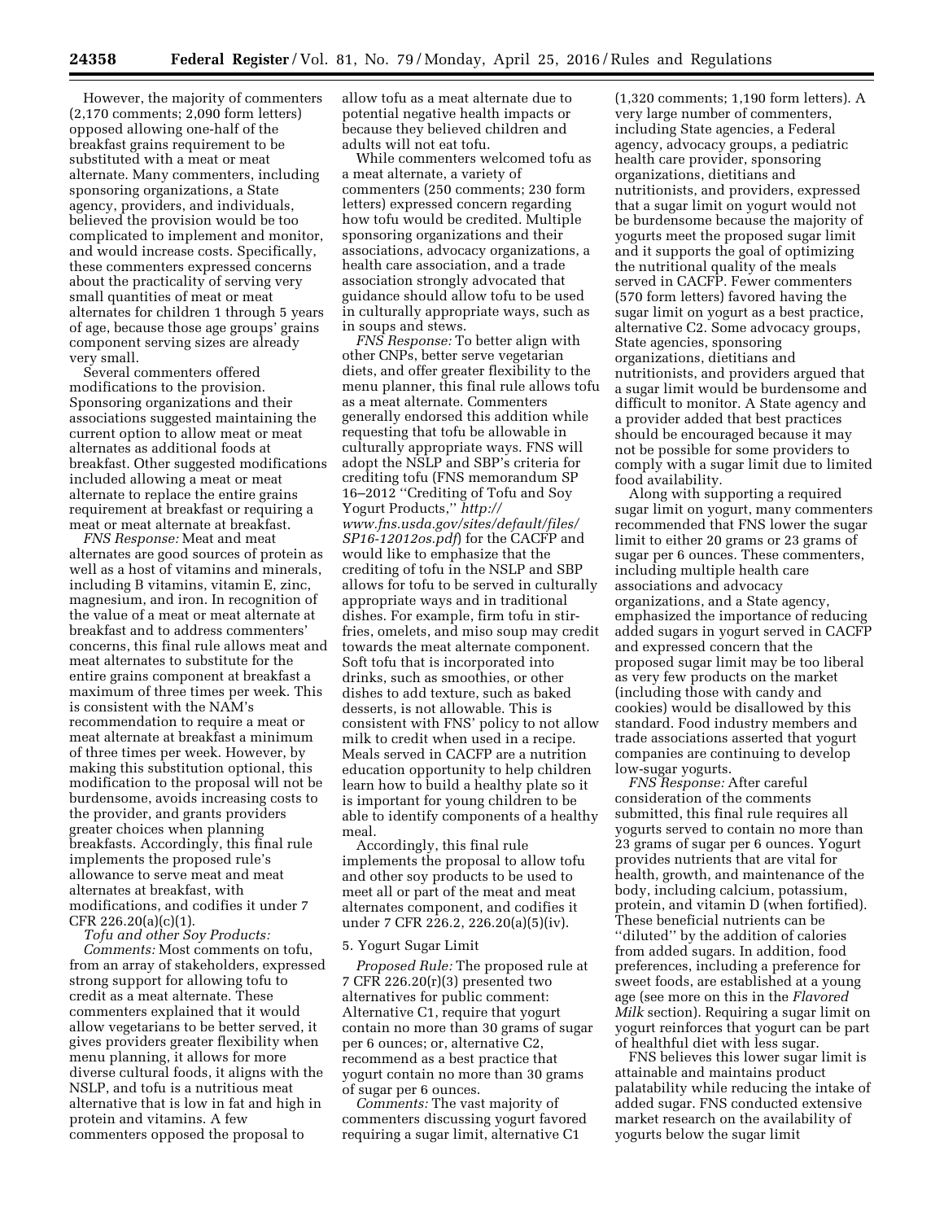However, the majority of commenters (2,170 comments; 2,090 form letters) opposed allowing one-half of the breakfast grains requirement to be substituted with a meat or meat alternate. Many commenters, including sponsoring organizations, a State agency, providers, and individuals, believed the provision would be too complicated to implement and monitor, and would increase costs. Specifically, these commenters expressed concerns about the practicality of serving very small quantities of meat or meat alternates for children 1 through 5 years of age, because those age groups' grains component serving sizes are already very small.

Several commenters offered modifications to the provision. Sponsoring organizations and their associations suggested maintaining the current option to allow meat or meat alternates as additional foods at breakfast. Other suggested modifications included allowing a meat or meat alternate to replace the entire grains requirement at breakfast or requiring a meat or meat alternate at breakfast.

*FNS Response:* Meat and meat alternates are good sources of protein as well as a host of vitamins and minerals, including B vitamins, vitamin E, zinc, magnesium, and iron. In recognition of the value of a meat or meat alternate at breakfast and to address commenters' concerns, this final rule allows meat and meat alternates to substitute for the entire grains component at breakfast a maximum of three times per week. This is consistent with the NAM's recommendation to require a meat or meat alternate at breakfast a minimum of three times per week. However, by making this substitution optional, this modification to the proposal will not be burdensome, avoids increasing costs to the provider, and grants providers greater choices when planning breakfasts. Accordingly, this final rule implements the proposed rule's allowance to serve meat and meat alternates at breakfast, with modifications, and codifies it under 7 CFR 226.20(a)(c)(1).

*Tofu and other Soy Products:*

*Comments:* Most comments on tofu, from an array of stakeholders, expressed strong support for allowing tofu to credit as a meat alternate. These commenters explained that it would allow vegetarians to be better served, it gives providers greater flexibility when menu planning, it allows for more diverse cultural foods, it aligns with the NSLP, and tofu is a nutritious meat alternative that is low in fat and high in protein and vitamins. A few commenters opposed the proposal to allow tofu as a meat alternate due to potential negative health impacts or because they believed children and adults will not eat tofu.

While commenters welcomed tofu as a meat alternate, a variety of commenters (250 comments; 230 form letters) expressed concern regarding how tofu would be credited. Multiple sponsoring organizations and their associations, advocacy organizations, a health care association, and a trade association strongly advocated that guidance should allow tofu to be used in culturally appropriate ways, such as in soups and stews.

*FNS Response:* To better align with other CNPs, better serve vegetarian diets, and offer greater flexibility to the menu planner, this final rule allows tofu as a meat alternate. Commenters generally endorsed this addition while requesting that tofu be allowable in culturally appropriate ways. FNS will adopt the NSLP and SBP's criteria for crediting tofu (FNS memorandum SP 16–2012 ''Crediting of Tofu and Soy Yogurt Products,'' *http://www.fns.usda.gov/sites/default/files/SP16-12012os.pdf*) for the CACFP and would like to emphasize that the crediting of tofu in the NSLP and SBP allows for tofu to be served in culturally appropriate ways and in traditional dishes. For example, firm tofu in stir-fries, omelets, and miso soup may credit towards the meat alternate component. Soft tofu that is incorporated into drinks, such as smoothies, or other dishes to add texture, such as baked desserts, is not allowable. This is consistent with FNS' policy to not allow milk to credit when used in a recipe. Meals served in CACFP are a nutrition education opportunity to help children learn how to build a healthy plate so it is important for young children to be able to identify components of a healthy meal.

Accordingly, this final rule implements the proposal to allow tofu and other soy products to be used to meet all or part of the meat and meat alternates component, and codifies it under 7 CFR 226.2, 226.20(a)(5)(iv).

5. Yogurt Sugar Limit

*Proposed Rule:* The proposed rule at 7 CFR 226.20(r)(3) presented two alternatives for public comment: Alternative C1, require that yogurt contain no more than 30 grams of sugar per 6 ounces; or, alternative C2, recommend as a best practice that yogurt contain no more than 30 grams of sugar per 6 ounces.

*Comments:* The vast majority of commenters discussing yogurt favored requiring a sugar limit, alternative C1 (1,320 comments; 1,190 form letters). A very large number of commenters, including State agencies, a Federal agency, advocacy groups, a pediatric health care provider, sponsoring organizations, dietitians and nutritionists, and providers, expressed that a sugar limit on yogurt would not be burdensome because the majority of yogurts meet the proposed sugar limit and it supports the goal of optimizing the nutritional quality of the meals served in CACFP. Fewer commenters (570 form letters) favored having the sugar limit on yogurt as a best practice, alternative C2. Some advocacy groups, State agencies, sponsoring organizations, dietitians and nutritionists, and providers argued that a sugar limit would be burdensome and difficult to monitor. A State agency and a provider added that best practices should be encouraged because it may not be possible for some providers to comply with a sugar limit due to limited food availability.

Along with supporting a required sugar limit on yogurt, many commenters recommended that FNS lower the sugar limit to either 20 grams or 23 grams of sugar per 6 ounces. These commenters, including multiple health care associations and advocacy organizations, and a State agency, emphasized the importance of reducing added sugars in yogurt served in CACFP and expressed concern that the proposed sugar limit may be too liberal as very few products on the market (including those with candy and cookies) would be disallowed by this standard. Food industry members and trade associations asserted that yogurt companies are continuing to develop low-sugar yogurts.

*FNS Response:* After careful consideration of the comments submitted, this final rule requires all yogurts served to contain no more than 23 grams of sugar per 6 ounces. Yogurt provides nutrients that are vital for health, growth, and maintenance of the body, including calcium, potassium, protein, and vitamin D (when fortified). These beneficial nutrients can be ''diluted'' by the addition of calories from added sugars. In addition, food preferences, including a preference for sweet foods, are established at a young age (see more on this in the *Flavored Milk* section). Requiring a sugar limit on yogurt reinforces that yogurt can be part of healthful diet with less sugar.

FNS believes this lower sugar limit is attainable and maintains product palatability while reducing the intake of added sugar. FNS conducted extensive market research on the availability of yogurts below the sugar limit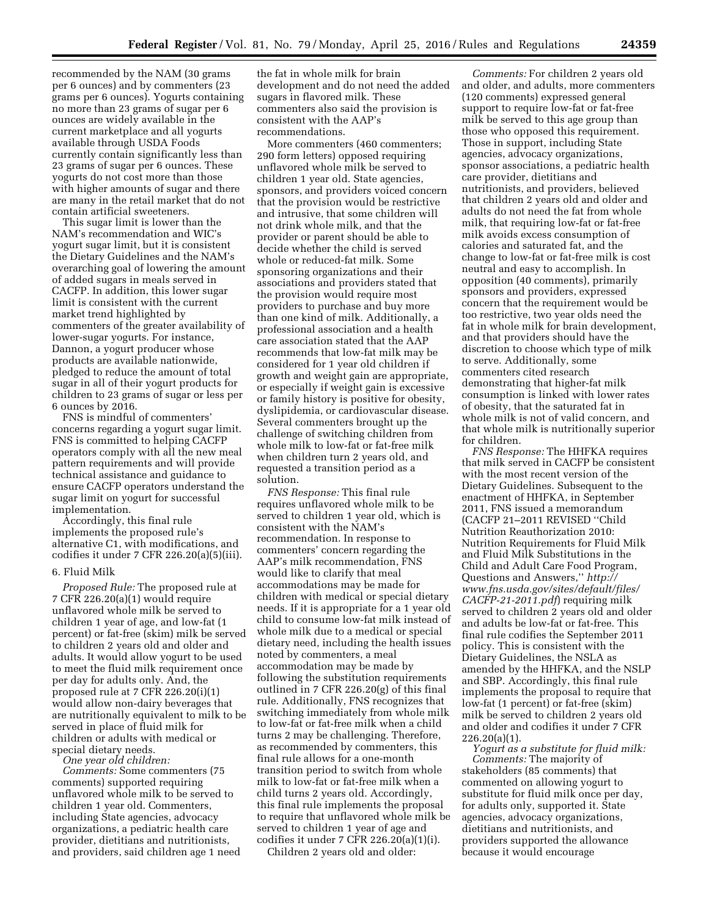recommended by the NAM (30 grams per 6 ounces) and by commenters (23 grams per 6 ounces). Yogurts containing no more than 23 grams of sugar per 6 ounces are widely available in the current marketplace and all yogurts available through USDA Foods currently contain significantly less than 23 grams of sugar per 6 ounces. These yogurts do not cost more than those with higher amounts of sugar and there are many in the retail market that do not contain artificial sweeteners.

This sugar limit is lower than the NAM's recommendation and WIC's yogurt sugar limit, but it is consistent the Dietary Guidelines and the NAM's overarching goal of lowering the amount of added sugars in meals served in CACFP. In addition, this lower sugar limit is consistent with the current market trend highlighted by commenters of the greater availability of lower-sugar yogurts. For instance, Dannon, a yogurt producer whose products are available nationwide, pledged to reduce the amount of total sugar in all of their yogurt products for children to 23 grams of sugar or less per 6 ounces by 2016.

FNS is mindful of commenters' concerns regarding a yogurt sugar limit. FNS is committed to helping CACFP operators comply with all the new meal pattern requirements and will provide technical assistance and guidance to ensure CACFP operators understand the sugar limit on yogurt for successful implementation.

Accordingly, this final rule implements the proposed rule's alternative C1, with modifications, and codifies it under 7 CFR 226.20(a)(5)(iii).

### 6. Fluid Milk

*Proposed Rule:* The proposed rule at 7 CFR 226.20(a)(1) would require unflavored whole milk be served to children 1 year of age, and low-fat (1 percent) or fat-free (skim) milk be served to children 2 years old and older and adults. It would allow yogurt to be used to meet the fluid milk requirement once per day for adults only. And, the proposed rule at 7 CFR 226.20(i)(1) would allow non-dairy beverages that are nutritionally equivalent to milk to be served in place of fluid milk for children or adults with medical or special dietary needs.

*One year old children:*

*Comments:* Some commenters (75 comments) supported requiring unflavored whole milk to be served to children 1 year old. Commenters, including State agencies, advocacy organizations, a pediatric health care provider, dietitians and nutritionists, and providers, said children age 1 need the fat in whole milk for brain development and do not need the added sugars in flavored milk. These commenters also said the provision is consistent with the AAP's recommendations.

More commenters (460 commenters; 290 form letters) opposed requiring unflavored whole milk be served to children 1 year old. State agencies, sponsors, and providers voiced concern that the provision would be restrictive and intrusive, that some children will not drink whole milk, and that the provider or parent should be able to decide whether the child is served whole or reduced-fat milk. Some sponsoring organizations and their associations and providers stated that the provision would require most providers to purchase and buy more than one kind of milk. Additionally, a professional association and a health care association stated that the AAP recommends that low-fat milk may be considered for 1 year old children if growth and weight gain are appropriate, or especially if weight gain is excessive or family history is positive for obesity, dyslipidemia, or cardiovascular disease. Several commenters brought up the challenge of switching children from whole milk to low-fat or fat-free milk when children turn 2 years old, and requested a transition period as a solution.

*FNS Response:* This final rule requires unflavored whole milk to be served to children 1 year old, which is consistent with the NAM's recommendation. In response to commenters' concern regarding the AAP's milk recommendation, FNS would like to clarify that meal accommodations may be made for children with medical or special dietary needs. If it is appropriate for a 1 year old child to consume low-fat milk instead of whole milk due to a medical or special dietary need, including the health issues noted by commenters, a meal accommodation may be made by following the substitution requirements outlined in 7 CFR 226.20(g) of this final rule. Additionally, FNS recognizes that switching immediately from whole milk to low-fat or fat-free milk when a child turns 2 may be challenging. Therefore, as recommended by commenters, this final rule allows for a one-month transition period to switch from whole milk to low-fat or fat-free milk when a child turns 2 years old. Accordingly, this final rule implements the proposal to require that unflavored whole milk be served to children 1 year of age and codifies it under 7 CFR 226.20(a)(1)(i).

Children 2 years old and older:

*Comments:* For children 2 years old and older, and adults, more commenters (120 comments) expressed general support to require low-fat or fat-free milk be served to this age group than those who opposed this requirement. Those in support, including State agencies, advocacy organizations, sponsor associations, a pediatric health care provider, dietitians and nutritionists, and providers, believed that children 2 years old and older and adults do not need the fat from whole milk, that requiring low-fat or fat-free milk avoids excess consumption of calories and saturated fat, and the change to low-fat or fat-free milk is cost neutral and easy to accomplish. In opposition (40 comments), primarily sponsors and providers, expressed concern that the requirement would be too restrictive, two year olds need the fat in whole milk for brain development, and that providers should have the discretion to choose which type of milk to serve. Additionally, some commenters cited research demonstrating that higher-fat milk consumption is linked with lower rates of obesity, that the saturated fat in whole milk is not of valid concern, and that whole milk is nutritionally superior for children.

*FNS Response:* The HHFKA requires that milk served in CACFP be consistent with the most recent version of the Dietary Guidelines. Subsequent to the enactment of HHFKA, in September 2011, FNS issued a memorandum (CACFP 21–2011 REVISED ''Child Nutrition Reauthorization 2010: Nutrition Requirements for Fluid Milk and Fluid Milk Substitutions in the Child and Adult Care Food Program, Questions and Answers,'' *http://www.fns.usda.gov/sites/default/files/CACFP-21-2011.pdf*) requiring milk served to children 2 years old and older and adults be low-fat or fat-free. This final rule codifies the September 2011 policy. This is consistent with the Dietary Guidelines, the NSLA as amended by the HHFKA, and the NSLP and SBP. Accordingly, this final rule implements the proposal to require that low-fat (1 percent) or fat-free (skim) milk be served to children 2 years old and older and codifies it under 7 CFR 226.20(a)(1).

*Yogurt as a substitute for fluid milk:*

*Comments:* The majority of stakeholders (85 comments) that commented on allowing yogurt to substitute for fluid milk once per day, for adults only, supported it. State agencies, advocacy organizations, dietitians and nutritionists, and providers supported the allowance because it would encourage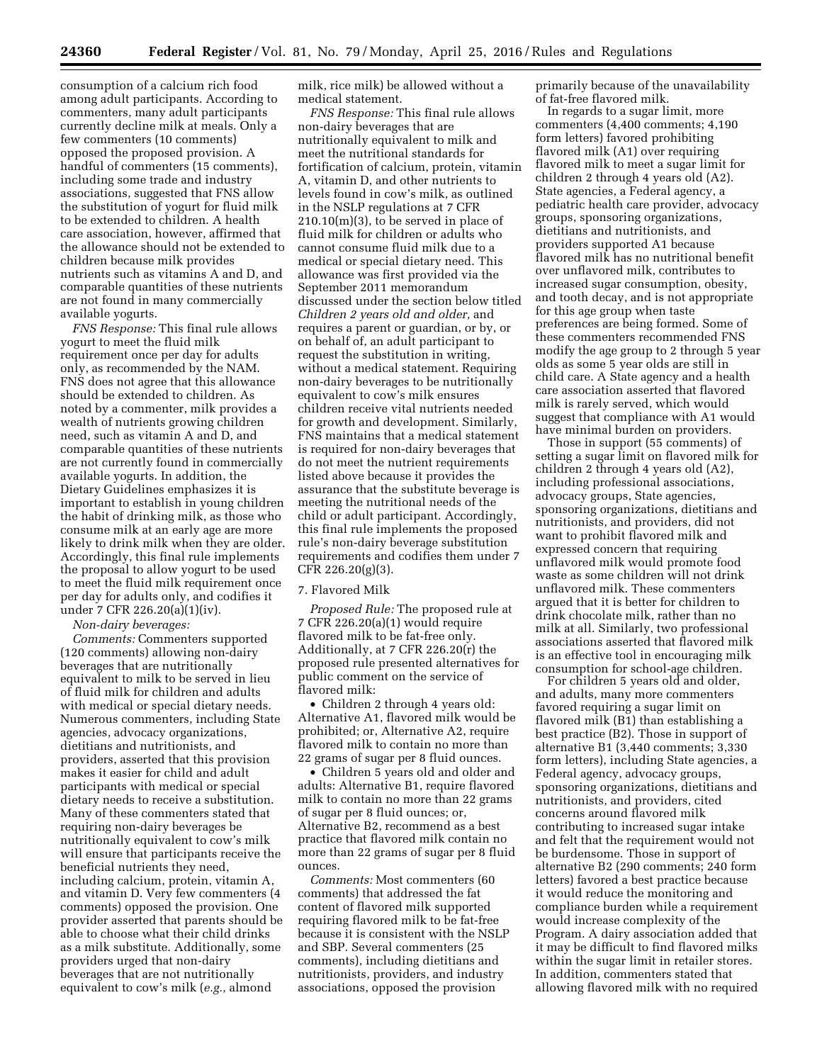consumption of a calcium rich food among adult participants. According to commenters, many adult participants currently decline milk at meals. Only a few commenters (10 comments) opposed the proposed provision. A handful of commenters (15 comments), including some trade and industry associations, suggested that FNS allow the substitution of yogurt for fluid milk to be extended to children. A health care association, however, affirmed that the allowance should not be extended to children because milk provides nutrients such as vitamins A and D, and comparable quantities of these nutrients are not found in many commercially available yogurts.

*FNS Response:* This final rule allows yogurt to meet the fluid milk requirement once per day for adults only, as recommended by the NAM. FNS does not agree that this allowance should be extended to children. As noted by a commenter, milk provides a wealth of nutrients growing children need, such as vitamin A and D, and comparable quantities of these nutrients are not currently found in commercially available yogurts. In addition, the Dietary Guidelines emphasizes it is important to establish in young children the habit of drinking milk, as those who consume milk at an early age are more likely to drink milk when they are older. Accordingly, this final rule implements the proposal to allow yogurt to be used to meet the fluid milk requirement once per day for adults only, and codifies it under 7 CFR 226.20(a)(1)(iv).

*Non-dairy beverages:*

*Comments:* Commenters supported (120 comments) allowing non-dairy beverages that are nutritionally equivalent to milk to be served in lieu of fluid milk for children and adults with medical or special dietary needs. Numerous commenters, including State agencies, advocacy organizations, dietitians and nutritionists, and providers, asserted that this provision makes it easier for child and adult participants with medical or special dietary needs to receive a substitution. Many of these commenters stated that requiring non-dairy beverages be nutritionally equivalent to cow's milk will ensure that participants receive the beneficial nutrients they need, including calcium, protein, vitamin A, and vitamin D. Very few commenters (4 comments) opposed the provision. One provider asserted that parents should be able to choose what their child drinks as a milk substitute. Additionally, some providers urged that non-dairy beverages that are not nutritionally equivalent to cow's milk (*e.g.,* almond milk, rice milk) be allowed without a medical statement.

*FNS Response:* This final rule allows non-dairy beverages that are nutritionally equivalent to milk and meet the nutritional standards for fortification of calcium, protein, vitamin A, vitamin D, and other nutrients to levels found in cow's milk, as outlined in the NSLP regulations at 7 CFR 210.10(m)(3), to be served in place of fluid milk for children or adults who cannot consume fluid milk due to a medical or special dietary need. This allowance was first provided via the September 2011 memorandum discussed under the section below titled *Children 2 years old and older,* and requires a parent or guardian, or by, or on behalf of, an adult participant to request the substitution in writing, without a medical statement. Requiring non-dairy beverages to be nutritionally equivalent to cow's milk ensures children receive vital nutrients needed for growth and development. Similarly, FNS maintains that a medical statement is required for non-dairy beverages that do not meet the nutrient requirements listed above because it provides the assurance that the substitute beverage is meeting the nutritional needs of the child or adult participant. Accordingly, this final rule implements the proposed rule's non-dairy beverage substitution requirements and codifies them under 7 CFR 226.20(g)(3).

### 7. Flavored Milk

*Proposed Rule:* The proposed rule at 7 CFR 226.20(a)(1) would require flavored milk to be fat-free only. Additionally, at 7 CFR 226.20(r) the proposed rule presented alternatives for public comment on the service of flavored milk:

- Children 2 through 4 years old: Alternative A1, flavored milk would be prohibited; or, Alternative A2, require flavored milk to contain no more than 22 grams of sugar per 8 fluid ounces.
- Children 5 years old and older and adults: Alternative B1, require flavored milk to contain no more than 22 grams of sugar per 8 fluid ounces; or, Alternative B2, recommend as a best practice that flavored milk contain no more than 22 grams of sugar per 8 fluid ounces.

*Comments:* Most commenters (60 comments) that addressed the fat content of flavored milk supported requiring flavored milk to be fat-free because it is consistent with the NSLP and SBP. Several commenters (25 comments), including dietitians and nutritionists, providers, and industry associations, opposed the provision primarily because of the unavailability of fat-free flavored milk.

In regards to a sugar limit, more commenters (4,400 comments; 4,190 form letters) favored prohibiting flavored milk (A1) over requiring flavored milk to meet a sugar limit for children 2 through 4 years old (A2). State agencies, a Federal agency, a pediatric health care provider, advocacy groups, sponsoring organizations, dietitians and nutritionists, and providers supported A1 because flavored milk has no nutritional benefit over unflavored milk, contributes to increased sugar consumption, obesity, and tooth decay, and is not appropriate for this age group when taste preferences are being formed. Some of these commenters recommended FNS modify the age group to 2 through 5 year olds as some 5 year olds are still in child care. A State agency and a health care association asserted that flavored milk is rarely served, which would suggest that compliance with A1 would have minimal burden on providers.

Those in support (55 comments) of setting a sugar limit on flavored milk for children 2 through 4 years old (A2), including professional associations, advocacy groups, State agencies, sponsoring organizations, dietitians and nutritionists, and providers, did not want to prohibit flavored milk and expressed concern that requiring unflavored milk would promote food waste as some children will not drink unflavored milk. These commenters argued that it is better for children to drink chocolate milk, rather than no milk at all. Similarly, two professional associations asserted that flavored milk is an effective tool in encouraging milk consumption for school-age children.

For children 5 years old and older, and adults, many more commenters favored requiring a sugar limit on flavored milk (B1) than establishing a best practice (B2). Those in support of alternative B1 (3,440 comments; 3,330 form letters), including State agencies, a Federal agency, advocacy groups, sponsoring organizations, dietitians and nutritionists, and providers, cited concerns around flavored milk contributing to increased sugar intake and felt that the requirement would not be burdensome. Those in support of alternative B2 (290 comments; 240 form letters) favored a best practice because it would reduce the monitoring and compliance burden while a requirement would increase complexity of the Program. A dairy association added that it may be difficult to find flavored milks within the sugar limit in retailer stores. In addition, commenters stated that allowing flavored milk with no required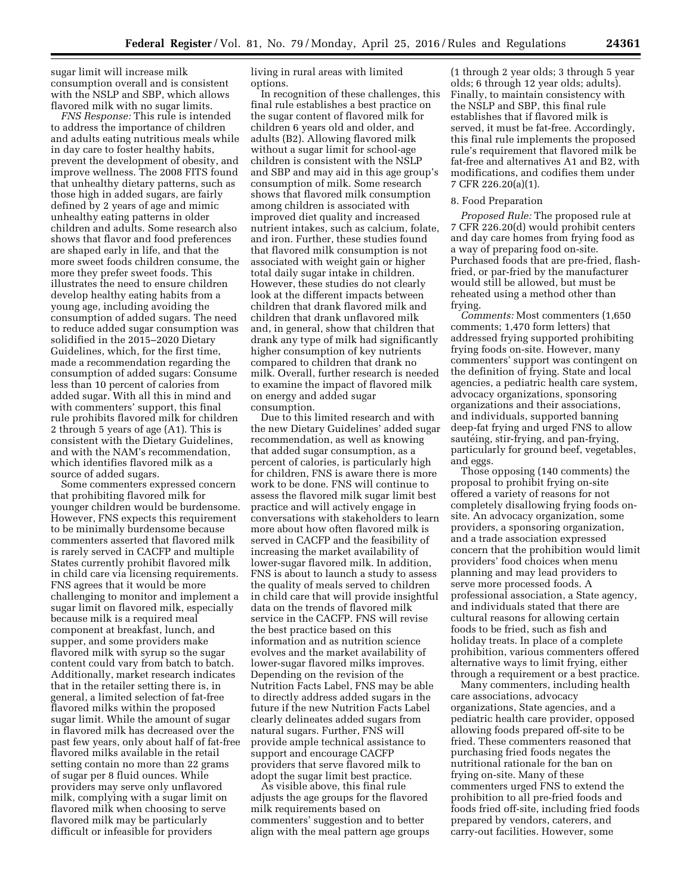sugar limit will increase milk consumption overall and is consistent with the NSLP and SBP, which allows flavored milk with no sugar limits.

*FNS Response:* This rule is intended to address the importance of children and adults eating nutritious meals while in day care to foster healthy habits, prevent the development of obesity, and improve wellness. The 2008 FITS found that unhealthy dietary patterns, such as those high in added sugars, are fairly defined by 2 years of age and mimic unhealthy eating patterns in older children and adults. Some research also shows that flavor and food preferences are shaped early in life, and that the more sweet foods children consume, the more they prefer sweet foods. This illustrates the need to ensure children develop healthy eating habits from a young age, including avoiding the consumption of added sugars. The need to reduce added sugar consumption was solidified in the 2015–2020 Dietary Guidelines, which, for the first time, made a recommendation regarding the consumption of added sugars: Consume less than 10 percent of calories from added sugar. With all this in mind and with commenters' support, this final rule prohibits flavored milk for children 2 through 5 years of age (A1). This is consistent with the Dietary Guidelines, and with the NAM's recommendation, which identifies flavored milk as a source of added sugars.

Some commenters expressed concern that prohibiting flavored milk for younger children would be burdensome. However, FNS expects this requirement to be minimally burdensome because commenters asserted that flavored milk is rarely served in CACFP and multiple States currently prohibit flavored milk in child care via licensing requirements. FNS agrees that it would be more challenging to monitor and implement a sugar limit on flavored milk, especially because milk is a required meal component at breakfast, lunch, and supper, and some providers make flavored milk with syrup so the sugar content could vary from batch to batch. Additionally, market research indicates that in the retailer setting there is, in general, a limited selection of fat-free flavored milks within the proposed sugar limit. While the amount of sugar in flavored milk has decreased over the past few years, only about half of fat-free flavored milks available in the retail setting contain no more than 22 grams of sugar per 8 fluid ounces. While providers may serve only unflavored milk, complying with a sugar limit on flavored milk when choosing to serve flavored milk may be particularly difficult or infeasible for providers living in rural areas with limited options.

In recognition of these challenges, this final rule establishes a best practice on the sugar content of flavored milk for children 6 years old and older, and adults (B2). Allowing flavored milk without a sugar limit for school-age children is consistent with the NSLP and SBP and may aid in this age group's consumption of milk. Some research shows that flavored milk consumption among children is associated with improved diet quality and increased nutrient intakes, such as calcium, folate, and iron. Further, these studies found that flavored milk consumption is not associated with weight gain or higher total daily sugar intake in children. However, these studies do not clearly look at the different impacts between children that drank flavored milk and children that drank unflavored milk and, in general, show that children that drank any type of milk had significantly higher consumption of key nutrients compared to children that drank no milk. Overall, further research is needed to examine the impact of flavored milk on energy and added sugar consumption.

Due to this limited research and with the new Dietary Guidelines' added sugar recommendation, as well as knowing that added sugar consumption, as a percent of calories, is particularly high for children, FNS is aware there is more work to be done. FNS will continue to assess the flavored milk sugar limit best practice and will actively engage in conversations with stakeholders to learn more about how often flavored milk is served in CACFP and the feasibility of increasing the market availability of lower-sugar flavored milk. In addition, FNS is about to launch a study to assess the quality of meals served to children in child care that will provide insightful data on the trends of flavored milk service in the CACFP. FNS will revise the best practice based on this information and as nutrition science evolves and the market availability of lower-sugar flavored milks improves. Depending on the revision of the Nutrition Facts Label, FNS may be able to directly address added sugars in the future if the new Nutrition Facts Label clearly delineates added sugars from natural sugars. Further, FNS will provide ample technical assistance to support and encourage CACFP providers that serve flavored milk to adopt the sugar limit best practice.

As visible above, this final rule adjusts the age groups for the flavored milk requirements based on commenters' suggestion and to better align with the meal pattern age groups (1 through 2 year olds; 3 through 5 year olds; 6 through 12 year olds; adults). Finally, to maintain consistency with the NSLP and SBP, this final rule establishes that if flavored milk is served, it must be fat-free. Accordingly, this final rule implements the proposed rule's requirement that flavored milk be fat-free and alternatives A1 and B2, with modifications, and codifies them under 7 CFR 226.20(a)(1).

8. Food Preparation

*Proposed Rule:* The proposed rule at 7 CFR 226.20(d) would prohibit centers and day care homes from frying food as a way of preparing food on-site. Purchased foods that are pre-fried, flash-fried, or par-fried by the manufacturer would still be allowed, but must be reheated using a method other than frying.

*Comments:* Most commenters (1,650 comments; 1,470 form letters) that addressed frying supported prohibiting frying foods on-site. However, many commenters' support was contingent on the definition of frying. State and local agencies, a pediatric health care system, advocacy organizations, sponsoring organizations and their associations, and individuals, supported banning deep-fat frying and urged FNS to allow sautéing, stir-frying, and pan-frying, particularly for ground beef, vegetables, and eggs.

Those opposing (140 comments) the proposal to prohibit frying on-site offered a variety of reasons for not completely disallowing frying foods on-site. An advocacy organization, some providers, a sponsoring organization, and a trade association expressed concern that the prohibition would limit providers' food choices when menu planning and may lead providers to serve more processed foods. A professional association, a State agency, and individuals stated that there are cultural reasons for allowing certain foods to be fried, such as fish and holiday treats. In place of a complete prohibition, various commenters offered alternative ways to limit frying, either through a requirement or a best practice.

Many commenters, including health care associations, advocacy organizations, State agencies, and a pediatric health care provider, opposed allowing foods prepared off-site to be fried. These commenters reasoned that purchasing fried foods negates the nutritional rationale for the ban on frying on-site. Many of these commenters urged FNS to extend the prohibition to all pre-fried foods and foods fried off-site, including fried foods prepared by vendors, caterers, and carry-out facilities. However, some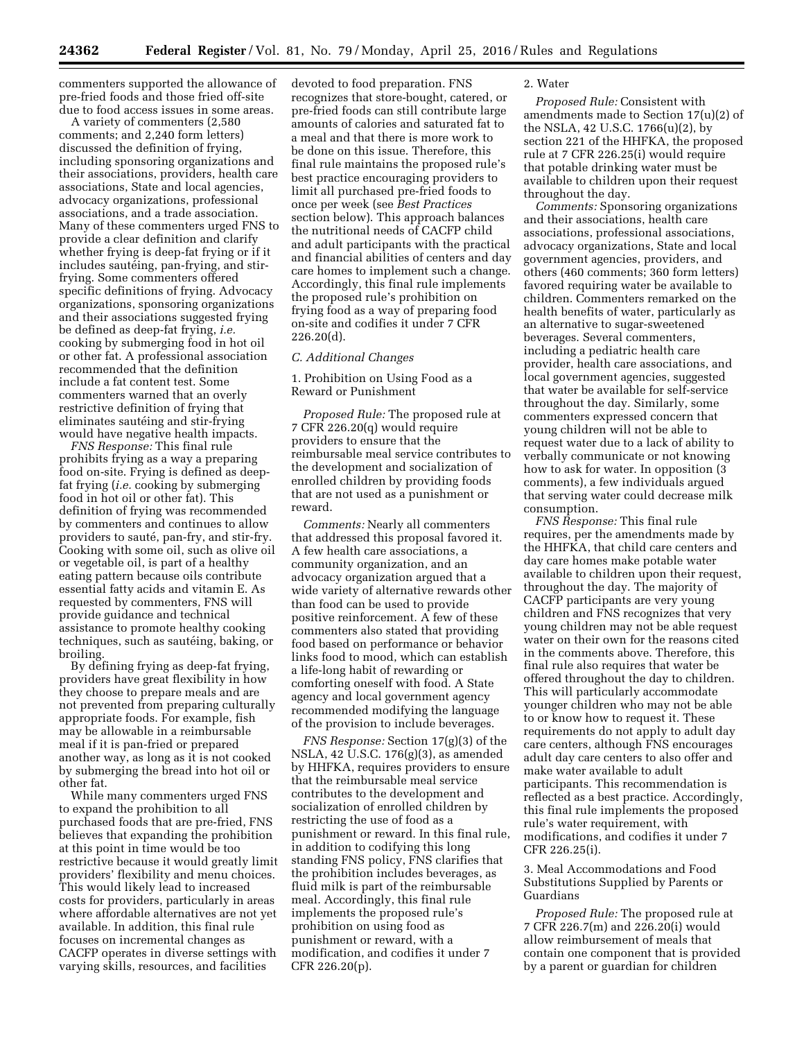commenters supported the allowance of pre-fried foods and those fried off-site due to food access issues in some areas.

A variety of commenters (2,580 comments; and 2,240 form letters) discussed the definition of frying, including sponsoring organizations and their associations, providers, health care associations, State and local agencies, advocacy organizations, professional associations, and a trade association. Many of these commenters urged FNS to provide a clear definition and clarify whether frying is deep-fat frying or if it includes sautéing, pan-frying, and stir-frying. Some commenters offered specific definitions of frying. Advocacy organizations, sponsoring organizations and their associations suggested frying be defined as deep-fat frying, *i.e.* cooking by submerging food in hot oil or other fat. A professional association recommended that the definition include a fat content test. Some commenters warned that an overly restrictive definition of frying that eliminates sautéing and stir-frying would have negative health impacts.

*FNS Response:* This final rule prohibits frying as a way a preparing food on-site. Frying is defined as deep-fat frying (*i.e.* cooking by submerging food in hot oil or other fat). This definition of frying was recommended by commenters and continues to allow providers to sauté, pan-fry, and stir-fry. Cooking with some oil, such as olive oil or vegetable oil, is part of a healthy eating pattern because oils contribute essential fatty acids and vitamin E. As requested by commenters, FNS will provide guidance and technical assistance to promote healthy cooking techniques, such as sautéing, baking, or broiling.

By defining frying as deep-fat frying, providers have great flexibility in how they choose to prepare meals and are not prevented from preparing culturally appropriate foods. For example, fish may be allowable in a reimbursable meal if it is pan-fried or prepared another way, as long as it is not cooked by submerging the bread into hot oil or other fat.

While many commenters urged FNS to expand the prohibition to all purchased foods that are pre-fried, FNS believes that expanding the prohibition at this point in time would be too restrictive because it would greatly limit providers' flexibility and menu choices. This would likely lead to increased costs for providers, particularly in areas where affordable alternatives are not yet available. In addition, this final rule focuses on incremental changes as CACFP operates in diverse settings with varying skills, resources, and facilities devoted to food preparation. FNS recognizes that store-bought, catered, or pre-fried foods can still contribute large amounts of calories and saturated fat to a meal and that there is more work to be done on this issue. Therefore, this final rule maintains the proposed rule's best practice encouraging providers to limit all purchased pre-fried foods to once per week (see *Best Practices* section below). This approach balances the nutritional needs of CACFP child and adult participants with the practical and financial abilities of centers and day care homes to implement such a change. Accordingly, this final rule implements the proposed rule's prohibition on frying food as a way of preparing food on-site and codifies it under 7 CFR 226.20(d).

*C. Additional Changes*

1. Prohibition on Using Food as a Reward or Punishment

*Proposed Rule:* The proposed rule at 7 CFR 226.20(q) would require providers to ensure that the reimbursable meal service contributes to the development and socialization of enrolled children by providing foods that are not used as a punishment or reward.

*Comments:* Nearly all commenters that addressed this proposal favored it. A few health care associations, a community organization, and an advocacy organization argued that a wide variety of alternative rewards other than food can be used to provide positive reinforcement. A few of these commenters also stated that providing food based on performance or behavior links food to mood, which can establish a life-long habit of rewarding or comforting oneself with food. A State agency and local government agency recommended modifying the language of the provision to include beverages.

*FNS Response:* Section 17(g)(3) of the NSLA, 42 U.S.C. 176(g)(3), as amended by HHFKA, requires providers to ensure that the reimbursable meal service contributes to the development and socialization of enrolled children by restricting the use of food as a punishment or reward. In this final rule, in addition to codifying this long standing FNS policy, FNS clarifies that the prohibition includes beverages, as fluid milk is part of the reimbursable meal. Accordingly, this final rule implements the proposed rule's prohibition on using food as punishment or reward, with a modification, and codifies it under 7 CFR 226.20(p).

2. Water

*Proposed Rule:* Consistent with amendments made to Section 17(u)(2) of the NSLA, 42 U.S.C. 1766(u)(2), by section 221 of the HHFKA, the proposed rule at 7 CFR 226.25(i) would require that potable drinking water must be available to children upon their request throughout the day.

*Comments:* Sponsoring organizations and their associations, health care associations, professional associations, advocacy organizations, State and local government agencies, providers, and others (460 comments; 360 form letters) favored requiring water be available to children. Commenters remarked on the health benefits of water, particularly as an alternative to sugar-sweetened beverages. Several commenters, including a pediatric health care provider, health care associations, and local government agencies, suggested that water be available for self-service throughout the day. Similarly, some commenters expressed concern that young children will not be able to request water due to a lack of ability to verbally communicate or not knowing how to ask for water. In opposition (3 comments), a few individuals argued that serving water could decrease milk consumption.

*FNS Response:* This final rule requires, per the amendments made by the HHFKA, that child care centers and day care homes make potable water available to children upon their request, throughout the day. The majority of CACFP participants are very young children and FNS recognizes that very young children may not be able request water on their own for the reasons cited in the comments above. Therefore, this final rule also requires that water be offered throughout the day to children. This will particularly accommodate younger children who may not be able to or know how to request it. These requirements do not apply to adult day care centers, although FNS encourages adult day care centers to also offer and make water available to adult participants. This recommendation is reflected as a best practice. Accordingly, this final rule implements the proposed rule's water requirement, with modifications, and codifies it under 7 CFR 226.25(i).

3. Meal Accommodations and Food Substitutions Supplied by Parents or Guardians

*Proposed Rule:* The proposed rule at 7 CFR 226.7(m) and 226.20(i) would allow reimbursement of meals that contain one component that is provided by a parent or guardian for children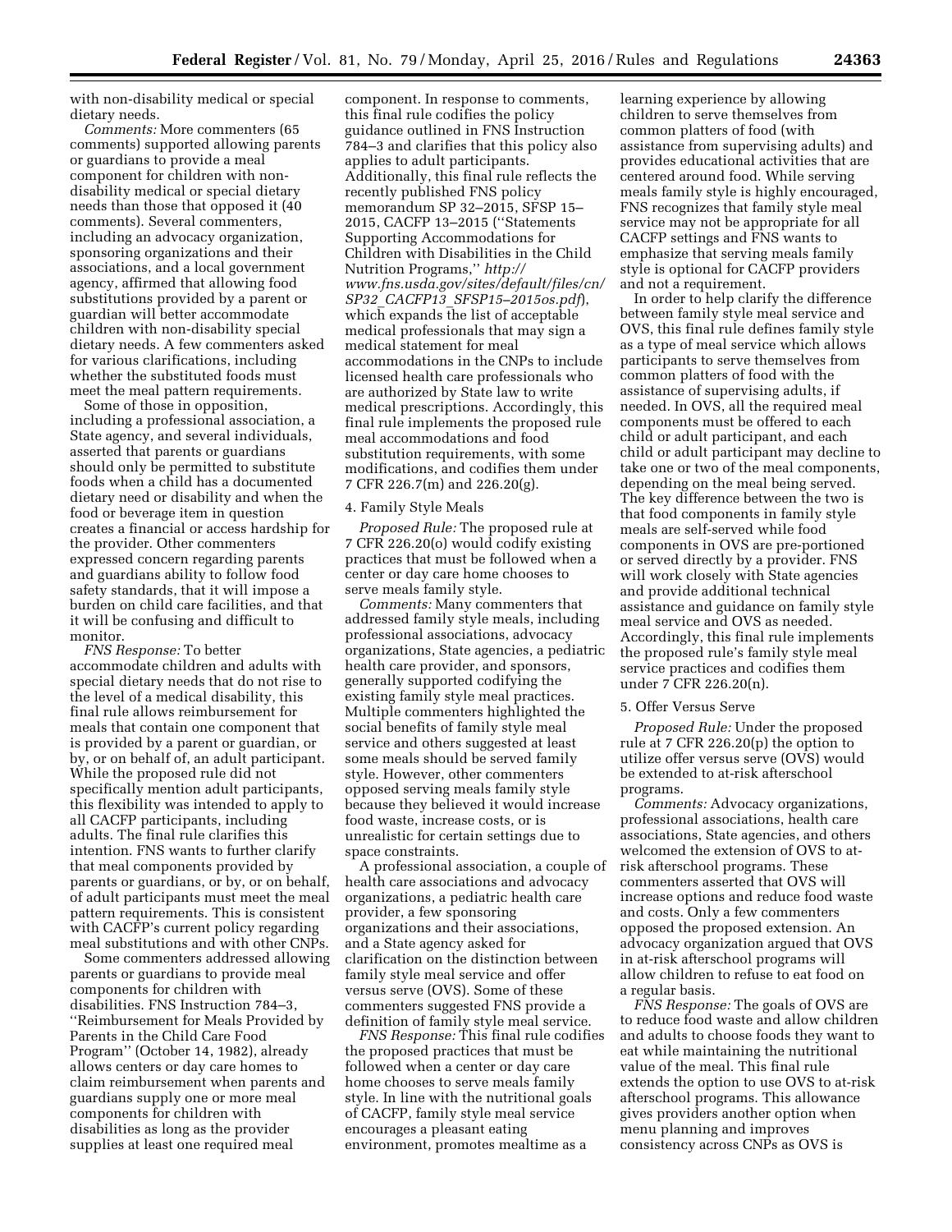with non-disability medical or special dietary needs.

*Comments:* More commenters (65 comments) supported allowing parents or guardians to provide a meal component for children with non-disability medical or special dietary needs than those that opposed it (40 comments). Several commenters, including an advocacy organization, sponsoring organizations and their associations, and a local government agency, affirmed that allowing food substitutions provided by a parent or guardian will better accommodate children with non-disability special dietary needs. A few commenters asked for various clarifications, including whether the substituted foods must meet the meal pattern requirements.

Some of those in opposition, including a professional association, a State agency, and several individuals, asserted that parents or guardians should only be permitted to substitute foods when a child has a documented dietary need or disability and when the food or beverage item in question creates a financial or access hardship for the provider. Other commenters expressed concern regarding parents and guardians ability to follow food safety standards, that it will impose a burden on child care facilities, and that it will be confusing and difficult to monitor.

*FNS Response:* To better accommodate children and adults with special dietary needs that do not rise to the level of a medical disability, this final rule allows reimbursement for meals that contain one component that is provided by a parent or guardian, or by, or on behalf of, an adult participant. While the proposed rule did not specifically mention adult participants, this flexibility was intended to apply to all CACFP participants, including adults. The final rule clarifies this intention. FNS wants to further clarify that meal components provided by parents or guardians, or by, or on behalf, of adult participants must meet the meal pattern requirements. This is consistent with CACFP's current policy regarding meal substitutions and with other CNPs.

Some commenters addressed allowing parents or guardians to provide meal components for children with disabilities. FNS Instruction 784–3, ''Reimbursement for Meals Provided by Parents in the Child Care Food Program'' (October 14, 1982), already allows centers or day care homes to claim reimbursement when parents and guardians supply one or more meal components for children with disabilities as long as the provider supplies at least one required meal component. In response to comments, this final rule codifies the policy guidance outlined in FNS Instruction 784–3 and clarifies that this policy also applies to adult participants. Additionally, this final rule reflects the recently published FNS policy memorandum SP 32–2015, SFSP 15–2015, CACFP 13–2015 (''Statements Supporting Accommodations for Children with Disabilities in the Child Nutrition Programs,'' *http://www.fns.usda.gov/sites/default/files/cn/SP32_CACFP13_SFSP15–2015os.pdf*), which expands the list of acceptable medical professionals that may sign a medical statement for meal accommodations in the CNPs to include licensed health care professionals who are authorized by State law to write medical prescriptions. Accordingly, this final rule implements the proposed rule meal accommodations and food substitution requirements, with some modifications, and codifies them under 7 CFR 226.7(m) and 226.20(g).

4. Family Style Meals

*Proposed Rule:* The proposed rule at 7 CFR 226.20(o) would codify existing practices that must be followed when a center or day care home chooses to serve meals family style.

*Comments:* Many commenters that addressed family style meals, including professional associations, advocacy organizations, State agencies, a pediatric health care provider, and sponsors, generally supported codifying the existing family style meal practices. Multiple commenters highlighted the social benefits of family style meal service and others suggested at least some meals should be served family style. However, other commenters opposed serving meals family style because they believed it would increase food waste, increase costs, or is unrealistic for certain settings due to space constraints.

A professional association, a couple of health care associations and advocacy organizations, a pediatric health care provider, a few sponsoring organizations and their associations, and a State agency asked for clarification on the distinction between family style meal service and offer versus serve (OVS). Some of these commenters suggested FNS provide a definition of family style meal service.

*FNS Response:* This final rule codifies the proposed practices that must be followed when a center or day care home chooses to serve meals family style. In line with the nutritional goals of CACFP, family style meal service encourages a pleasant eating environment, promotes mealtime as a learning experience by allowing children to serve themselves from common platters of food (with assistance from supervising adults) and provides educational activities that are centered around food. While serving meals family style is highly encouraged, FNS recognizes that family style meal service may not be appropriate for all CACFP settings and FNS wants to emphasize that serving meals family style is optional for CACFP providers and not a requirement.

In order to help clarify the difference between family style meal service and OVS, this final rule defines family style as a type of meal service which allows participants to serve themselves from common platters of food with the assistance of supervising adults, if needed. In OVS, all the required meal components must be offered to each child or adult participant, and each child or adult participant may decline to take one or two of the meal components, depending on the meal being served. The key difference between the two is that food components in family style meals are self-served while food components in OVS are pre-portioned or served directly by a provider. FNS will work closely with State agencies and provide additional technical assistance and guidance on family style meal service and OVS as needed. Accordingly, this final rule implements the proposed rule's family style meal service practices and codifies them under 7 CFR 226.20(n).

5. Offer Versus Serve

*Proposed Rule:* Under the proposed rule at 7 CFR 226.20(p) the option to utilize offer versus serve (OVS) would be extended to at-risk afterschool programs.

*Comments:* Advocacy organizations, professional associations, health care associations, State agencies, and others welcomed the extension of OVS to at-risk afterschool programs. These commenters asserted that OVS will increase options and reduce food waste and costs. Only a few commenters opposed the proposed extension. An advocacy organization argued that OVS in at-risk afterschool programs will allow children to refuse to eat food on a regular basis.

*FNS Response:* The goals of OVS are to reduce food waste and allow children and adults to choose foods they want to eat while maintaining the nutritional value of the meal. This final rule extends the option to use OVS to at-risk afterschool programs. This allowance gives providers another option when menu planning and improves consistency across CNPs as OVS is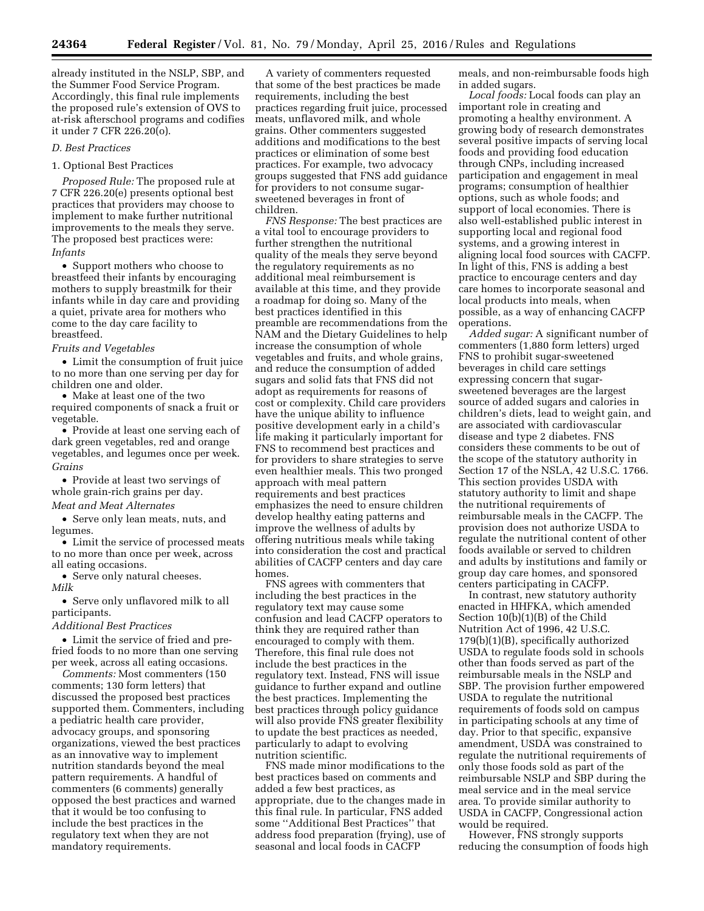already instituted in the NSLP, SBP, and the Summer Food Service Program. Accordingly, this final rule implements the proposed rule's extension of OVS to at-risk afterschool programs and codifies it under 7 CFR 226.20(o).

### D. Best Practices

#### 1. Optional Best Practices

*Proposed Rule:* The proposed rule at 7 CFR 226.20(e) presents optional best practices that providers may choose to implement to make further nutritional improvements to the meals they serve. The proposed best practices were:

*Infants*

- Support mothers who choose to breastfeed their infants by encouraging mothers to supply breastmilk for their infants while in day care and providing a quiet, private area for mothers who come to the day care facility to breastfeed.

*Fruits and Vegetables*

- Limit the consumption of fruit juice to no more than one serving per day for children one and older.
- Make at least one of the two required components of snack a fruit or vegetable.
- Provide at least one serving each of dark green vegetables, red and orange vegetables, and legumes once per week.

*Grains*

- Provide at least two servings of whole grain-rich grains per day.

*Meat and Meat Alternates*

- Serve only lean meats, nuts, and legumes.
- Limit the service of processed meats to no more than once per week, across all eating occasions.
- Serve only natural cheeses.

*Milk*

- Serve only unflavored milk to all participants.

*Additional Best Practices*

- Limit the service of fried and pre-fried foods to no more than one serving per week, across all eating occasions.

*Comments:* Most commenters (150 comments; 130 form letters) that discussed the proposed best practices supported them. Commenters, including a pediatric health care provider, advocacy groups, and sponsoring organizations, viewed the best practices as an innovative way to implement nutrition standards beyond the meal pattern requirements. A handful of commenters (6 comments) generally opposed the best practices and warned that it would be too confusing to include the best practices in the regulatory text when they are not mandatory requirements.

A variety of commenters requested that some of the best practices be made requirements, including the best practices regarding fruit juice, processed meats, unflavored milk, and whole grains. Other commenters suggested additions and modifications to the best practices or elimination of some best practices. For example, two advocacy groups suggested that FNS add guidance for providers to not consume sugar-sweetened beverages in front of children.

*FNS Response:* The best practices are a vital tool to encourage providers to further strengthen the nutritional quality of the meals they serve beyond the regulatory requirements as no additional meal reimbursement is available at this time, and they provide a roadmap for doing so. Many of the best practices identified in this preamble are recommendations from the NAM and the Dietary Guidelines to help increase the consumption of whole vegetables and fruits, and whole grains, and reduce the consumption of added sugars and solid fats that FNS did not adopt as requirements for reasons of cost or complexity. Child care providers have the unique ability to influence positive development early in a child's life making it particularly important for FNS to recommend best practices and for providers to share strategies to serve even healthier meals. This two pronged approach with meal pattern requirements and best practices emphasizes the need to ensure children develop healthy eating patterns and improve the wellness of adults by offering nutritious meals while taking into consideration the cost and practical abilities of CACFP centers and day care homes.

FNS agrees with commenters that including the best practices in the regulatory text may cause some confusion and lead CACFP operators to think they are required rather than encouraged to comply with them. Therefore, this final rule does not include the best practices in the regulatory text. Instead, FNS will issue guidance to further expand and outline the best practices. Implementing the best practices through policy guidance will also provide FNS greater flexibility to update the best practices as needed, particularly to adapt to evolving nutrition scientific.

FNS made minor modifications to the best practices based on comments and added a few best practices, as appropriate, due to the changes made in this final rule. In particular, FNS added some "Additional Best Practices" that address food preparation (frying), use of seasonal and local foods in CACFP meals, and non-reimbursable foods high in added sugars.

*Local foods:* Local foods can play an important role in creating and promoting a healthy environment. A growing body of research demonstrates several positive impacts of serving local foods and providing food education through CNPs, including increased participation and engagement in meal programs; consumption of healthier options, such as whole foods; and support of local economies. There is also well-established public interest in supporting local and regional food systems, and a growing interest in aligning local food sources with CACFP. In light of this, FNS is adding a best practice to encourage centers and day care homes to incorporate seasonal and local products into meals, when possible, as a way of enhancing CACFP operations.

*Added sugar:* A significant number of commenters (1,880 form letters) urged FNS to prohibit sugar-sweetened beverages in child care settings expressing concern that sugar-sweetened beverages are the largest source of added sugars and calories in children's diets, lead to weight gain, and are associated with cardiovascular disease and type 2 diabetes. FNS considers these comments to be out of the scope of the statutory authority in Section 17 of the NSLA, 42 U.S.C. 1766. This section provides USDA with statutory authority to limit and shape the nutritional requirements of reimbursable meals in the CACFP. The provision does not authorize USDA to regulate the nutritional content of other foods available or served to children and adults by institutions and family or group day care homes, and sponsored centers participating in CACFP.

In contrast, new statutory authority enacted in HHFKA, which amended Section 10(b)(1)(B) of the Child Nutrition Act of 1996, 42 U.S.C. 179(b)(1)(B), specifically authorized USDA to regulate foods sold in schools other than foods served as part of the reimbursable meals in the NSLP and SBP. The provision further empowered USDA to regulate the nutritional requirements of foods sold on campus in participating schools at any time of day. Prior to that specific, expansive amendment, USDA was constrained to regulate the nutritional requirements of only those foods sold as part of the reimbursable NSLP and SBP during the meal service and in the meal service area. To provide similar authority to USDA in CACFP, Congressional action would be required.

However, FNS strongly supports reducing the consumption of foods high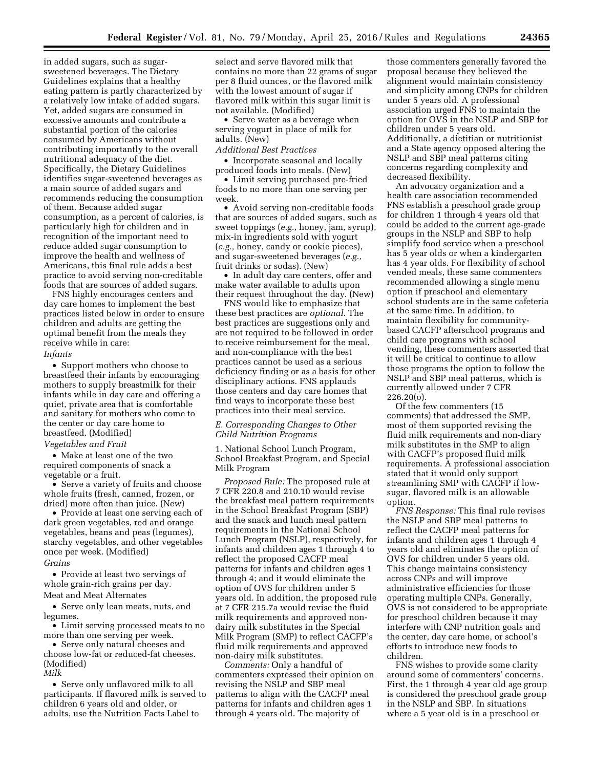in added sugars, such as sugar-sweetened beverages. The Dietary Guidelines explains that a healthy eating pattern is partly characterized by a relatively low intake of added sugars. Yet, added sugars are consumed in excessive amounts and contribute a substantial portion of the calories consumed by Americans without contributing importantly to the overall nutritional adequacy of the diet. Specifically, the Dietary Guidelines identifies sugar-sweetened beverages as a main source of added sugars and recommends reducing the consumption of them. Because added sugar consumption, as a percent of calories, is particularly high for children and in recognition of the important need to reduce added sugar consumption to improve the health and wellness of Americans, this final rule adds a best practice to avoid serving non-creditable foods that are sources of added sugars.

FNS highly encourages centers and day care homes to implement the best practices listed below in order to ensure children and adults are getting the optimal benefit from the meals they receive while in care:

*Infants*

- Support mothers who choose to breastfeed their infants by encouraging mothers to supply breastmilk for their infants while in day care and offering a quiet, private area that is comfortable and sanitary for mothers who come to the center or day care home to breastfeed. (Modified)

*Vegetables and Fruit*

- Make at least one of the two required components of snack a vegetable or a fruit.
- Serve a variety of fruits and choose whole fruits (fresh, canned, frozen, or dried) more often than juice. (New)
- Provide at least one serving each of dark green vegetables, red and orange vegetables, beans and peas (legumes), starchy vegetables, and other vegetables once per week. (Modified)

*Grains*

- Provide at least two servings of whole grain-rich grains per day.

Meat and Meat Alternates

- Serve only lean meats, nuts, and legumes.
- Limit serving processed meats to no more than one serving per week.
- Serve only natural cheeses and choose low-fat or reduced-fat cheeses. (Modified)

*Milk*

- Serve only unflavored milk to all participants. If flavored milk is served to children 6 years old and older, or adults, use the Nutrition Facts Label to select and serve flavored milk that contains no more than 22 grams of sugar per 8 fluid ounces, or the flavored milk with the lowest amount of sugar if flavored milk within this sugar limit is not available. (Modified)
- Serve water as a beverage when serving yogurt in place of milk for adults. (New)

*Additional Best Practices*

- Incorporate seasonal and locally produced foods into meals. (New)
- Limit serving purchased pre-fried foods to no more than one serving per week.
- Avoid serving non-creditable foods that are sources of added sugars, such as sweet toppings (*e.g.,* honey, jam, syrup), mix-in ingredients sold with yogurt (*e.g.,* honey, candy or cookie pieces), and sugar-sweetened beverages (*e.g.,* fruit drinks or sodas). (New)
- In adult day care centers, offer and make water available to adults upon their request throughout the day. (New)

FNS would like to emphasize that these best practices are *optional.* The best practices are suggestions only and are not required to be followed in order to receive reimbursement for the meal, and non-compliance with the best practices cannot be used as a serious deficiency finding or as a basis for other disciplinary actions. FNS applauds those centers and day care homes that find ways to incorporate these best practices into their meal service.

### *E. Corresponding Changes to Other Child Nutrition Programs*

1. National School Lunch Program, School Breakfast Program, and Special Milk Program

*Proposed Rule:* The proposed rule at 7 CFR 220.8 and 210.10 would revise the breakfast meal pattern requirements in the School Breakfast Program (SBP) and the snack and lunch meal pattern requirements in the National School Lunch Program (NSLP), respectively, for infants and children ages 1 through 4 to reflect the proposed CACFP meal patterns for infants and children ages 1 through 4; and it would eliminate the option of OVS for children under 5 years old. In addition, the proposed rule at 7 CFR 215.7a would revise the fluid milk requirements and approved non-dairy milk substitutes in the Special Milk Program (SMP) to reflect CACFP's fluid milk requirements and approved non-dairy milk substitutes.

*Comments:* Only a handful of commenters expressed their opinion on revising the NSLP and SBP meal patterns to align with the CACFP meal patterns for infants and children ages 1 through 4 years old. The majority of those commenters generally favored the proposal because they believed the alignment would maintain consistency and simplicity among CNPs for children under 5 years old. A professional association urged FNS to maintain the option for OVS in the NSLP and SBP for children under 5 years old. Additionally, a dietitian or nutritionist and a State agency opposed altering the NSLP and SBP meal patterns citing concerns regarding complexity and decreased flexibility.

An advocacy organization and a health care association recommended FNS establish a preschool grade group for children 1 through 4 years old that could be added to the current age-grade groups in the NSLP and SBP to help simplify food service when a preschool has 5 year olds or when a kindergarten has 4 year olds. For flexibility of school vended meals, these same commenters recommended allowing a single menu option if preschool and elementary school students are in the same cafeteria at the same time. In addition, to maintain flexibility for community-based CACFP afterschool programs and child care programs with school vending, these commenters asserted that it will be critical to continue to allow those programs the option to follow the NSLP and SBP meal patterns, which is currently allowed under 7 CFR 226.20(o).

Of the few commenters (15 comments) that addressed the SMP, most of them supported revising the fluid milk requirements and non-diary milk substitutes in the SMP to align with CACFP's proposed fluid milk requirements. A professional association stated that it would only support streamlining SMP with CACFP if low-sugar, flavored milk is an allowable option.

*FNS Response:* This final rule revises the NSLP and SBP meal patterns to reflect the CACFP meal patterns for infants and children ages 1 through 4 years old and eliminates the option of OVS for children under 5 years old. This change maintains consistency across CNPs and will improve administrative efficiencies for those operating multiple CNPs. Generally, OVS is not considered to be appropriate for preschool children because it may interfere with CNP nutrition goals and the center, day care home, or school's efforts to introduce new foods to children.

FNS wishes to provide some clarity around some of commenters' concerns. First, the 1 through 4 year old age group is considered the preschool grade group in the NSLP and SBP. In situations where a 5 year old is in a preschool or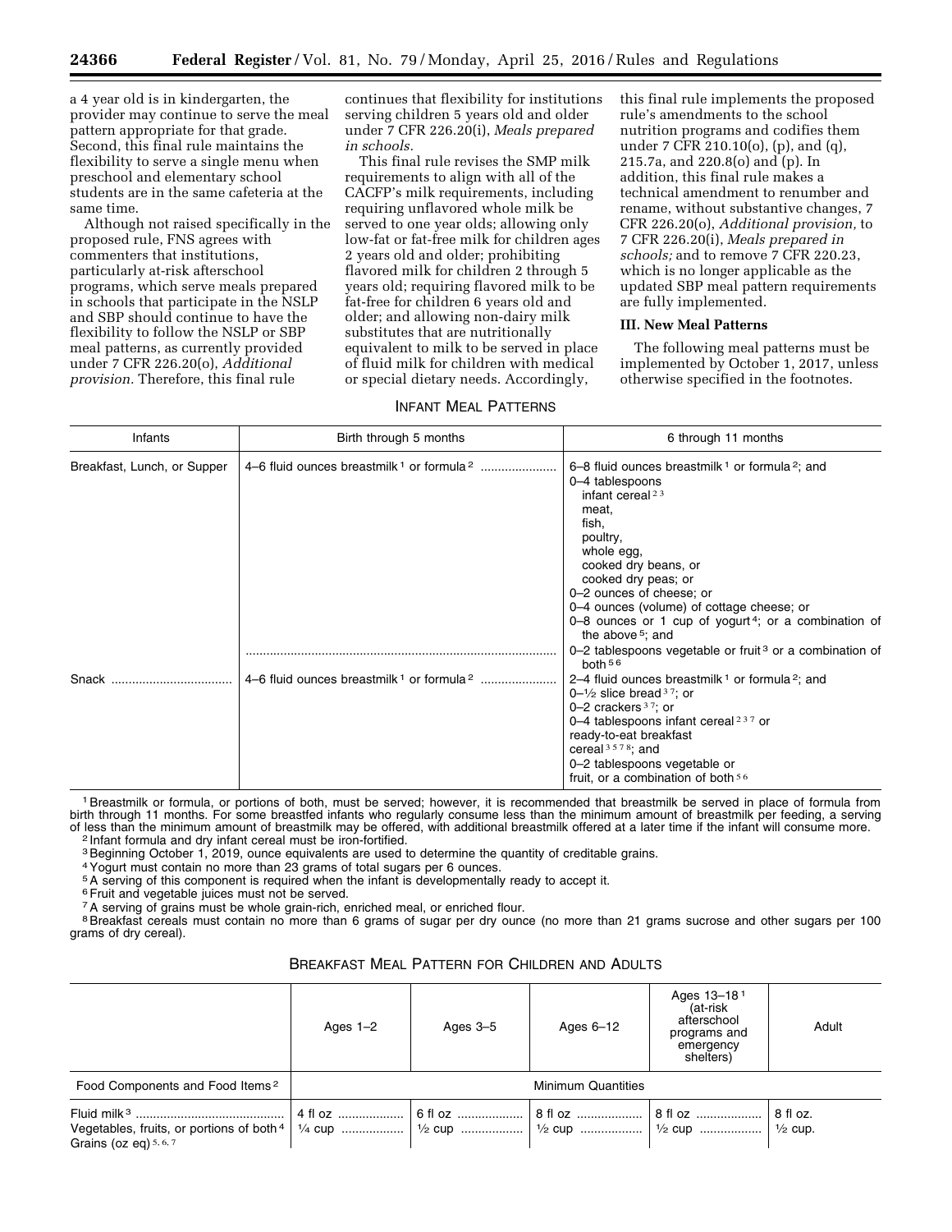a 4 year old is in kindergarten, the provider may continue to serve the meal pattern appropriate for that grade. Second, this final rule maintains the flexibility to serve a single menu when preschool and elementary school students are in the same cafeteria at the same time.

Although not raised specifically in the proposed rule, FNS agrees with commenters that institutions, particularly at-risk afterschool programs, which serve meals prepared in schools that participate in the NSLP and SBP should continue to have the flexibility to follow the NSLP or SBP meal patterns, as currently provided under 7 CFR 226.20(o), *Additional provision.* Therefore, this final rule continues that flexibility for institutions serving children 5 years old and older under 7 CFR 226.20(i), *Meals prepared in schools.*

This final rule revises the SMP milk requirements to align with all of the CACFP's milk requirements, including requiring unflavored whole milk be served to one year olds; allowing only low-fat or fat-free milk for children ages 2 years old and older; prohibiting flavored milk for children 2 through 5 years old; requiring flavored milk to be fat-free for children 6 years old and older; and allowing non-dairy milk substitutes that are nutritionally equivalent to milk to be served in place of fluid milk for children with medical or special dietary needs. Accordingly, this final rule implements the proposed rule's amendments to the school nutrition programs and codifies them under 7 CFR 210.10(o), (p), and (q), 215.7a, and 220.8(o) and (p). In addition, this final rule makes a technical amendment to renumber and rename, without substantive changes, 7 CFR 226.20(o), *Additional provision,* to 7 CFR 226.20(i), *Meals prepared in schools;* and to remove 7 CFR 220.23, which is no longer applicable as the updated SBP meal pattern requirements are fully implemented.

## III. New Meal Patterns

The following meal patterns must be implemented by October 1, 2017, unless otherwise specified in the footnotes.

INFANT MEAL PATTERNS

| Infants | Birth through 5 months | 6 through 11 months |
|---|---|---|
| Breakfast, Lunch, or Supper | 4–6 fluid ounces breastmilk [1] or formula [2] | 6–8 fluid ounces breastmilk [1] or formula [2]; and<br>0–4 tablespoons<br>infant cereal [2 3]<br>meat,<br>fish,<br>poultry,<br>whole egg,<br>cooked dry beans, or<br>cooked dry peas; or<br>0–2 ounces of cheese; or<br>0–4 ounces (volume) of cottage cheese; or<br>0–8 ounces or 1 cup of yogurt [4]; or a combination of the above [5]; and<br>0–2 tablespoons vegetable or fruit [3] or a combination of both [5 6] |
| Snack | 4–6 fluid ounces breastmilk [1] or formula [2] | 2–4 fluid ounces breastmilk [1] or formula [2]; and<br>0–½ slice bread [3 7]; or<br>0–2 crackers [3 7]; or<br>0–4 tablespoons infant cereal [2 3 7] or<br>ready-to-eat breakfast<br>cereal [3 5 7 8]; and<br>0–2 tablespoons vegetable or<br>fruit, or a combination of both [5 6] |

[1] Breastmilk or formula, or portions of both, must be served; however, it is recommended that breastmilk be served in place of formula from birth through 11 months. For some breastfed infants who regularly consume less than the minimum amount of breastmilk per feeding, a serving of less than the minimum amount of breastmilk may be offered, with additional breastmilk offered at a later time if the infant will consume more.

[2] Infant formula and dry infant cereal must be iron-fortified.

[3] Beginning October 1, 2019, ounce equivalents are used to determine the quantity of creditable grains.

[4] Yogurt must contain no more than 23 grams of total sugars per 6 ounces.

[5] A serving of this component is required when the infant is developmentally ready to accept it.

[6] Fruit and vegetable juices must not be served.

[7] A serving of grains must be whole grain-rich, enriched meal, or enriched flour.

[8] Breakfast cereals must contain no more than 6 grams of sugar per dry ounce (no more than 21 grams sucrose and other sugars per 100 grams of dry cereal).

BREAKFAST MEAL PATTERN FOR CHILDREN AND ADULTS

| | Ages 1–2 | Ages 3–5 | Ages 6–12 | Ages 13–18 [1] (at-risk afterschool programs and emergency shelters) | Adult |
|---|---|---|---|---|---|
| Food Components and Food Items [2] | Minimum Quantities | | | | |
| Fluid milk [3] | 4 fl oz | 6 fl oz | 8 fl oz | 8 fl oz | 8 fl oz. |
| Vegetables, fruits, or portions of both [4] | ¼ cup | ½ cup | ½ cup | ½ cup | ½ cup. |
| Grains (oz eq) [5, 6, 7] | | | | | |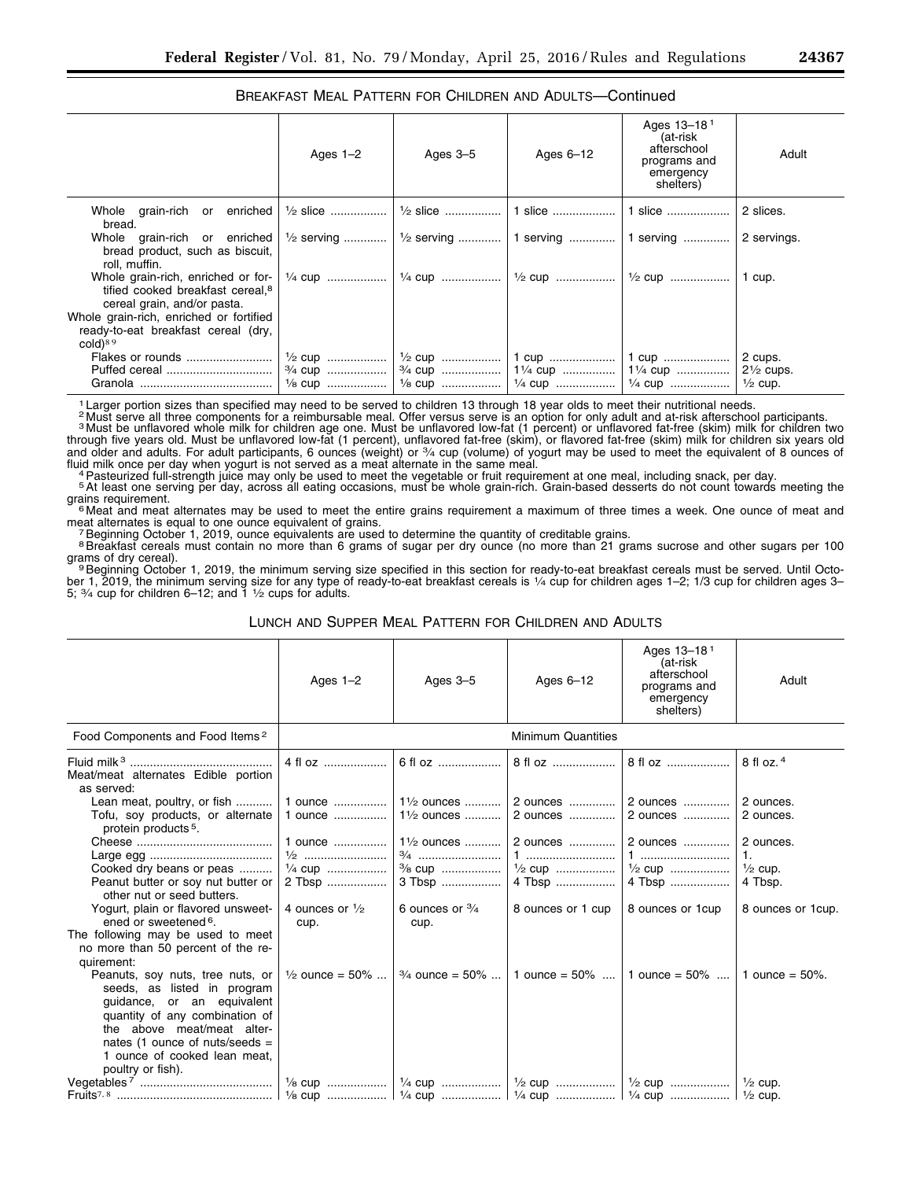### BREAKFAST MEAL PATTERN FOR CHILDREN AND ADULTS—Continued

| | Ages 1–2 | Ages 3–5 | Ages 6–12 | Ages 13–18[1] (at-risk afterschool programs and emergency shelters) | Adult |
|---|---|---|---|---|---|
| Whole grain-rich or enriched bread. | ½ slice | ½ slice | 1 slice | 1 slice | 2 slices. |
| Whole grain-rich or enriched bread product, such as biscuit, roll, muffin. | ½ serving | ½ serving | 1 serving | 1 serving | 2 servings. |
| Whole grain-rich, enriched or fortified cooked breakfast cereal,[8] cereal grain, and/or pasta. | ¼ cup | ¼ cup | ½ cup | ½ cup | 1 cup. |
| Whole grain-rich, enriched or fortified ready-to-eat breakfast cereal (dry, cold)[8 9] | | | | | |
| Flakes or rounds | ½ cup | ½ cup | 1 cup | 1 cup | 2 cups. |
| Puffed cereal | ¾ cup | ¾ cup | 1¼ cup | 1¼ cup | 2½ cups. |
| Granola | ⅛ cup | ⅛ cup | ¼ cup | ¼ cup | ½ cup. |

[1] Larger portion sizes than specified may need to be served to children 13 through 18 year olds to meet their nutritional needs.

[2] Must serve all three components for a reimbursable meal. Offer versus serve is an option for only adult and at-risk afterschool participants.

[3] Must be unflavored whole milk for children age one. Must be unflavored low-fat (1 percent) or unflavored fat-free (skim) milk for children two through five years old. Must be unflavored low-fat (1 percent), unflavored fat-free (skim), or flavored fat-free (skim) milk for children six years old and older and adults. For adult participants, 6 ounces (weight) or ¾ cup (volume) of yogurt may be used to meet the equivalent of 8 ounces of fluid milk once per day when yogurt is not served as a meat alternate in the same meal.

[4] Pasteurized full-strength juice may only be used to meet the vegetable or fruit requirement at one meal, including snack, per day.

[5] At least one serving per day, across all eating occasions, must be whole grain-rich. Grain-based desserts do not count towards meeting the grains requirement.

[6] Meat and meat alternates may be used to meet the entire grains requirement a maximum of three times a week. One ounce of meat and meat alternates is equal to one ounce equivalent of grains.

[7] Beginning October 1, 2019, ounce equivalents are used to determine the quantity of creditable grains.

[8] Breakfast cereals must contain no more than 6 grams of sugar per dry ounce (no more than 21 grams sucrose and other sugars per 100 grams of dry cereal).

[9] Beginning October 1, 2019, the minimum serving size specified in this section for ready-to-eat breakfast cereals must be served. Until October 1, 2019, the minimum serving size for any type of ready-to-eat breakfast cereals is ¼ cup for children ages 1–2; 1/3 cup for children ages 3–5; ¾ cup for children 6–12; and 1 ½ cups for adults.

### LUNCH AND SUPPER MEAL PATTERN FOR CHILDREN AND ADULTS

| | Ages 1–2 | Ages 3–5 | Ages 6–12 | Ages 13–18[1] (at-risk afterschool programs and emergency shelters) | Adult |
|---|---|---|---|---|---|
| Food Components and Food Items[2] | Minimum Quantities | | | | |
| Fluid milk[3] | 4 fl oz | 6 fl oz | 8 fl oz | 8 fl oz | 8 fl oz.[4] |
| Meat/meat alternates Edible portion as served: | | | | | |
| Lean meat, poultry, or fish | 1 ounce | 1½ ounces | 2 ounces | 2 ounces | 2 ounces. |
| Tofu, soy products, or alternate protein products[5]. | 1 ounce | 1½ ounces | 2 ounces | 2 ounces | 2 ounces. |
| Cheese | 1 ounce | 1½ ounces | 2 ounces | 2 ounces | 2 ounces. |
| Large egg | ½ | ¾ | 1 | 1 | 1. |
| Cooked dry beans or peas | ¼ cup | ⅜ cup | ½ cup | ½ cup | ½ cup. |
| Peanut butter or soy nut butter or other nut or seed butters. | 2 Tbsp | 3 Tbsp | 4 Tbsp | 4 Tbsp | 4 Tbsp. |
| Yogurt, plain or flavored unsweetened or sweetened[6]. | 4 ounces or ½ cup. | 6 ounces or ¾ cup. | 8 ounces or 1 cup | 8 ounces or 1cup | 8 ounces or 1cup. |
| The following may be used to meet no more than 50 percent of the requirement: | | | | | |
| Peanuts, soy nuts, tree nuts, or seeds, as listed in program guidance, or an equivalent quantity of any combination of the above meat/meat alternates (1 ounce of nuts/seeds = 1 ounce of cooked lean meat, poultry or fish). | ½ ounce = 50% | ¾ ounce = 50% | 1 ounce = 50% | 1 ounce = 50% | 1 ounce = 50%. |
| Vegetables[7] | ⅛ cup | ¼ cup | ½ cup | ½ cup | ½ cup. |
| Fruits[7, 8] | ⅛ cup | ¼ cup | ¼ cup | ¼ cup | ½ cup. |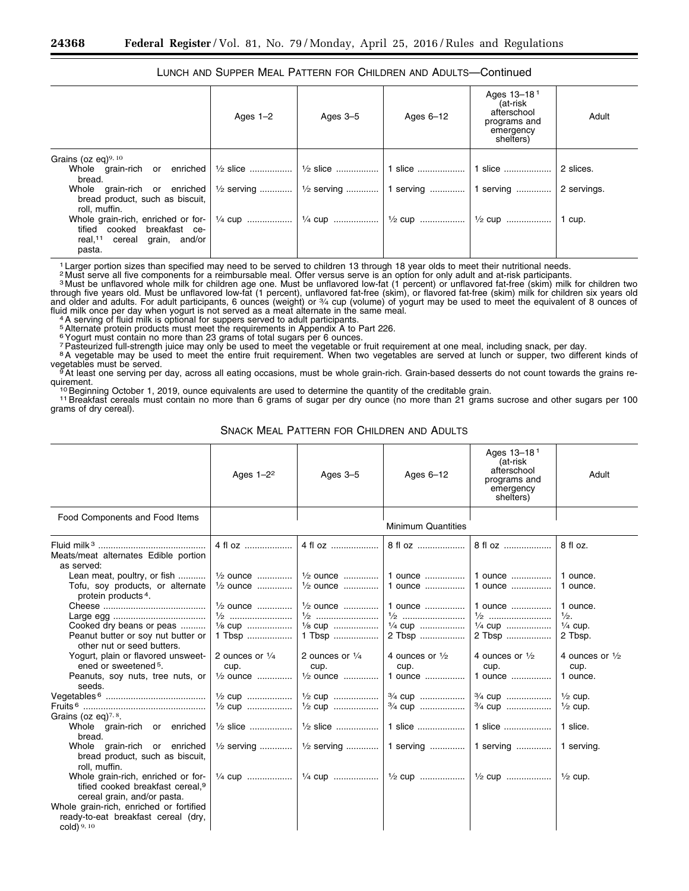LUNCH AND SUPPER MEAL PATTERN FOR CHILDREN AND ADULTS—Continued

| | Ages 1–2 | Ages 3–5 | Ages 6–12 | Ages 13–18[1] (at-risk afterschool programs and emergency shelters) | Adult |
|---|---|---|---|---|---|
| Grains (oz eq)[9, 10] | | | | | |
| Whole grain-rich or enriched bread. | ½ slice | ½ slice | 1 slice | 1 slice | 2 slices. |
| Whole grain-rich or enriched bread product, such as biscuit, roll, muffin. | ½ serving | ½ serving | 1 serving | 1 serving | 2 servings. |
| Whole grain-rich, enriched or fortified cooked breakfast cereal,[11] cereal grain, and/or pasta. | ¼ cup | ¼ cup | ½ cup | ½ cup | 1 cup. |

[1] Larger portion sizes than specified may need to be served to children 13 through 18 year olds to meet their nutritional needs.

[2] Must serve all five components for a reimbursable meal. Offer versus serve is an option for only adult and at-risk participants.

[3] Must be unflavored whole milk for children age one. Must be unflavored low-fat (1 percent) or unflavored fat-free (skim) milk for children two through five years old. Must be unflavored low-fat (1 percent), unflavored fat-free (skim), or flavored fat-free (skim) milk for children six years old and older and adults. For adult participants, 6 ounces (weight) or ¾ cup (volume) of yogurt may be used to meet the equivalent of 8 ounces of fluid milk once per day when yogurt is not served as a meat alternate in the same meal.

[4] A serving of fluid milk is optional for suppers served to adult participants.

[5] Alternate protein products must meet the requirements in Appendix A to Part 226.

[6] Yogurt must contain no more than 23 grams of total sugars per 6 ounces.

[7] Pasteurized full-strength juice may only be used to meet the vegetable or fruit requirement at one meal, including snack, per day.

[8] A vegetable may be used to meet the entire fruit requirement. When two vegetables are served at lunch or supper, two different kinds of vegetables must be served.

[9] At least one serving per day, across all eating occasions, must be whole grain-rich. Grain-based desserts do not count towards the grains requirement.

[10] Beginning October 1, 2019, ounce equivalents are used to determine the quantity of the creditable grain.

[11] Breakfast cereals must contain no more than 6 grams of sugar per dry ounce (no more than 21 grams sucrose and other sugars per 100 grams of dry cereal).

SNACK MEAL PATTERN FOR CHILDREN AND ADULTS

| | Ages 1–2[2] | Ages 3–5 | Ages 6–12 | Ages 13–18[1] (at-risk afterschool programs and emergency shelters) | Adult |
|---|---|---|---|---|---|
| Food Components and Food Items | Minimum Quantities | | | | |
| Fluid milk[3] | 4 fl oz | 4 fl oz | 8 fl oz | 8 fl oz | 8 fl oz. |
| Meats/meat alternates Edible portion as served: | | | | | |
| Lean meat, poultry, or fish | ½ ounce | ½ ounce | 1 ounce | 1 ounce | 1 ounce. |
| Tofu, soy products, or alternate protein products[4]. | ½ ounce | ½ ounce | 1 ounce | 1 ounce | 1 ounce. |
| Cheese | ½ ounce | ½ ounce | 1 ounce | 1 ounce | 1 ounce. |
| Large egg | ½ | ½ | ½ | ½ | ½. |
| Cooked dry beans or peas | ⅛ cup | ⅛ cup | ¼ cup | ¼ cup | ¼ cup. |
| Peanut butter or soy nut butter or other nut or seed butters. | 1 Tbsp | 1 Tbsp | 2 Tbsp | 2 Tbsp | 2 Tbsp. |
| Yogurt, plain or flavored unsweetened or sweetened[5]. | 2 ounces or ¼ cup. | 2 ounces or ¼ cup. | 4 ounces or ½ cup. | 4 ounces or ½ cup. | 4 ounces or ½ cup. |
| Peanuts, soy nuts, tree nuts, or seeds. | ½ ounce | ½ ounce | 1 ounce | 1 ounce | 1 ounce. |
| Vegetables[6] | ½ cup | ½ cup | ¾ cup | ¾ cup | ½ cup. |
| Fruits[6] | ½ cup | ½ cup | ¾ cup | ¾ cup | ½ cup. |
| Grains (oz eq)[7, 8]. | | | | | |
| Whole grain-rich or enriched bread. | ½ slice | ½ slice | 1 slice | 1 slice | 1 slice. |
| Whole grain-rich or enriched bread product, such as biscuit, roll, muffin. | ½ serving | ½ serving | 1 serving | 1 serving | 1 serving. |
| Whole grain-rich, enriched or fortified cooked breakfast cereal,[9] cereal grain, and/or pasta. | ¼ cup | ¼ cup | ½ cup | ½ cup | ½ cup. |
| Whole grain-rich, enriched or fortified ready-to-eat breakfast cereal (dry, cold)[9, 10] | | | | | |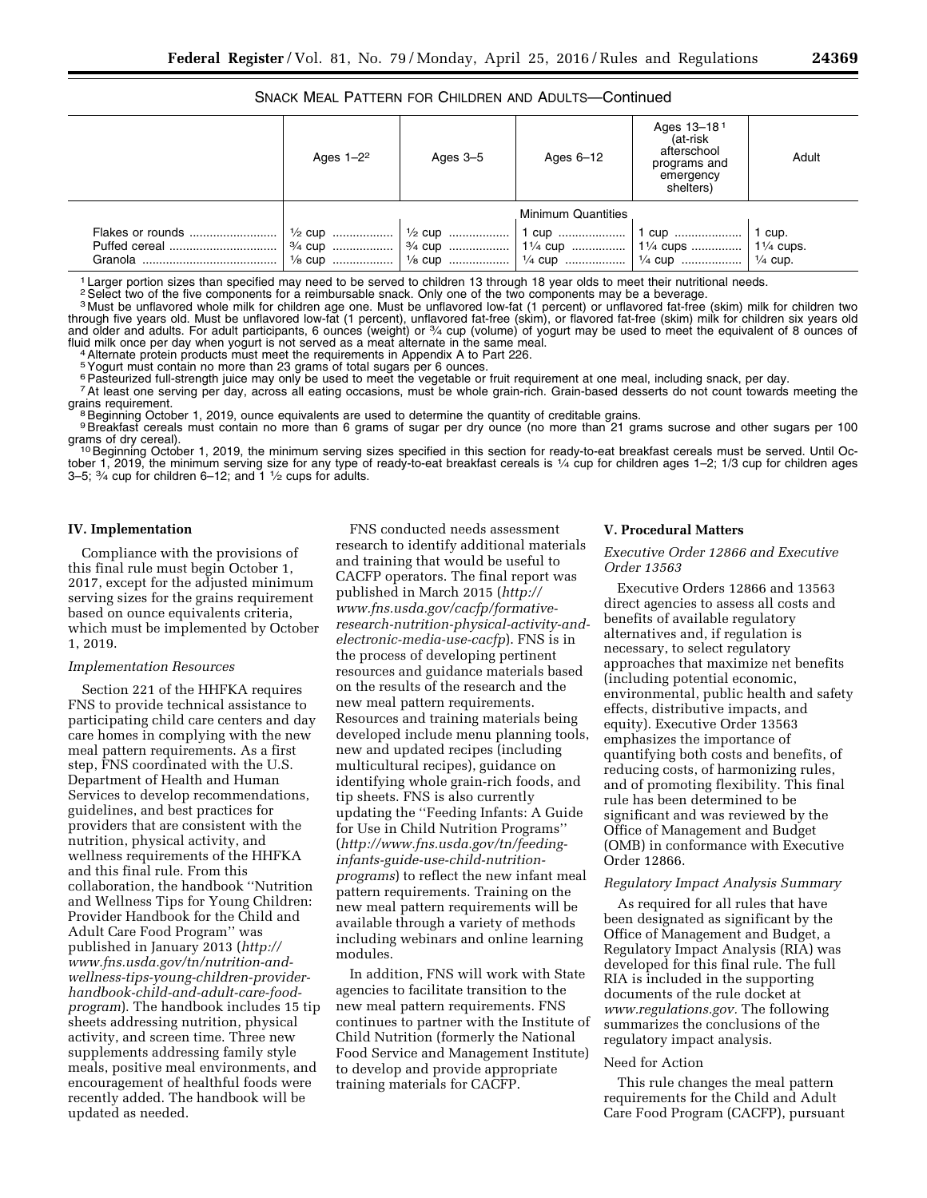SNACK MEAL PATTERN FOR CHILDREN AND ADULTS—Continued

| | Ages 1–2[2] | Ages 3–5 | Ages 6–12 | Ages 13–18[1] (at-risk afterschool programs and emergency shelters) | Adult |
|---|---|---|---|---|---|
| | Minimum Quantities | | | | |
| Flakes or rounds | ½ cup | ½ cup | 1 cup | 1 cup | 1 cup. |
| Puffed cereal | ¾ cup | ¾ cup | 1¼ cup | 1¼ cups | 1¼ cups. |
| Granola | ⅛ cup | ⅛ cup | ¼ cup | ¼ cup | ¼ cup. |

[1] Larger portion sizes than specified may need to be served to children 13 through 18 year olds to meet their nutritional needs.

[2] Select two of the five components for a reimbursable snack. Only one of the two components may be a beverage.

[3] Must be unflavored whole milk for children age one. Must be unflavored low-fat (1 percent) or unflavored fat-free (skim) milk for children two through five years old. Must be unflavored low-fat (1 percent), unflavored fat-free (skim), or flavored fat-free (skim) milk for children six years old and older and adults. For adult participants, 6 ounces (weight) or ¾ cup (volume) of yogurt may be used to meet the equivalent of 8 ounces of fluid milk once per day when yogurt is not served as a meat alternate in the same meal.

[4] Alternate protein products must meet the requirements in Appendix A to Part 226.

[5] Yogurt must contain no more than 23 grams of total sugars per 6 ounces.

[6] Pasteurized full-strength juice may only be used to meet the vegetable or fruit requirement at one meal, including snack, per day.

[7] At least one serving per day, across all eating occasions, must be whole grain-rich. Grain-based desserts do not count towards meeting the grains requirement.

[8] Beginning October 1, 2019, ounce equivalents are used to determine the quantity of creditable grains.

[9] Breakfast cereals must contain no more than 6 grams of sugar per dry ounce (no more than 21 grams sucrose and other sugars per 100 grams of dry cereal).

[10] Beginning October 1, 2019, the minimum serving sizes specified in this section for ready-to-eat breakfast cereals must be served. Until October 1, 2019, the minimum serving size for any type of ready-to-eat breakfast cereals is ¼ cup for children ages 1–2; 1/3 cup for children ages 3–5; ¾ cup for children 6–12; and 1 ½ cups for adults.

## IV. Implementation

Compliance with the provisions of this final rule must begin October 1, 2017, except for the adjusted minimum serving sizes for the grains requirement based on ounce equivalents criteria, which must be implemented by October 1, 2019.

### *Implementation Resources*

Section 221 of the HHFKA requires FNS to provide technical assistance to participating child care centers and day care homes in complying with the new meal pattern requirements. As a first step, FNS coordinated with the U.S. Department of Health and Human Services to develop recommendations, guidelines, and best practices for providers that are consistent with the nutrition, physical activity, and wellness requirements of the HHFKA and this final rule. From this collaboration, the handbook ''Nutrition and Wellness Tips for Young Children: Provider Handbook for the Child and Adult Care Food Program'' was published in January 2013 (*http://www.fns.usda.gov/tn/nutrition-and-wellness-tips-young-children-provider-handbook-child-and-adult-care-food-program*). The handbook includes 15 tip sheets addressing nutrition, physical activity, and screen time. Three new supplements addressing family style meals, positive meal environments, and encouragement of healthful foods were recently added. The handbook will be updated as needed.

FNS conducted needs assessment research to identify additional materials and training that would be useful to CACFP operators. The final report was published in March 2015 (*http://www.fns.usda.gov/cacfp/formative-research-nutrition-physical-activity-and-electronic-media-use-cacfp*). FNS is in the process of developing pertinent resources and guidance materials based on the results of the research and the new meal pattern requirements. Resources and training materials being developed include menu planning tools, new and updated recipes (including multicultural recipes), guidance on identifying whole grain-rich foods, and tip sheets. FNS is also currently updating the ''Feeding Infants: A Guide for Use in Child Nutrition Programs'' (*http://www.fns.usda.gov/tn/feeding-infants-guide-use-child-nutrition-programs*) to reflect the new infant meal pattern requirements. Training on the new meal pattern requirements will be available through a variety of methods including webinars and online learning modules.

In addition, FNS will work with State agencies to facilitate transition to the new meal pattern requirements. FNS continues to partner with the Institute of Child Nutrition (formerly the National Food Service and Management Institute) to develop and provide appropriate training materials for CACFP.

## V. Procedural Matters

### *Executive Order 12866 and Executive Order 13563*

Executive Orders 12866 and 13563 direct agencies to assess all costs and benefits of available regulatory alternatives and, if regulation is necessary, to select regulatory approaches that maximize net benefits (including potential economic, environmental, public health and safety effects, distributive impacts, and equity). Executive Order 13563 emphasizes the importance of quantifying both costs and benefits, of reducing costs, of harmonizing rules, and of promoting flexibility. This final rule has been determined to be significant and was reviewed by the Office of Management and Budget (OMB) in conformance with Executive Order 12866.

### *Regulatory Impact Analysis Summary*

As required for all rules that have been designated as significant by the Office of Management and Budget, a Regulatory Impact Analysis (RIA) was developed for this final rule. The full RIA is included in the supporting documents of the rule docket at *www.regulations.gov*. The following summarizes the conclusions of the regulatory impact analysis.

Need for Action

This rule changes the meal pattern requirements for the Child and Adult Care Food Program (CACFP), pursuant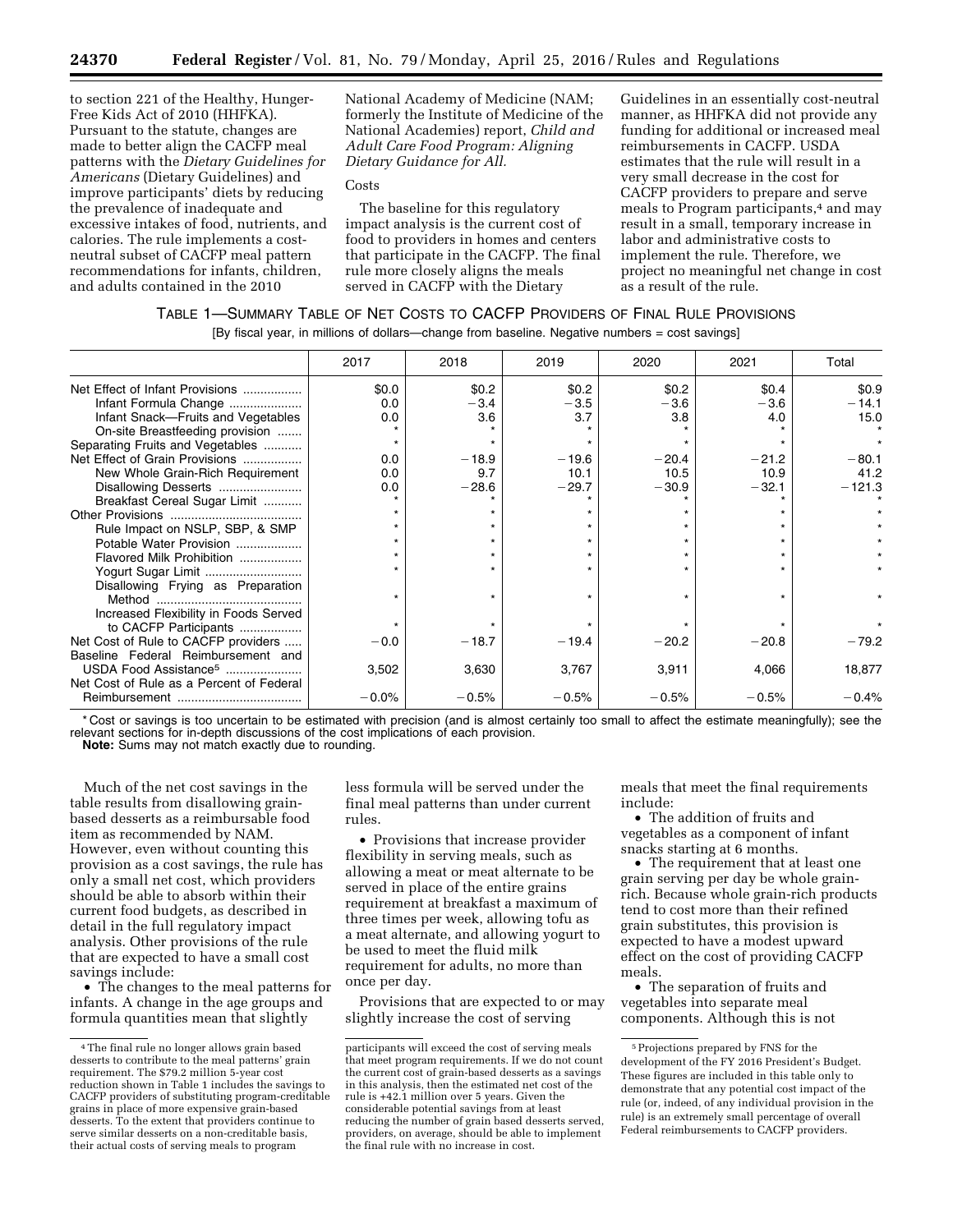to section 221 of the Healthy, Hunger-Free Kids Act of 2010 (HHFKA). Pursuant to the statute, changes are made to better align the CACFP meal patterns with the *Dietary Guidelines for Americans* (Dietary Guidelines) and improve participants' diets by reducing the prevalence of inadequate and excessive intakes of food, nutrients, and calories. The rule implements a cost-neutral subset of CACFP meal pattern recommendations for infants, children, and adults contained in the 2010 National Academy of Medicine (NAM; formerly the Institute of Medicine of the National Academies) report, *Child and Adult Care Food Program: Aligning Dietary Guidance for All.*

Costs

The baseline for this regulatory impact analysis is the current cost of food to providers in homes and centers that participate in the CACFP. The final rule more closely aligns the meals served in CACFP with the Dietary Guidelines in an essentially cost-neutral manner, as HHFKA did not provide any funding for additional or increased meal reimbursements in CACFP. USDA estimates that the rule will result in a very small decrease in the cost for CACFP providers to prepare and serve meals to Program participants,[4] and may result in a small, temporary increase in labor and administrative costs to implement the rule. Therefore, we project no meaningful net change in cost as a result of the rule.

TABLE 1—SUMMARY TABLE OF NET COSTS TO CACFP PROVIDERS OF FINAL RULE PROVISIONS

[By fiscal year, in millions of dollars—change from baseline. Negative numbers = cost savings]

| | 2017 | 2018 | 2019 | 2020 | 2021 | Total |
|---|---|---|---|---|---|---|
| Net Effect of Infant Provisions | $0.0 | $0.2 | $0.2 | $0.2 | $0.4 | $0.9 |
| Infant Formula Change | 0.0 | −3.4 | −3.5 | −3.6 | −3.6 | −14.1 |
| Infant Snack—Fruits and Vegetables | 0.0 | 3.6 | 3.7 | 3.8 | 4.0 | 15.0 |
| On-site Breastfeeding provision | * | * | * | * | * | * |
| Separating Fruits and Vegetables | * | * | * | * | * | * |
| Net Effect of Grain Provisions | 0.0 | −18.9 | −19.6 | −20.4 | −21.2 | −80.1 |
| New Whole Grain-Rich Requirement | 0.0 | 9.7 | 10.1 | 10.5 | 10.9 | 41.2 |
| Disallowing Desserts | 0.0 | −28.6 | −29.7 | −30.9 | −32.1 | −121.3 |
| Breakfast Cereal Sugar Limit | * | * | * | * | * | * |
| Other Provisions | * | * | * | * | * | * |
| Rule Impact on NSLP, SBP, & SMP | * | * | * | * | * | * |
| Potable Water Provision | * | * | * | * | * | * |
| Flavored Milk Prohibition | * | * | * | * | * | * |
| Yogurt Sugar Limit | * | * | * | * | * | * |
| Disallowing Frying as Preparation Method | * | * | * | * | * | * |
| Increased Flexibility in Foods Served to CACFP Participants | * | * | * | * | * | * |
| Net Cost of Rule to CACFP providers | −0.0 | −18.7 | −19.4 | −20.2 | −20.8 | −79.2 |
| Baseline Federal Reimbursement and USDA Food Assistance[5] | 3,502 | 3,630 | 3,767 | 3,911 | 4,066 | 18,877 |
| Net Cost of Rule as a Percent of Federal Reimbursement | −0.0% | −0.5% | −0.5% | −0.5% | −0.5% | −0.4% |

* Cost or savings is too uncertain to be estimated with precision (and is almost certainly too small to affect the estimate meaningfully); see the relevant sections for in-depth discussions of the cost implications of each provision.

**Note:** Sums may not match exactly due to rounding.

Much of the net cost savings in the table results from disallowing grain-based desserts as a reimbursable food item as recommended by NAM. However, even without counting this provision as a cost savings, the rule has only a small net cost, which providers should be able to absorb within their current food budgets, as described in detail in the full regulatory impact analysis. Other provisions of the rule that are expected to have a small cost savings include:

• The changes to the meal patterns for infants. A change in the age groups and formula quantities mean that slightly less formula will be served under the final meal patterns than under current rules.

• Provisions that increase provider flexibility in serving meals, such as allowing a meat or meat alternate to be served in place of the entire grains requirement at breakfast a maximum of three times per week, allowing tofu as a meat alternate, and allowing yogurt to be used to meet the fluid milk requirement for adults, no more than once per day.

Provisions that are expected to or may slightly increase the cost of serving meals that meet the final requirements include:

• The addition of fruits and vegetables as a component of infant snacks starting at 6 months.

• The requirement that at least one grain serving per day be whole grain-rich. Because whole grain-rich products tend to cost more than their refined grain substitutes, this provision is expected to have a modest upward effect on the cost of providing CACFP meals.

• The separation of fruits and vegetables into separate meal components. Although this is not

[4] The final rule no longer allows grain based desserts to contribute to the meal patterns' grain requirement. The $79.2 million 5-year cost reduction shown in Table 1 includes the savings to CACFP providers of substituting program-creditable grains in place of more expensive grain-based desserts. To the extent that providers continue to serve similar desserts on a non-creditable basis, their actual costs of serving meals to program participants will exceed the cost of serving meals that meet program requirements. If we do not count the current cost of grain-based desserts as a savings in this analysis, then the estimated net cost of the rule is +42.1 million over 5 years. Given the considerable potential savings from at least reducing the number of grain based desserts served, providers, on average, should be able to implement the final rule with no increase in cost.

[5] Projections prepared by FNS for the development of the FY 2016 President's Budget. These figures are included in this table only to demonstrate that any potential cost impact of the rule (or, indeed, of any individual provision in the rule) is an extremely small percentage of overall Federal reimbursements to CACFP providers.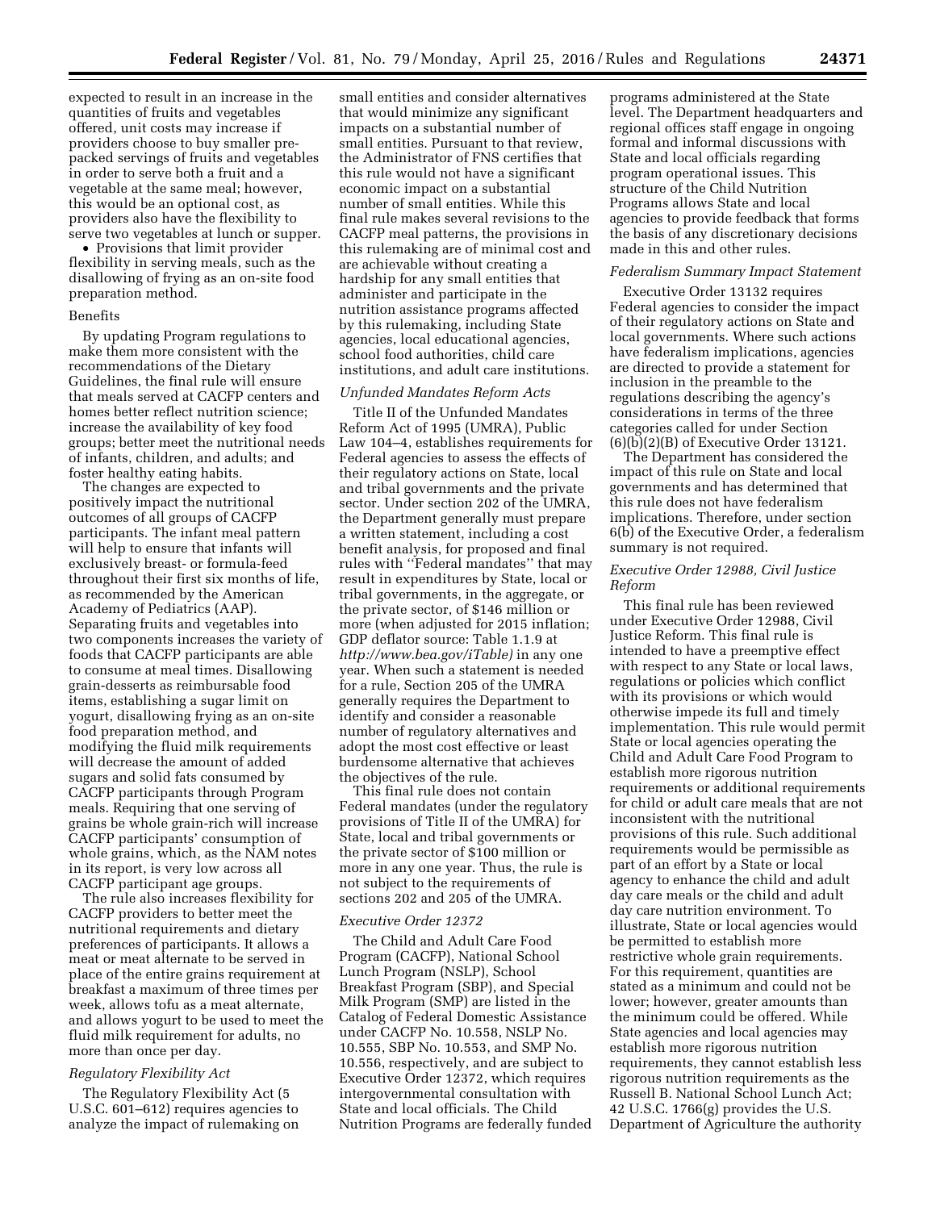expected to result in an increase in the quantities of fruits and vegetables offered, unit costs may increase if providers choose to buy smaller pre-packed servings of fruits and vegetables in order to serve both a fruit and a vegetable at the same meal; however, this would be an optional cost, as providers also have the flexibility to serve two vegetables at lunch or supper.

- Provisions that limit provider flexibility in serving meals, such as the disallowing of frying as an on-site food preparation method.

Benefits

By updating Program regulations to make them more consistent with the recommendations of the Dietary Guidelines, the final rule will ensure that meals served at CACFP centers and homes better reflect nutrition science; increase the availability of key food groups; better meet the nutritional needs of infants, children, and adults; and foster healthy eating habits.

The changes are expected to positively impact the nutritional outcomes of all groups of CACFP participants. The infant meal pattern will help to ensure that infants will exclusively breast- or formula-feed throughout their first six months of life, as recommended by the American Academy of Pediatrics (AAP). Separating fruits and vegetables into two components increases the variety of foods that CACFP participants are able to consume at meal times. Disallowing grain-desserts as reimbursable food items, establishing a sugar limit on yogurt, disallowing frying as an on-site food preparation method, and modifying the fluid milk requirements will decrease the amount of added sugars and solid fats consumed by CACFP participants through Program meals. Requiring that one serving of grains be whole grain-rich will increase CACFP participants' consumption of whole grains, which, as the NAM notes in its report, is very low across all CACFP participant age groups.

The rule also increases flexibility for CACFP providers to better meet the nutritional requirements and dietary preferences of participants. It allows a meat or meat alternate to be served in place of the entire grains requirement at breakfast a maximum of three times per week, allows tofu as a meat alternate, and allows yogurt to be used to meet the fluid milk requirement for adults, no more than once per day.

*Regulatory Flexibility Act*

The Regulatory Flexibility Act (5 U.S.C. 601–612) requires agencies to analyze the impact of rulemaking on small entities and consider alternatives that would minimize any significant impacts on a substantial number of small entities. Pursuant to that review, the Administrator of FNS certifies that this rule would not have a significant economic impact on a substantial number of small entities. While this final rule makes several revisions to the CACFP meal patterns, the provisions in this rulemaking are of minimal cost and are achievable without creating a hardship for any small entities that administer and participate in the nutrition assistance programs affected by this rulemaking, including State agencies, local educational agencies, school food authorities, child care institutions, and adult care institutions.

*Unfunded Mandates Reform Acts*

Title II of the Unfunded Mandates Reform Act of 1995 (UMRA), Public Law 104–4, establishes requirements for Federal agencies to assess the effects of their regulatory actions on State, local and tribal governments and the private sector. Under section 202 of the UMRA, the Department generally must prepare a written statement, including a cost benefit analysis, for proposed and final rules with ''Federal mandates'' that may result in expenditures by State, local or tribal governments, in the aggregate, or the private sector, of $146 million or more (when adjusted for 2015 inflation; GDP deflator source: Table 1.1.9 at *http://www.bea.gov/iTable)* in any one year. When such a statement is needed for a rule, Section 205 of the UMRA generally requires the Department to identify and consider a reasonable number of regulatory alternatives and adopt the most cost effective or least burdensome alternative that achieves the objectives of the rule.

This final rule does not contain Federal mandates (under the regulatory provisions of Title II of the UMRA) for State, local and tribal governments or the private sector of $100 million or more in any one year. Thus, the rule is not subject to the requirements of sections 202 and 205 of the UMRA.

*Executive Order 12372*

The Child and Adult Care Food Program (CACFP), National School Lunch Program (NSLP), School Breakfast Program (SBP), and Special Milk Program (SMP) are listed in the Catalog of Federal Domestic Assistance under CACFP No. 10.558, NSLP No. 10.555, SBP No. 10.553, and SMP No. 10.556, respectively, and are subject to Executive Order 12372, which requires intergovernmental consultation with State and local officials. The Child Nutrition Programs are federally funded programs administered at the State level. The Department headquarters and regional offices staff engage in ongoing formal and informal discussions with State and local officials regarding program operational issues. This structure of the Child Nutrition Programs allows State and local agencies to provide feedback that forms the basis of any discretionary decisions made in this and other rules.

*Federalism Summary Impact Statement*

Executive Order 13132 requires Federal agencies to consider the impact of their regulatory actions on State and local governments. Where such actions have federalism implications, agencies are directed to provide a statement for inclusion in the preamble to the regulations describing the agency's considerations in terms of the three categories called for under Section (6)(b)(2)(B) of Executive Order 13121.

The Department has considered the impact of this rule on State and local governments and has determined that this rule does not have federalism implications. Therefore, under section 6(b) of the Executive Order, a federalism summary is not required.

*Executive Order 12988, Civil Justice Reform*

This final rule has been reviewed under Executive Order 12988, Civil Justice Reform. This final rule is intended to have a preemptive effect with respect to any State or local laws, regulations or policies which conflict with its provisions or which would otherwise impede its full and timely implementation. This rule would permit State or local agencies operating the Child and Adult Care Food Program to establish more rigorous nutrition requirements or additional requirements for child or adult care meals that are not inconsistent with the nutritional provisions of this rule. Such additional requirements would be permissible as part of an effort by a State or local agency to enhance the child and adult day care meals or the child and adult day care nutrition environment. To illustrate, State or local agencies would be permitted to establish more restrictive whole grain requirements. For this requirement, quantities are stated as a minimum and could not be lower; however, greater amounts than the minimum could be offered. While State agencies and local agencies may establish more rigorous nutrition requirements, they cannot establish less rigorous nutrition requirements as the Russell B. National School Lunch Act; 42 U.S.C. 1766(g) provides the U.S. Department of Agriculture the authority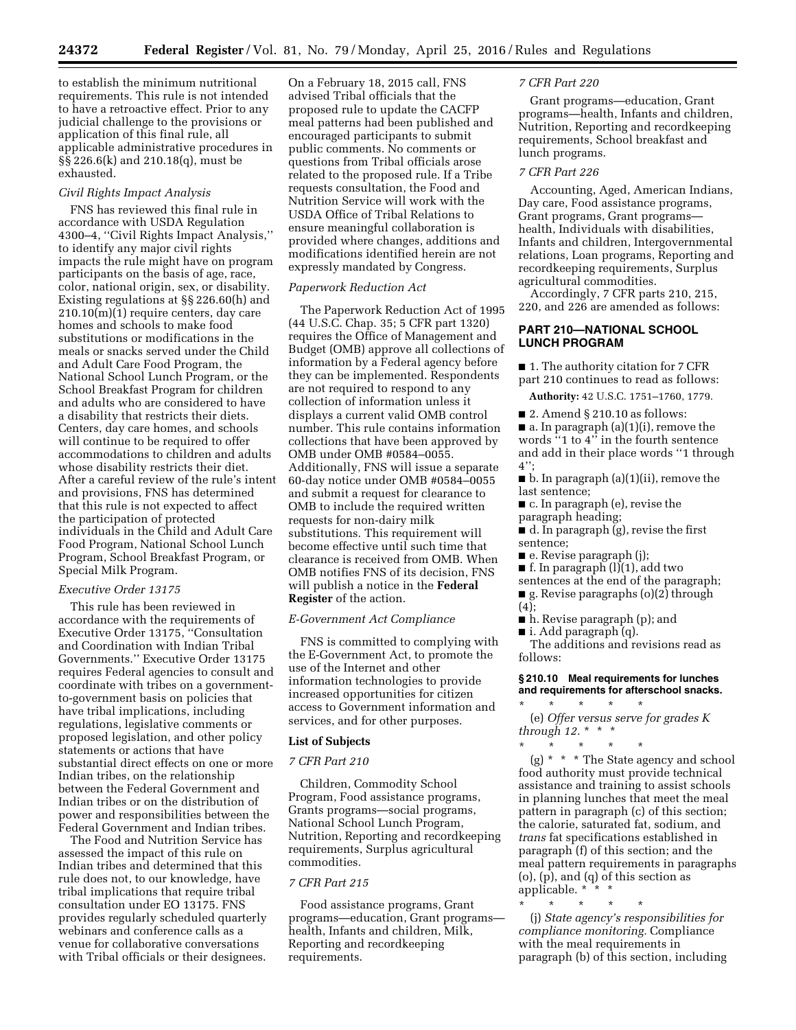to establish the minimum nutritional requirements. This rule is not intended to have a retroactive effect. Prior to any judicial challenge to the provisions or application of this final rule, all applicable administrative procedures in §§ 226.6(k) and 210.18(q), must be exhausted.

*Civil Rights Impact Analysis*

FNS has reviewed this final rule in accordance with USDA Regulation 4300–4, ''Civil Rights Impact Analysis,'' to identify any major civil rights impacts the rule might have on program participants on the basis of age, race, color, national origin, sex, or disability. Existing regulations at §§ 226.60(h) and 210.10(m)(1) require centers, day care homes and schools to make food substitutions or modifications in the meals or snacks served under the Child and Adult Care Food Program, the National School Lunch Program, or the School Breakfast Program for children and adults who are considered to have a disability that restricts their diets. Centers, day care homes, and schools will continue to be required to offer accommodations to children and adults whose disability restricts their diet. After a careful review of the rule's intent and provisions, FNS has determined that this rule is not expected to affect the participation of protected individuals in the Child and Adult Care Food Program, National School Lunch Program, School Breakfast Program, or Special Milk Program.

*Executive Order 13175*

This rule has been reviewed in accordance with the requirements of Executive Order 13175, ''Consultation and Coordination with Indian Tribal Governments.'' Executive Order 13175 requires Federal agencies to consult and coordinate with tribes on a government-to-government basis on policies that have tribal implications, including regulations, legislative comments or proposed legislation, and other policy statements or actions that have substantial direct effects on one or more Indian tribes, on the relationship between the Federal Government and Indian tribes or on the distribution of power and responsibilities between the Federal Government and Indian tribes.

The Food and Nutrition Service has assessed the impact of this rule on Indian tribes and determined that this rule does not, to our knowledge, have tribal implications that require tribal consultation under EO 13175. FNS provides regularly scheduled quarterly webinars and conference calls as a venue for collaborative conversations with Tribal officials or their designees. On a February 18, 2015 call, FNS advised Tribal officials that the proposed rule to update the CACFP meal patterns had been published and encouraged participants to submit public comments. No comments or questions from Tribal officials arose related to the proposed rule. If a Tribe requests consultation, the Food and Nutrition Service will work with the USDA Office of Tribal Relations to ensure meaningful collaboration is provided where changes, additions and modifications identified herein are not expressly mandated by Congress.

*Paperwork Reduction Act*

The Paperwork Reduction Act of 1995 (44 U.S.C. Chap. 35; 5 CFR part 1320) requires the Office of Management and Budget (OMB) approve all collections of information by a Federal agency before they can be implemented. Respondents are not required to respond to any collection of information unless it displays a current valid OMB control number. This rule contains information collections that have been approved by OMB under OMB #0584–0055. Additionally, FNS will issue a separate 60-day notice under OMB #0584–0055 and submit a request for clearance to OMB to include the required written requests for non-dairy milk substitutions. This requirement will become effective until such time that clearance is received from OMB. When OMB notifies FNS of its decision, FNS will publish a notice in the **Federal Register** of the action.

*E-Government Act Compliance*

FNS is committed to complying with the E-Government Act, to promote the use of the Internet and other information technologies to provide increased opportunities for citizen access to Government information and services, and for other purposes.

**List of Subjects**

*7 CFR Part 210*

Children, Commodity School Program, Food assistance programs, Grants programs—social programs, National School Lunch Program, Nutrition, Reporting and recordkeeping requirements, Surplus agricultural commodities.

*7 CFR Part 215*

Food assistance programs, Grant programs—education, Grant programs—health, Infants and children, Milk, Reporting and recordkeeping requirements.

*7 CFR Part 220*

Grant programs—education, Grant programs—health, Infants and children, Nutrition, Reporting and recordkeeping requirements, School breakfast and lunch programs.

*7 CFR Part 226*

Accounting, Aged, American Indians, Day care, Food assistance programs, Grant programs, Grant programs—health, Individuals with disabilities, Infants and children, Intergovernmental relations, Loan programs, Reporting and recordkeeping requirements, Surplus agricultural commodities.

Accordingly, 7 CFR parts 210, 215, 220, and 226 are amended as follows:

## PART 210—NATIONAL SCHOOL LUNCH PROGRAM

■ 1. The authority citation for 7 CFR part 210 continues to read as follows:

**Authority:** 42 U.S.C. 1751–1760, 1779.

■ 2. Amend § 210.10 as follows:

■ a. In paragraph (a)(1)(i), remove the words ''1 to 4'' in the fourth sentence and add in their place words ''1 through 4'';

■ b. In paragraph (a)(1)(ii), remove the last sentence;

■ c. In paragraph (e), revise the paragraph heading;

■ d. In paragraph (g), revise the first sentence;

■ e. Revise paragraph (j);

■ f. In paragraph (l)(1), add two sentences at the end of the paragraph;

■ g. Revise paragraphs (o)(2) through (4);

■ h. Revise paragraph (p); and

■ i. Add paragraph (q).

The additions and revisions read as follows:

**§ 210.10 Meal requirements for lunches and requirements for afterschool snacks.**

\* \* \* \* \*

(e) *Offer versus serve for grades K through 12.* \* \* \*

\* \* \* \* \*

(g) \* \* \* The State agency and school food authority must provide technical assistance and training to assist schools in planning lunches that meet the meal pattern in paragraph (c) of this section; the calorie, saturated fat, sodium, and *trans* fat specifications established in paragraph (f) of this section; and the meal pattern requirements in paragraphs (o), (p), and (q) of this section as applicable. \* \* \*

\* \* \* \* \*

(j) *State agency's responsibilities for compliance monitoring.* Compliance with the meal requirements in paragraph (b) of this section, including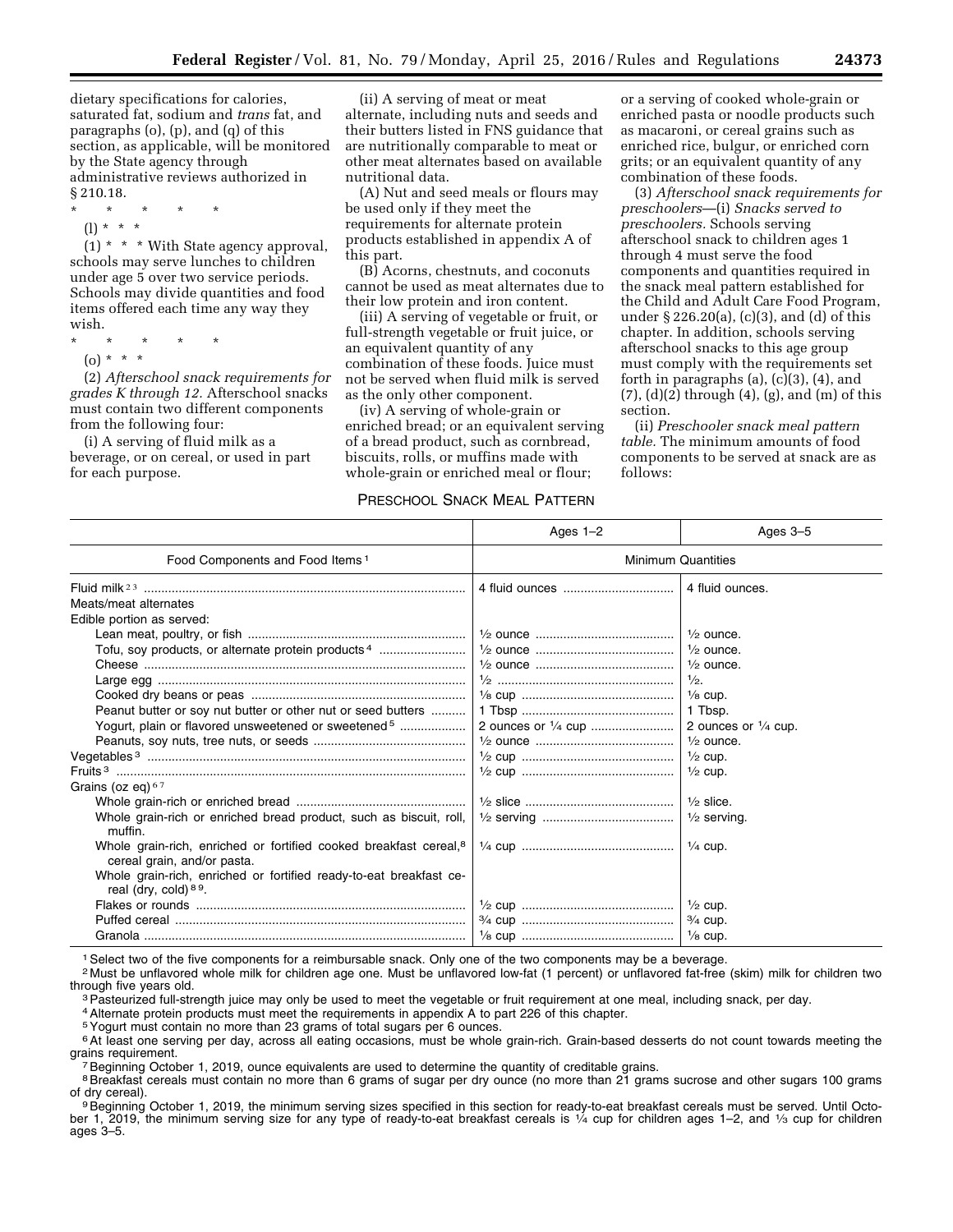dietary specifications for calories, saturated fat, sodium and *trans* fat, and paragraphs (o), (p), and (q) of this section, as applicable, will be monitored by the State agency through administrative reviews authorized in § 210.18.

\* \* \* \* \*

(l) \* \* \*

(1) \* \* \* With State agency approval, schools may serve lunches to children under age 5 over two service periods. Schools may divide quantities and food items offered each time any way they wish.

\* \* \* \* \*

(o) \* \* \*

(2) *Afterschool snack requirements for grades K through 12.* Afterschool snacks must contain two different components from the following four:

(i) A serving of fluid milk as a beverage, or on cereal, or used in part for each purpose.

(ii) A serving of meat or meat alternate, including nuts and seeds and their butters listed in FNS guidance that are nutritionally comparable to meat or other meat alternates based on available nutritional data.

(A) Nut and seed meals or flours may be used only if they meet the requirements for alternate protein products established in appendix A of this part.

(B) Acorns, chestnuts, and coconuts cannot be used as meat alternates due to their low protein and iron content.

(iii) A serving of vegetable or fruit, or full-strength vegetable or fruit juice, or an equivalent quantity of any combination of these foods. Juice must not be served when fluid milk is served as the only other component.

(iv) A serving of whole-grain or enriched bread; or an equivalent serving of a bread product, such as cornbread, biscuits, rolls, or muffins made with whole-grain or enriched meal or flour; or a serving of cooked whole-grain or enriched pasta or noodle products such as macaroni, or cereal grains such as enriched rice, bulgur, or enriched corn grits; or an equivalent quantity of any combination of these foods.

(3) *Afterschool snack requirements for preschoolers*—(i) *Snacks served to preschoolers.* Schools serving afterschool snack to children ages 1 through 4 must serve the food components and quantities required in the snack meal pattern established for the Child and Adult Care Food Program, under § 226.20(a), (c)(3), and (d) of this chapter. In addition, schools serving afterschool snacks to this age group must comply with the requirements set forth in paragraphs (a), (c)(3), (4), and (7), (d)(2) through (4), (g), and (m) of this section.

(ii) *Preschooler snack meal pattern table.* The minimum amounts of food components to be served at snack are as follows:

PRESCHOOL SNACK MEAL PATTERN

| | Ages 1–2 | Ages 3–5 |
|---|---|---|
| Food Components and Food Items [1] | Minimum Quantities | |
| Fluid milk [2 3] | 4 fluid ounces | 4 fluid ounces. |
| Meats/meat alternates | | |
| Edible portion as served: | | |
| Lean meat, poultry, or fish | ½ ounce | ½ ounce. |
| Tofu, soy products, or alternate protein products [4] | ½ ounce | ½ ounce. |
| Cheese | ½ ounce | ½ ounce. |
| Large egg | ½ | ½. |
| Cooked dry beans or peas | ⅛ cup | ⅛ cup. |
| Peanut butter or soy nut butter or other nut or seed butters | 1 Tbsp | 1 Tbsp. |
| Yogurt, plain or flavored unsweetened or sweetened [5] | 2 ounces or ¼ cup | 2 ounces or ¼ cup. |
| Peanuts, soy nuts, tree nuts, or seeds | ½ ounce | ½ ounce. |
| Vegetables [3] | ½ cup | ½ cup. |
| Fruits [3] | ½ cup | ½ cup. |
| Grains (oz eq) [6 7] | | |
| Whole grain-rich or enriched bread | ½ slice | ½ slice. |
| Whole grain-rich or enriched bread product, such as biscuit, roll, muffin. | ½ serving | ½ serving. |
| Whole grain-rich, enriched or fortified cooked breakfast cereal,[8] cereal grain, and/or pasta. | ¼ cup | ¼ cup. |
| Whole grain-rich, enriched or fortified ready-to-eat breakfast cereal (dry, cold) [8 9]. | | |
| Flakes or rounds | ½ cup | ½ cup. |
| Puffed cereal | ¾ cup | ¾ cup. |
| Granola | ⅛ cup | ⅛ cup. |

[1] Select two of the five components for a reimbursable snack. Only one of the two components may be a beverage.

[2] Must be unflavored whole milk for children age one. Must be unflavored low-fat (1 percent) or unflavored fat-free (skim) milk for children two through five years old.

[3] Pasteurized full-strength juice may only be used to meet the vegetable or fruit requirement at one meal, including snack, per day.

[4] Alternate protein products must meet the requirements in appendix A to part 226 of this chapter.

[5] Yogurt must contain no more than 23 grams of total sugars per 6 ounces.

[6] At least one serving per day, across all eating occasions, must be whole grain-rich. Grain-based desserts do not count towards meeting the grains requirement.

[7] Beginning October 1, 2019, ounce equivalents are used to determine the quantity of creditable grains.

[8] Breakfast cereals must contain no more than 6 grams of sugar per dry ounce (no more than 21 grams sucrose and other sugars 100 grams of dry cereal).

[9] Beginning October 1, 2019, the minimum serving sizes specified in this section for ready-to-eat breakfast cereals must be served. Until October 1, 2019, the minimum serving size for any type of ready-to-eat breakfast cereals is ¼ cup for children ages 1–2, and ⅓ cup for children ages 3–5.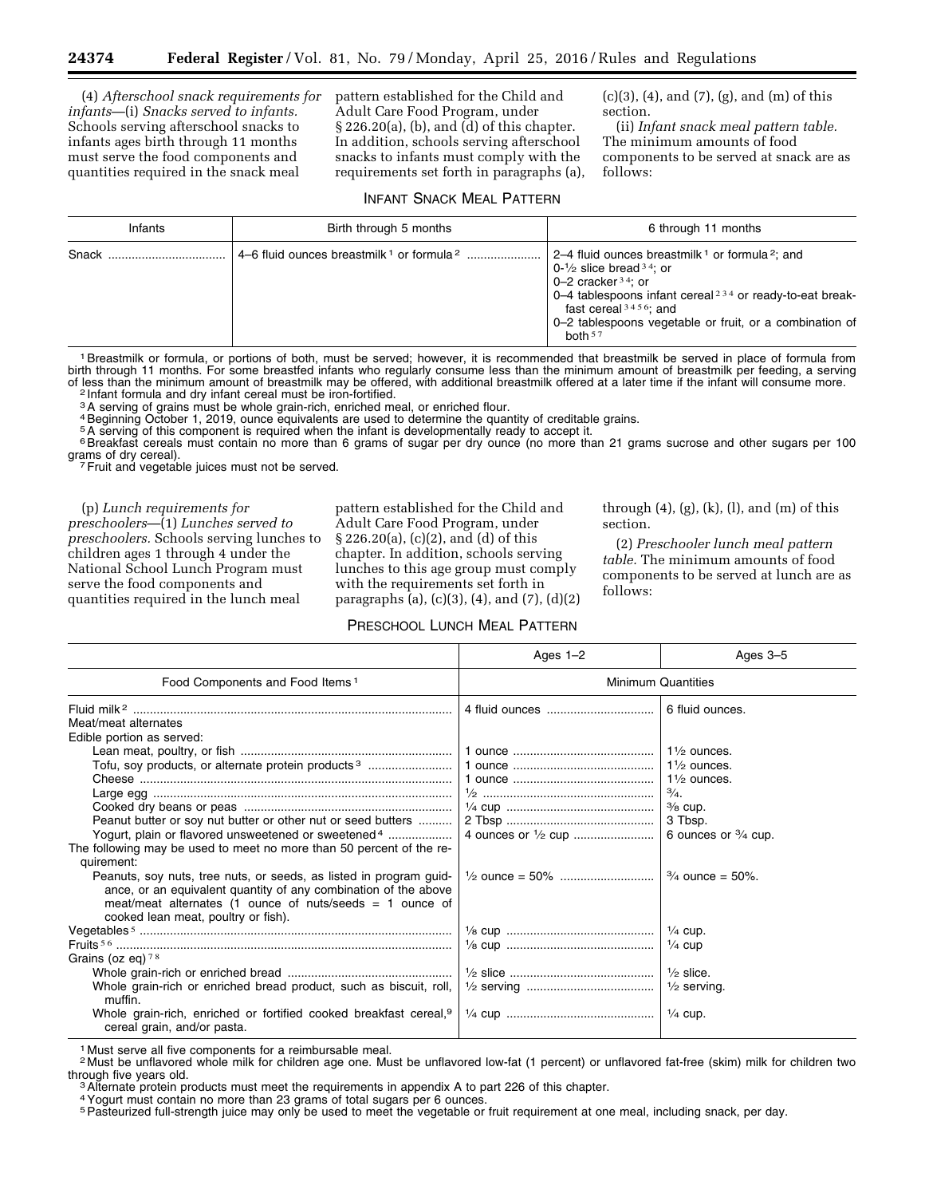(4) *Afterschool snack requirements for infants*—(i) *Snacks served to infants.* Schools serving afterschool snacks to infants ages birth through 11 months must serve the food components and quantities required in the snack meal pattern established for the Child and Adult Care Food Program, under § 226.20(a), (b), and (d) of this chapter. In addition, schools serving afterschool snacks to infants must comply with the requirements set forth in paragraphs (a), (c)(3), (4), and (7), (g), and (m) of this section.

(ii) *Infant snack meal pattern table.* The minimum amounts of food components to be served at snack are as follows:

INFANT SNACK MEAL PATTERN

| Infants | Birth through 5 months | 6 through 11 months |
|---|---|---|
| Snack | 4–6 fluid ounces breastmilk [1] or formula [2] | 2–4 fluid ounces breastmilk [1] or formula [2]; and<br>0-½ slice bread [3 4]; or<br>0–2 cracker [3 4]; or<br>0–4 tablespoons infant cereal [2 3 4] or ready-to-eat breakfast cereal [3 4 5 6]; and<br>0–2 tablespoons vegetable or fruit, or a combination of both [5 7] |

[1] Breastmilk or formula, or portions of both, must be served; however, it is recommended that breastmilk be served in place of formula from birth through 11 months. For some breastfed infants who regularly consume less than the minimum amount of breastmilk per feeding, a serving of less than the minimum amount of breastmilk may be offered, with additional breastmilk offered at a later time if the infant will consume more.
[2] Infant formula and dry infant cereal must be iron-fortified.
[3] A serving of grains must be whole grain-rich, enriched meal, or enriched flour.
[4] Beginning October 1, 2019, ounce equivalents are used to determine the quantity of creditable grains.
[5] A serving of this component is required when the infant is developmentally ready to accept it.
[6] Breakfast cereals must contain no more than 6 grams of sugar per dry ounce (no more than 21 grams sucrose and other sugars per 100 grams of dry cereal).
[7] Fruit and vegetable juices must not be served.

(p) *Lunch requirements for preschoolers*—(1) *Lunches served to preschoolers.* Schools serving lunches to children ages 1 through 4 under the National School Lunch Program must serve the food components and quantities required in the lunch meal pattern established for the Child and Adult Care Food Program, under § 226.20(a), (c)(2), and (d) of this chapter. In addition, schools serving lunches to this age group must comply with the requirements set forth in paragraphs (a), (c)(3), (4), and (7), (d)(2) through (4), (g), (k), (l), and (m) of this section.

(2) *Preschooler lunch meal pattern table.* The minimum amounts of food components to be served at lunch are as follows:

PRESCHOOL LUNCH MEAL PATTERN

| | Ages 1–2 | Ages 3–5 |
|---|---|---|
| Food Components and Food Items [1] | Minimum Quantities | |
| Fluid milk [2] | 4 fluid ounces | 6 fluid ounces. |
| Meat/meat alternates | | |
| Edible portion as served: | | |
| Lean meat, poultry, or fish | 1 ounce | 1½ ounces. |
| Tofu, soy products, or alternate protein products [3] | 1 ounce | 1½ ounces. |
| Cheese | 1 ounce | 1½ ounces. |
| Large egg | ½ | ¾. |
| Cooked dry beans or peas | ¼ cup | ⅜ cup. |
| Peanut butter or soy nut butter or other nut or seed butters | 2 Tbsp | 3 Tbsp. |
| Yogurt, plain or flavored unsweetened or sweetened [4] | 4 ounces or ½ cup | 6 ounces or ¾ cup. |
| The following may be used to meet no more than 50 percent of the requirement: | | |
| Peanuts, soy nuts, tree nuts, or seeds, as listed in program guidance, or an equivalent quantity of any combination of the above meat/meat alternates (1 ounce of nuts/seeds = 1 ounce of cooked lean meat, poultry or fish). | ½ ounce = 50% | ¾ ounce = 50%. |
| Vegetables [5] | ⅛ cup | ¼ cup. |
| Fruits [5 6] | ⅛ cup | ¼ cup |
| Grains (oz eq) [7 8] | | |
| Whole grain-rich or enriched bread | ½ slice | ½ slice. |
| Whole grain-rich or enriched bread product, such as biscuit, roll, muffin. | ½ serving | ½ serving. |
| Whole grain-rich, enriched or fortified cooked breakfast cereal,[9] cereal grain, and/or pasta. | ¼ cup | ¼ cup. |

[1] Must serve all five components for a reimbursable meal.
[2] Must be unflavored whole milk for children age one. Must be unflavored low-fat (1 percent) or unflavored fat-free (skim) milk for children two through five years old.
[3] Alternate protein products must meet the requirements in appendix A to part 226 of this chapter.
[4] Yogurt must contain no more than 23 grams of total sugars per 6 ounces.
[5] Pasteurized full-strength juice may only be used to meet the vegetable or fruit requirement at one meal, including snack, per day.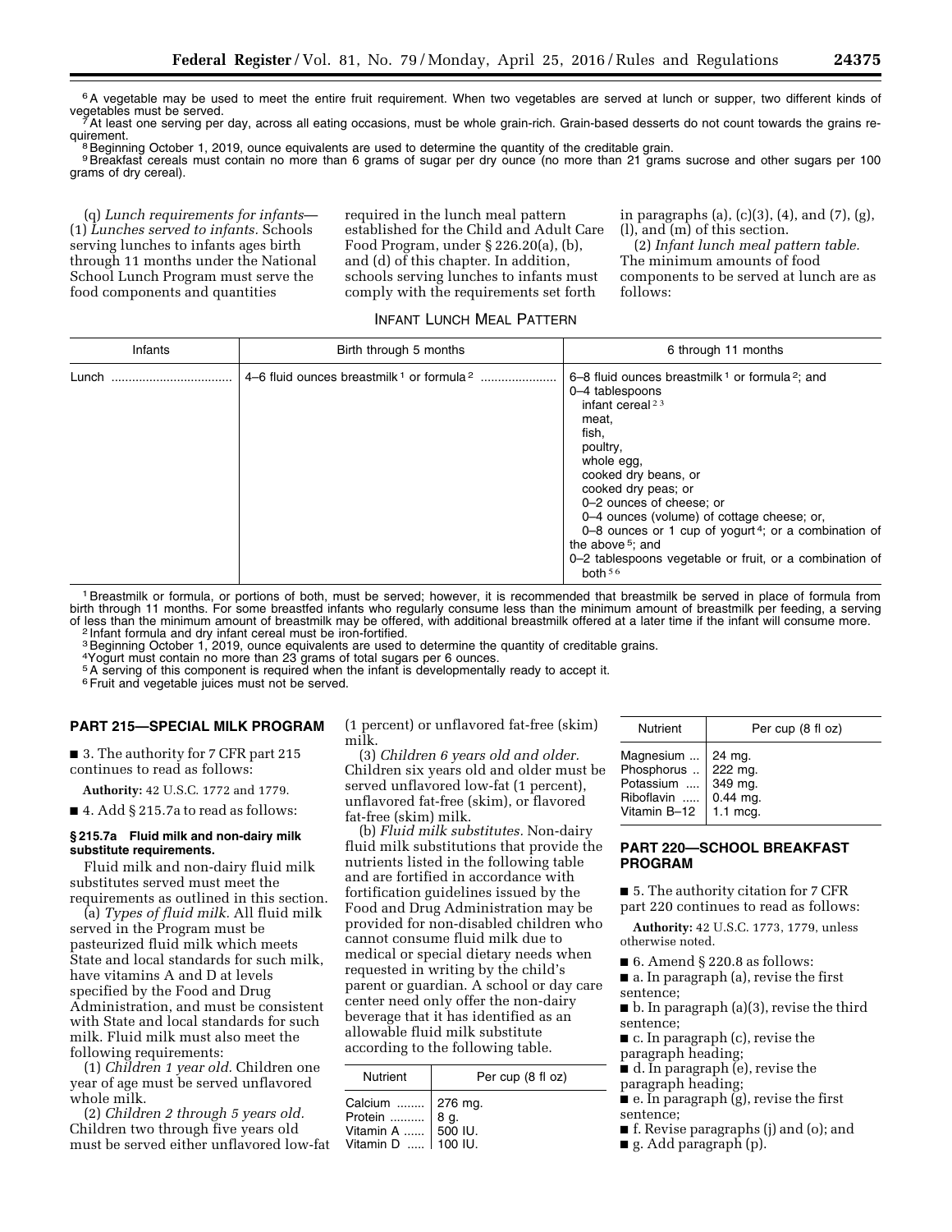[6] A vegetable may be used to meet the entire fruit requirement. When two vegetables are served at lunch or supper, two different kinds of vegetables must be served.

[7] At least one serving per day, across all eating occasions, must be whole grain-rich. Grain-based desserts do not count towards the grains requirement.

[8] Beginning October 1, 2019, ounce equivalents are used to determine the quantity of the creditable grain.

[9] Breakfast cereals must contain no more than 6 grams of sugar per dry ounce (no more than 21 grams sucrose and other sugars per 100 grams of dry cereal).

(q) *Lunch requirements for infants*—(1) *Lunches served to infants.* Schools serving lunches to infants ages birth through 11 months under the National School Lunch Program must serve the food components and quantities required in the lunch meal pattern established for the Child and Adult Care Food Program, under § 226.20(a), (b), and (d) of this chapter. In addition, schools serving lunches to infants must comply with the requirements set forth in paragraphs (a), (c)(3), (4), and (7), (g), (l), and (m) of this section.

(2) *Infant lunch meal pattern table.* The minimum amounts of food components to be served at lunch are as follows:

INFANT LUNCH MEAL PATTERN

| Infants | Birth through 5 months | 6 through 11 months |
|---|---|---|
| Lunch | 4–6 fluid ounces breastmilk [1] or formula [2] | 6–8 fluid ounces breastmilk [1] or formula [2]; and<br>0–4 tablespoons<br>infant cereal [2 3]<br>meat,<br>fish,<br>poultry,<br>whole egg,<br>cooked dry beans, or<br>cooked dry peas; or<br>0–2 ounces of cheese; or<br>0–4 ounces (volume) of cottage cheese; or,<br>0–8 ounces or 1 cup of yogurt [4]; or a combination of the above [5]; and<br>0–2 tablespoons vegetable or fruit, or a combination of both [5 6] |

[1] Breastmilk or formula, or portions of both, must be served; however, it is recommended that breastmilk be served in place of formula from birth through 11 months. For some breastfed infants who regularly consume less than the minimum amount of breastmilk per feeding, a serving of less than the minimum amount of breastmilk may be offered, with additional breastmilk offered at a later time if the infant will consume more.

[2] Infant formula and dry infant cereal must be iron-fortified.

[3] Beginning October 1, 2019, ounce equivalents are used to determine the quantity of creditable grains.

[4] Yogurt must contain no more than 23 grams of total sugars per 6 ounces.

[5] A serving of this component is required when the infant is developmentally ready to accept it.

[6] Fruit and vegetable juices must not be served.

## PART 215—SPECIAL MILK PROGRAM

■ 3. The authority for 7 CFR part 215 continues to read as follows:

**Authority:** 42 U.S.C. 1772 and 1779.

■ 4. Add § 215.7a to read as follows:

### § 215.7a Fluid milk and non-dairy milk substitute requirements.

Fluid milk and non-dairy fluid milk substitutes served must meet the requirements as outlined in this section.

(a) *Types of fluid milk.* All fluid milk served in the Program must be pasteurized fluid milk which meets State and local standards for such milk, have vitamins A and D at levels specified by the Food and Drug Administration, and must be consistent with State and local standards for such milk. Fluid milk must also meet the following requirements:

(1) *Children 1 year old.* Children one year of age must be served unflavored whole milk.

(2) *Children 2 through 5 years old.* Children two through five years old must be served either unflavored low-fat (1 percent) or unflavored fat-free (skim) milk.

(3) *Children 6 years old and older.* Children six years old and older must be served unflavored low-fat (1 percent), unflavored fat-free (skim), or flavored fat-free (skim) milk.

(b) *Fluid milk substitutes.* Non-dairy fluid milk substitutions that provide the nutrients listed in the following table and are fortified in accordance with fortification guidelines issued by the Food and Drug Administration may be provided for non-disabled children who cannot consume fluid milk due to medical or special dietary needs when requested in writing by the child's parent or guardian. A school or day care center need only offer the non-dairy beverage that it has identified as an allowable fluid milk substitute according to the following table.

| Nutrient | Per cup (8 fl oz) |
|---|---|
| Calcium | 276 mg. |
| Protein | 8 g. |
| Vitamin A | 500 IU. |
| Vitamin D | 100 IU. |
| Magnesium | 24 mg. |
| Phosphorus | 222 mg. |
| Potassium | 349 mg. |
| Riboflavin | 0.44 mg. |
| Vitamin B–12 | 1.1 mcg. |

## PART 220—SCHOOL BREAKFAST PROGRAM

■ 5. The authority citation for 7 CFR part 220 continues to read as follows:

**Authority:** 42 U.S.C. 1773, 1779, unless otherwise noted.

■ 6. Amend § 220.8 as follows:

■ a. In paragraph (a), revise the first sentence;

■ b. In paragraph (a)(3), revise the third sentence;

■ c. In paragraph (c), revise the paragraph heading;

■ d. In paragraph (e), revise the paragraph heading;

■ e. In paragraph (g), revise the first sentence;

■ f. Revise paragraphs (j) and (o); and

■ g. Add paragraph (p).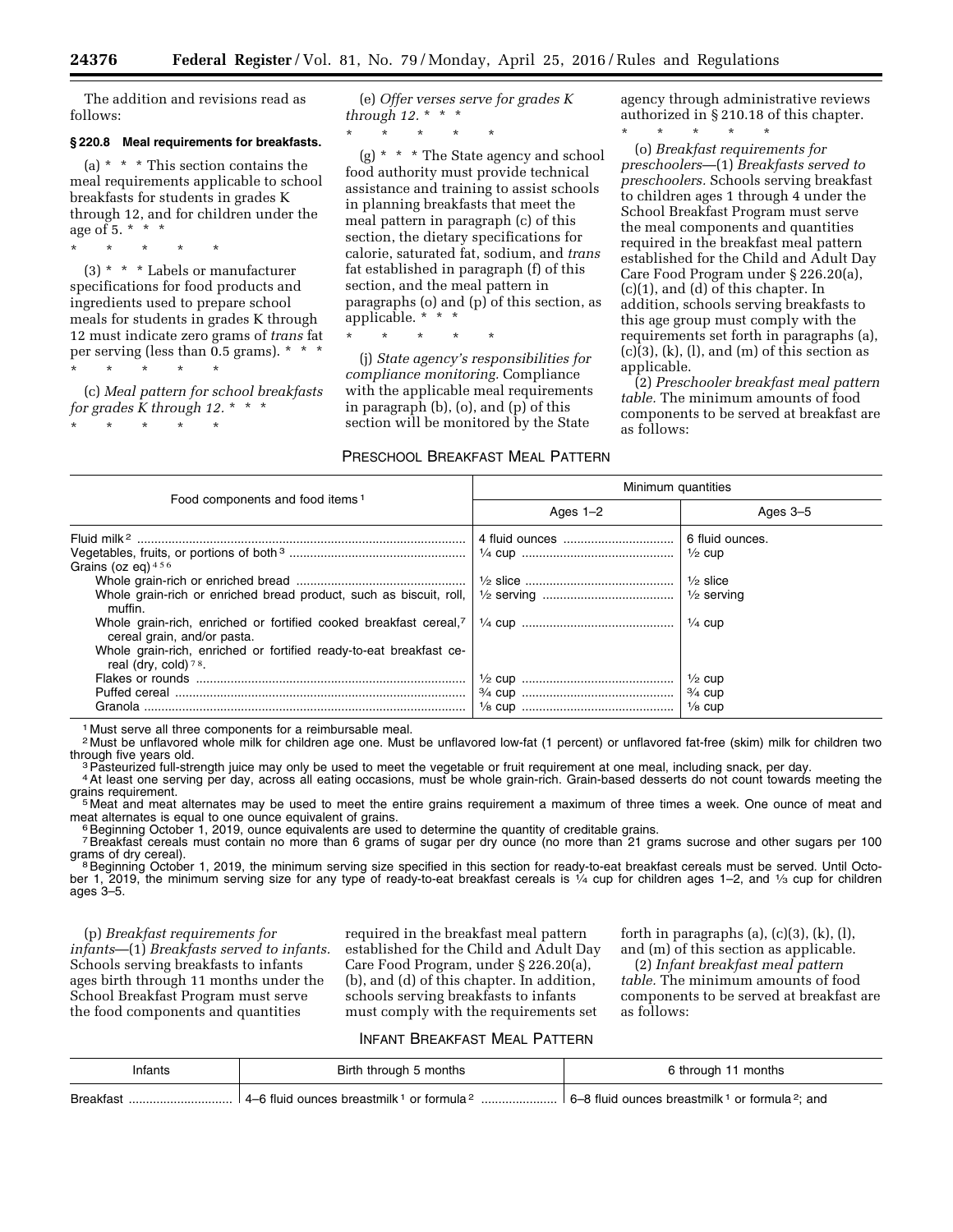The addition and revisions read as follows:

**§ 220.8 Meal requirements for breakfasts.**

(a) * * * This section contains the meal requirements applicable to school breakfasts for students in grades K through 12, and for children under the age of 5. * * *

\* \* \* \* \*

(3) * * * Labels or manufacturer specifications for food products and ingredients used to prepare school meals for students in grades K through 12 must indicate zero grams of *trans* fat per serving (less than 0.5 grams). * * *

\* \* \* \* \*

(c) *Meal pattern for school breakfasts for grades K through 12.* * * *

\* \* \* \* \*

(e) *Offer verses serve for grades K through 12.* * * *

\* \* \* \* \*

(g) * * * The State agency and school food authority must provide technical assistance and training to assist schools in planning breakfasts that meet the meal pattern in paragraph (c) of this section, the dietary specifications for calorie, saturated fat, sodium, and *trans* fat established in paragraph (f) of this section, and the meal pattern in paragraphs (o) and (p) of this section, as applicable. * * *

\* \* \* \* \*

(j) *State agency's responsibilities for compliance monitoring.* Compliance with the applicable meal requirements in paragraph (b), (o), and (p) of this section will be monitored by the State agency through administrative reviews authorized in § 210.18 of this chapter.

\* \* \* \* \*

(o) *Breakfast requirements for preschoolers*—(1) *Breakfasts served to preschoolers.* Schools serving breakfast to children ages 1 through 4 under the School Breakfast Program must serve the meal components and quantities required in the breakfast meal pattern established for the Child and Adult Day Care Food Program under § 226.20(a), (c)(1), and (d) of this chapter. In addition, schools serving breakfasts to this age group must comply with the requirements set forth in paragraphs (a), (c)(3), (k), (l), and (m) of this section as applicable.

(2) *Preschooler breakfast meal pattern table.* The minimum amounts of food components to be served at breakfast are as follows:

PRESCHOOL BREAKFAST MEAL PATTERN

| Food components and food items[1] | Minimum quantities | |
|---|---|---|
| | Ages 1–2 | Ages 3–5 |
| Fluid milk[2] | 4 fluid ounces | 6 fluid ounces. |
| Vegetables, fruits, or portions of both[3] | ¼ cup | ½ cup |
| Grains (oz eq)[4 5 6] | | |
| Whole grain-rich or enriched bread | ½ slice | ½ slice |
| Whole grain-rich or enriched bread product, such as biscuit, roll, muffin. | ½ serving | ½ serving |
| Whole grain-rich, enriched or fortified cooked breakfast cereal,[7] cereal grain, and/or pasta. | ¼ cup | ¼ cup |
| Whole grain-rich, enriched or fortified ready-to-eat breakfast cereal (dry, cold)[7 8]. | | |
| Flakes or rounds | ½ cup | ½ cup |
| Puffed cereal | ¾ cup | ¾ cup |
| Granola | ⅛ cup | ⅛ cup |

[1] Must serve all three components for a reimbursable meal.

[2] Must be unflavored whole milk for children age one. Must be unflavored low-fat (1 percent) or unflavored fat-free (skim) milk for children two through five years old.

[3] Pasteurized full-strength juice may only be used to meet the vegetable or fruit requirement at one meal, including snack, per day.

[4] At least one serving per day, across all eating occasions, must be whole grain-rich. Grain-based desserts do not count towards meeting the grains requirement.

[5] Meat and meat alternates may be used to meet the entire grains requirement a maximum of three times a week. One ounce of meat and meat alternates is equal to one ounce equivalent of grains.

[6] Beginning October 1, 2019, ounce equivalents are used to determine the quantity of creditable grains.

[7] Breakfast cereals must contain no more than 6 grams of sugar per dry ounce (no more than 21 grams sucrose and other sugars per 100 grams of dry cereal).

[8] Beginning October 1, 2019, the minimum serving size specified in this section for ready-to-eat breakfast cereals must be served. Until October 1, 2019, the minimum serving size for any type of ready-to-eat breakfast cereals is ¼ cup for children ages 1–2, and ⅓ cup for children ages 3–5.

(p) *Breakfast requirements for infants*—(1) *Breakfasts served to infants.* Schools serving breakfasts to infants ages birth through 11 months under the School Breakfast Program must serve the food components and quantities required in the breakfast meal pattern established for the Child and Adult Day Care Food Program, under § 226.20(a), (b), and (d) of this chapter. In addition, schools serving breakfasts to infants must comply with the requirements set forth in paragraphs (a), (c)(3), (k), (l), and (m) of this section as applicable.

(2) *Infant breakfast meal pattern table.* The minimum amounts of food components to be served at breakfast are as follows:

INFANT BREAKFAST MEAL PATTERN

| Infants | Birth through 5 months | 6 through 11 months |
|---|---|---|
| Breakfast | 4–6 fluid ounces breastmilk[1] or formula[2] | 6–8 fluid ounces breastmilk[1] or formula[2]; and |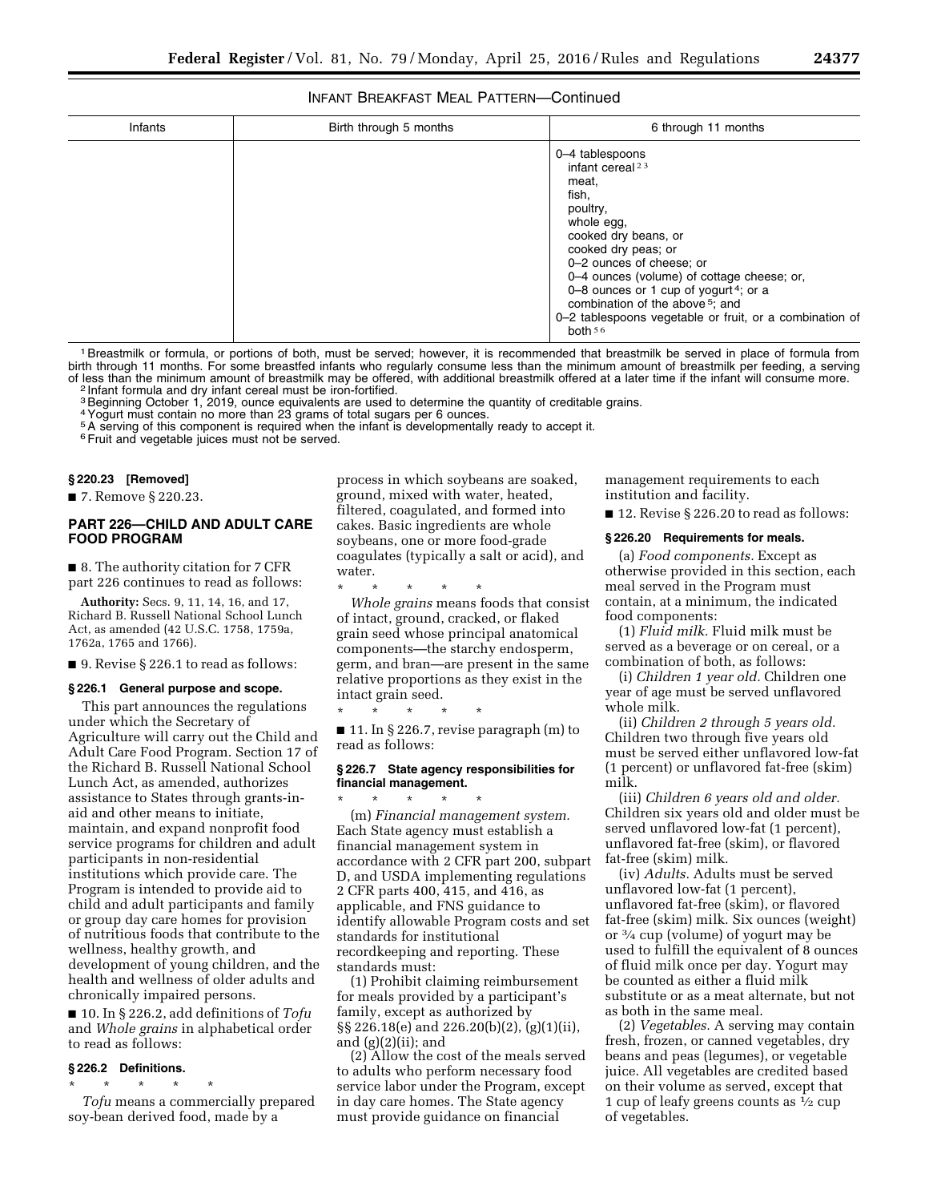INFANT BREAKFAST MEAL PATTERN—Continued

| Infants | Birth through 5 months | 6 through 11 months |
| --- | --- | --- |
| | | 0–4 tablespoons<br>infant cereal [2 3]<br>meat,<br>fish,<br>poultry,<br>whole egg,<br>cooked dry beans, or<br>cooked dry peas; or<br>0–2 ounces of cheese; or<br>0–4 ounces (volume) of cottage cheese; or,<br>0–8 ounces or 1 cup of yogurt [4]; or a combination of the above [5]; and<br>0–2 tablespoons vegetable or fruit, or a combination of both [5 6] |

[1] Breastmilk or formula, or portions of both, must be served; however, it is recommended that breastmilk be served in place of formula from birth through 11 months. For some breastfed infants who regularly consume less than the minimum amount of breastmilk per feeding, a serving of less than the minimum amount of breastmilk may be offered, with additional breastmilk offered at a later time if the infant will consume more.

[2] Infant formula and dry infant cereal must be iron-fortified.

[3] Beginning October 1, 2019, ounce equivalents are used to determine the quantity of creditable grains.

[4] Yogurt must contain no more than 23 grams of total sugars per 6 ounces.

[5] A serving of this component is required when the infant is developmentally ready to accept it.

[6] Fruit and vegetable juices must not be served.

**§ 220.23 [Removed]**

■ 7. Remove § 220.23.

## PART 226—CHILD AND ADULT CARE FOOD PROGRAM

■ 8. The authority citation for 7 CFR part 226 continues to read as follows:

**Authority:** Secs. 9, 11, 14, 16, and 17, Richard B. Russell National School Lunch Act, as amended (42 U.S.C. 1758, 1759a, 1762a, 1765 and 1766).

■ 9. Revise § 226.1 to read as follows:

**§ 226.1 General purpose and scope.**

This part announces the regulations under which the Secretary of Agriculture will carry out the Child and Adult Care Food Program. Section 17 of the Richard B. Russell National School Lunch Act, as amended, authorizes assistance to States through grants-in-aid and other means to initiate, maintain, and expand nonprofit food service programs for children and adult participants in non-residential institutions which provide care. The Program is intended to provide aid to child and adult participants and family or group day care homes for provision of nutritious foods that contribute to the wellness, healthy growth, and development of young children, and the health and wellness of older adults and chronically impaired persons.

■ 10. In § 226.2, add definitions of *Tofu* and *Whole grains* in alphabetical order to read as follows:

**§ 226.2 Definitions.**

\* \* \* \* \*

*Tofu* means a commercially prepared soy-bean derived food, made by a process in which soybeans are soaked, ground, mixed with water, heated, filtered, coagulated, and formed into cakes. Basic ingredients are whole soybeans, one or more food-grade coagulates (typically a salt or acid), and water.

\* \* \* \* \*

*Whole grains* means foods that consist of intact, ground, cracked, or flaked grain seed whose principal anatomical components—the starchy endosperm, germ, and bran—are present in the same relative proportions as they exist in the intact grain seed.

\* \* \* \* \*

■ 11. In § 226.7, revise paragraph (m) to read as follows:

**§ 226.7 State agency responsibilities for financial management.**

\* \* \* \* \*

(m) *Financial management system.* Each State agency must establish a financial management system in accordance with 2 CFR part 200, subpart D, and USDA implementing regulations 2 CFR parts 400, 415, and 416, as applicable, and FNS guidance to identify allowable Program costs and set standards for institutional recordkeeping and reporting. These standards must:

(1) Prohibit claiming reimbursement for meals provided by a participant's family, except as authorized by §§ 226.18(e) and 226.20(b)(2), (g)(1)(ii), and (g)(2)(ii); and

(2) Allow the cost of the meals served to adults who perform necessary food service labor under the Program, except in day care homes. The State agency must provide guidance on financial management requirements to each institution and facility.

■ 12. Revise § 226.20 to read as follows:

**§ 226.20 Requirements for meals.**

(a) *Food components.* Except as otherwise provided in this section, each meal served in the Program must contain, at a minimum, the indicated food components:

(1) *Fluid milk.* Fluid milk must be served as a beverage or on cereal, or a combination of both, as follows:

(i) *Children 1 year old.* Children one year of age must be served unflavored whole milk.

(ii) *Children 2 through 5 years old.* Children two through five years old must be served either unflavored low-fat (1 percent) or unflavored fat-free (skim) milk.

(iii) *Children 6 years old and older.* Children six years old and older must be served unflavored low-fat (1 percent), unflavored fat-free (skim), or flavored fat-free (skim) milk.

(iv) *Adults.* Adults must be served unflavored low-fat (1 percent), unflavored fat-free (skim), or flavored fat-free (skim) milk. Six ounces (weight) or ¾ cup (volume) of yogurt may be used to fulfill the equivalent of 8 ounces of fluid milk once per day. Yogurt may be counted as either a fluid milk substitute or as a meat alternate, but not as both in the same meal.

(2) *Vegetables.* A serving may contain fresh, frozen, or canned vegetables, dry beans and peas (legumes), or vegetable juice. All vegetables are credited based on their volume as served, except that 1 cup of leafy greens counts as ½ cup of vegetables.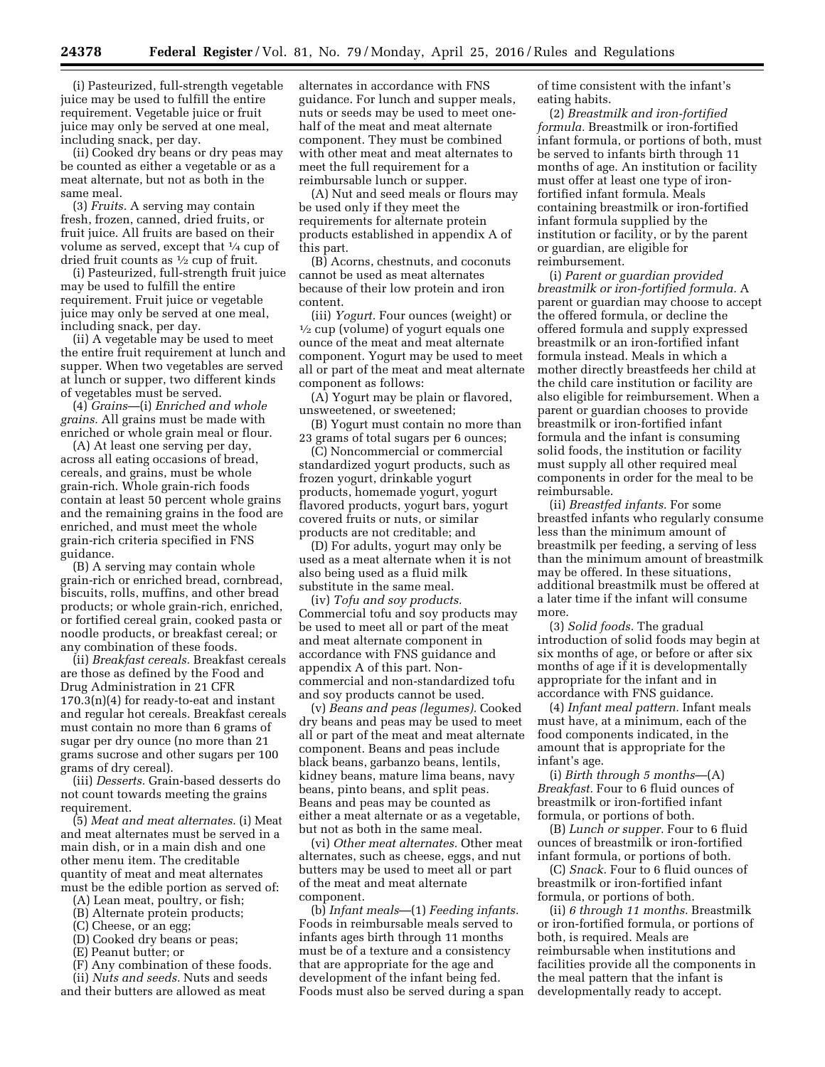(i) Pasteurized, full-strength vegetable juice may be used to fulfill the entire requirement. Vegetable juice or fruit juice may only be served at one meal, including snack, per day.

(ii) Cooked dry beans or dry peas may be counted as either a vegetable or as a meat alternate, but not as both in the same meal.

(3) *Fruits.* A serving may contain fresh, frozen, canned, dried fruits, or fruit juice. All fruits are based on their volume as served, except that ¼ cup of dried fruit counts as ½ cup of fruit.

(i) Pasteurized, full-strength fruit juice may be used to fulfill the entire requirement. Fruit juice or vegetable juice may only be served at one meal, including snack, per day.

(ii) A vegetable may be used to meet the entire fruit requirement at lunch and supper. When two vegetables are served at lunch or supper, two different kinds of vegetables must be served.

(4) *Grains*—(i) *Enriched and whole grains.* All grains must be made with enriched or whole grain meal or flour.

(A) At least one serving per day, across all eating occasions of bread, cereals, and grains, must be whole grain-rich. Whole grain-rich foods contain at least 50 percent whole grains and the remaining grains in the food are enriched, and must meet the whole grain-rich criteria specified in FNS guidance.

(B) A serving may contain whole grain-rich or enriched bread, cornbread, biscuits, rolls, muffins, and other bread products; or whole grain-rich, enriched, or fortified cereal grain, cooked pasta or noodle products, or breakfast cereal; or any combination of these foods.

(ii) *Breakfast cereals.* Breakfast cereals are those as defined by the Food and Drug Administration in 21 CFR 170.3(n)(4) for ready-to-eat and instant and regular hot cereals. Breakfast cereals must contain no more than 6 grams of sugar per dry ounce (no more than 21 grams sucrose and other sugars per 100 grams of dry cereal).

(iii) *Desserts.* Grain-based desserts do not count towards meeting the grains requirement.

(5) *Meat and meat alternates.* (i) Meat and meat alternates must be served in a main dish, or in a main dish and one other menu item. The creditable quantity of meat and meat alternates must be the edible portion as served of:

(A) Lean meat, poultry, or fish;

(B) Alternate protein products;

(C) Cheese, or an egg;

(D) Cooked dry beans or peas;

(E) Peanut butter; or

(F) Any combination of these foods.

(ii) *Nuts and seeds.* Nuts and seeds and their butters are allowed as meat alternates in accordance with FNS guidance. For lunch and supper meals, nuts or seeds may be used to meet one-half of the meat and meat alternate component. They must be combined with other meat and meat alternates to meet the full requirement for a reimbursable lunch or supper.

(A) Nut and seed meals or flours may be used only if they meet the requirements for alternate protein products established in appendix A of this part.

(B) Acorns, chestnuts, and coconuts cannot be used as meat alternates because of their low protein and iron content.

(iii) *Yogurt.* Four ounces (weight) or ½ cup (volume) of yogurt equals one ounce of the meat and meat alternate component. Yogurt may be used to meet all or part of the meat and meat alternate component as follows:

(A) Yogurt may be plain or flavored, unsweetened, or sweetened;

(B) Yogurt must contain no more than 23 grams of total sugars per 6 ounces;

(C) Noncommercial or commercial standardized yogurt products, such as frozen yogurt, drinkable yogurt products, homemade yogurt, yogurt flavored products, yogurt bars, yogurt covered fruits or nuts, or similar products are not creditable; and

(D) For adults, yogurt may only be used as a meat alternate when it is not also being used as a fluid milk substitute in the same meal.

(iv) *Tofu and soy products.* Commercial tofu and soy products may be used to meet all or part of the meat and meat alternate component in accordance with FNS guidance and appendix A of this part. Non-commercial and non-standardized tofu and soy products cannot be used.

(v) *Beans and peas (legumes).* Cooked dry beans and peas may be used to meet all or part of the meat and meat alternate component. Beans and peas include black beans, garbanzo beans, lentils, kidney beans, mature lima beans, navy beans, pinto beans, and split peas. Beans and peas may be counted as either a meat alternate or as a vegetable, but not as both in the same meal.

(vi) *Other meat alternates.* Other meat alternates, such as cheese, eggs, and nut butters may be used to meet all or part of the meat and meat alternate component.

(b) *Infant meals*—(1) *Feeding infants.* Foods in reimbursable meals served to infants ages birth through 11 months must be of a texture and a consistency that are appropriate for the age and development of the infant being fed. Foods must also be served during a span of time consistent with the infant's eating habits.

(2) *Breastmilk and iron-fortified formula.* Breastmilk or iron-fortified infant formula, or portions of both, must be served to infants birth through 11 months of age. An institution or facility must offer at least one type of iron-fortified infant formula. Meals containing breastmilk or iron-fortified infant formula supplied by the institution or facility, or by the parent or guardian, are eligible for reimbursement.

(i) *Parent or guardian provided breastmilk or iron-fortified formula.* A parent or guardian may choose to accept the offered formula, or decline the offered formula and supply expressed breastmilk or an iron-fortified infant formula instead. Meals in which a mother directly breastfeeds her child at the child care institution or facility are also eligible for reimbursement. When a parent or guardian chooses to provide breastmilk or iron-fortified infant formula and the infant is consuming solid foods, the institution or facility must supply all other required meal components in order for the meal to be reimbursable.

(ii) *Breastfed infants.* For some breastfed infants who regularly consume less than the minimum amount of breastmilk per feeding, a serving of less than the minimum amount of breastmilk may be offered. In these situations, additional breastmilk must be offered at a later time if the infant will consume more.

(3) *Solid foods.* The gradual introduction of solid foods may begin at six months of age, or before or after six months of age if it is developmentally appropriate for the infant and in accordance with FNS guidance.

(4) *Infant meal pattern.* Infant meals must have, at a minimum, each of the food components indicated, in the amount that is appropriate for the infant's age.

(i) *Birth through 5 months*—(A) *Breakfast.* Four to 6 fluid ounces of breastmilk or iron-fortified infant formula, or portions of both.

(B) *Lunch or supper.* Four to 6 fluid ounces of breastmilk or iron-fortified infant formula, or portions of both.

(C) *Snack.* Four to 6 fluid ounces of breastmilk or iron-fortified infant formula, or portions of both.

(ii) *6 through 11 months.* Breastmilk or iron-fortified formula, or portions of both, is required. Meals are reimbursable when institutions and facilities provide all the components in the meal pattern that the infant is developmentally ready to accept.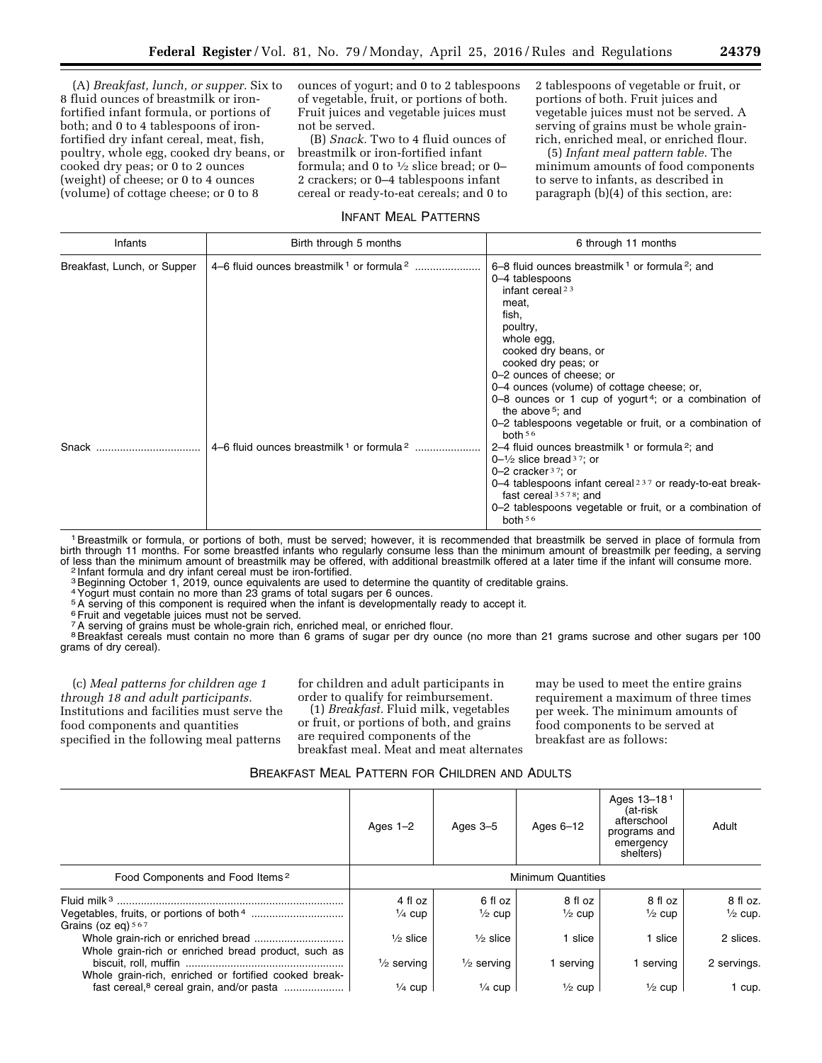(A) *Breakfast, lunch, or supper.* Six to 8 fluid ounces of breastmilk or iron-fortified infant formula, or portions of both; and 0 to 4 tablespoons of iron-fortified dry infant cereal, meat, fish, poultry, whole egg, cooked dry beans, or cooked dry peas; or 0 to 2 ounces (weight) of cheese; or 0 to 4 ounces (volume) of cottage cheese; or 0 to 8 ounces of yogurt; and 0 to 2 tablespoons of vegetable, fruit, or portions of both. Fruit juices and vegetable juices must not be served.

(B) *Snack.* Two to 4 fluid ounces of breastmilk or iron-fortified infant formula; and 0 to ½ slice bread; or 0–2 crackers; or 0–4 tablespoons infant cereal or ready-to-eat cereals; and 0 to 2 tablespoons of vegetable or fruit, or portions of both. Fruit juices and vegetable juices must not be served. A serving of grains must be whole grain-rich, enriched meal, or enriched flour.

(5) *Infant meal pattern table.* The minimum amounts of food components to serve to infants, as described in paragraph (b)(4) of this section, are:

INFANT MEAL PATTERNS

| Infants | Birth through 5 months | 6 through 11 months |
|---|---|---|
| Breakfast, Lunch, or Supper | 4–6 fluid ounces breastmilk [1] or formula [2] | 6–8 fluid ounces breastmilk [1] or formula [2]; and<br>0–4 tablespoons<br>infant cereal [2 3]<br>meat,<br>fish,<br>poultry,<br>whole egg,<br>cooked dry beans, or<br>cooked dry peas; or<br>0–2 ounces of cheese; or<br>0–4 ounces (volume) of cottage cheese; or,<br>0–8 ounces or 1 cup of yogurt [4]; or a combination of the above [5]; and<br>0–2 tablespoons vegetable or fruit, or a combination of both [5 6] |
| Snack | 4–6 fluid ounces breastmilk [1] or formula [2] | 2–4 fluid ounces breastmilk [1] or formula [2]; and<br>0–½ slice bread [3 7]; or<br>0–2 cracker [3 7]; or<br>0–4 tablespoons infant cereal [2 3 7] or ready-to-eat breakfast cereal [3 5 7 8]; and<br>0–2 tablespoons vegetable or fruit, or a combination of both [5 6] |

[1] Breastmilk or formula, or portions of both, must be served; however, it is recommended that breastmilk be served in place of formula from birth through 11 months. For some breastfed infants who regularly consume less than the minimum amount of breastmilk per feeding, a serving of less than the minimum amount of breastmilk may be offered, with additional breastmilk offered at a later time if the infant will consume more.
[2] Infant formula and dry infant cereal must be iron-fortified.
[3] Beginning October 1, 2019, ounce equivalents are used to determine the quantity of creditable grains.
[4] Yogurt must contain no more than 23 grams of total sugars per 6 ounces.
[5] A serving of this component is required when the infant is developmentally ready to accept it.
[6] Fruit and vegetable juices must not be served.
[7] A serving of grains must be whole-grain rich, enriched meal, or enriched flour.
[8] Breakfast cereals must contain no more than 6 grams of sugar per dry ounce (no more than 21 grams sucrose and other sugars per 100 grams of dry cereal).

(c) *Meal patterns for children age 1 through 18 and adult participants.* Institutions and facilities must serve the food components and quantities specified in the following meal patterns for children and adult participants in order to qualify for reimbursement.

(1) *Breakfast.* Fluid milk, vegetables or fruit, or portions of both, and grains are required components of the breakfast meal. Meat and meat alternates may be used to meet the entire grains requirement a maximum of three times per week. The minimum amounts of food components to be served at breakfast are as follows:

BREAKFAST MEAL PATTERN FOR CHILDREN AND ADULTS

| | Ages 1–2 | Ages 3–5 | Ages 6–12 | Ages 13–18 [1] (at-risk afterschool programs and emergency shelters) | Adult |
|---|---|---|---|---|---|
| Food Components and Food Items [2] | Minimum Quantities | | | | |
| Fluid milk [3] | 4 fl oz | 6 fl oz | 8 fl oz | 8 fl oz | 8 fl oz. |
| Vegetables, fruits, or portions of both [4] | ¼ cup | ½ cup | ½ cup | ½ cup | ½ cup. |
| Grains (oz eq) [5 6 7] | | | | | |
| Whole grain-rich or enriched bread | ½ slice | ½ slice | 1 slice | 1 slice | 2 slices. |
| Whole grain-rich or enriched bread product, such as biscuit, roll, muffin | ½ serving | ½ serving | 1 serving | 1 serving | 2 servings. |
| Whole grain-rich, enriched or fortified cooked breakfast cereal,[8] cereal grain, and/or pasta | ¼ cup | ¼ cup | ½ cup | ½ cup | 1 cup. |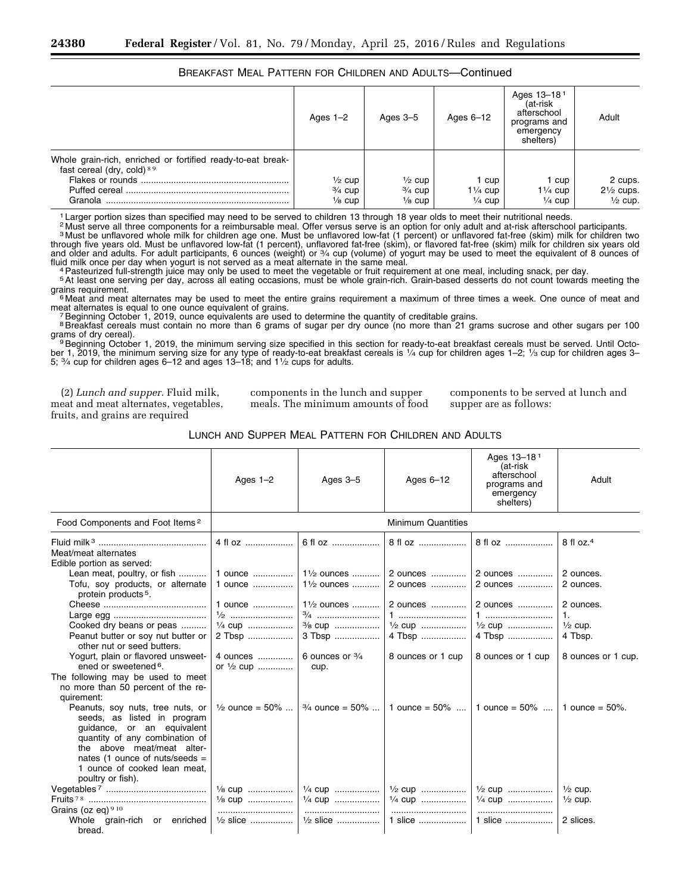BREAKFAST MEAL PATTERN FOR CHILDREN AND ADULTS—Continued

| | Ages 1–2 | Ages 3–5 | Ages 6–12 | Ages 13–18[1] (at-risk afterschool programs and emergency shelters) | Adult |
|---|---|---|---|---|---|
| Whole grain-rich, enriched or fortified ready-to-eat breakfast cereal (dry, cold)[8 9] | | | | | |
| Flakes or rounds | ½ cup | ½ cup | 1 cup | 1 cup | 2 cups. |
| Puffed cereal | ¾ cup | ¾ cup | 1¼ cup | 1¼ cup | 2½ cups. |
| Granola | ⅛ cup | ⅛ cup | ¼ cup | ¼ cup | ½ cup. |

[1] Larger portion sizes than specified may need to be served to children 13 through 18 year olds to meet their nutritional needs.

[2] Must serve all three components for a reimbursable meal. Offer versus serve is an option for only adult and at-risk afterschool participants.

[3] Must be unflavored whole milk for children age one. Must be unflavored low-fat (1 percent) or unflavored fat-free (skim) milk for children two through five years old. Must be unflavored low-fat (1 percent), unflavored fat-free (skim), or flavored fat-free (skim) milk for children six years old and older and adults. For adult participants, 6 ounces (weight) or ¾ cup (volume) of yogurt may be used to meet the equivalent of 8 ounces of fluid milk once per day when yogurt is not served as a meat alternate in the same meal.

[4] Pasteurized full-strength juice may only be used to meet the vegetable or fruit requirement at one meal, including snack, per day.

[5] At least one serving per day, across all eating occasions, must be whole grain-rich. Grain-based desserts do not count towards meeting the grains requirement.

[6] Meat and meat alternates may be used to meet the entire grains requirement a maximum of three times a week. One ounce of meat and meat alternates is equal to one ounce equivalent of grains.

[7] Beginning October 1, 2019, ounce equivalents are used to determine the quantity of creditable grains.

[8] Breakfast cereals must contain no more than 6 grams of sugar per dry ounce (no more than 21 grams sucrose and other sugars per 100 grams of dry cereal).

[9] Beginning October 1, 2019, the minimum serving size specified in this section for ready-to-eat breakfast cereals must be served. Until October 1, 2019, the minimum serving size for any type of ready-to-eat breakfast cereals is ¼ cup for children ages 1–2; ⅓ cup for children ages 3–5; ¾ cup for children ages 6–12 and ages 13–18; and 1½ cups for adults.

(2) *Lunch and supper.* Fluid milk, meat and meat alternates, vegetables, fruits, and grains are required components in the lunch and supper meals. The minimum amounts of food components to be served at lunch and supper are as follows:

LUNCH AND SUPPER MEAL PATTERN FOR CHILDREN AND ADULTS

| | Ages 1–2 | Ages 3–5 | Ages 6–12 | Ages 13–18[1] (at-risk afterschool programs and emergency shelters) | Adult |
|---|---|---|---|---|---|
| Food Components and Foot Items[2] | Minimum Quantities | | | | |
| Fluid milk[3] | 4 fl oz | 6 fl oz | 8 fl oz | 8 fl oz | 8 fl oz.[4] |
| Meat/meat alternates | | | | | |
| Edible portion as served: | | | | | |
| Lean meat, poultry, or fish | 1 ounce | 1½ ounces | 2 ounces | 2 ounces | 2 ounces. |
| Tofu, soy products, or alternate protein products[5]. | 1 ounce | 1½ ounces | 2 ounces | 2 ounces | 2 ounces. |
| Cheese | 1 ounce | 1½ ounces | 2 ounces | 2 ounces | 2 ounces. |
| Large egg | ½ | ¾ | 1 | 1 | 1. |
| Cooked dry beans or peas | ¼ cup | ⅜ cup | ½ cup | ½ cup | ½ cup. |
| Peanut butter or soy nut butter or other nut or seed butters. | 2 Tbsp | 3 Tbsp | 4 Tbsp | 4 Tbsp | 4 Tbsp. |
| Yogurt, plain or flavored unsweetened or sweetened[6]. | 4 ounces or ½ cup | 6 ounces or ¾ cup. | 8 ounces or 1 cup | 8 ounces or 1 cup | 8 ounces or 1 cup. |
| The following may be used to meet no more than 50 percent of the requirement: | | | | | |
| Peanuts, soy nuts, tree nuts, or seeds, as listed in program guidance, or an equivalent quantity of any combination of the above meat/meat alternates (1 ounce of nuts/seeds = 1 ounce of cooked lean meat, poultry or fish). | ½ ounce = 50% | ¾ ounce = 50% | 1 ounce = 50% | 1 ounce = 50% | 1 ounce = 50%. |
| Vegetables[7] | ⅛ cup | ¼ cup | ½ cup | ½ cup | ½ cup. |
| Fruits[7 8] | ⅛ cup | ¼ cup | ¼ cup | ¼ cup | ½ cup. |
| Grains (oz eq)[9 10] | | | | | |
| Whole grain-rich or enriched bread. | ½ slice | ½ slice | 1 slice | 1 slice | 2 slices. |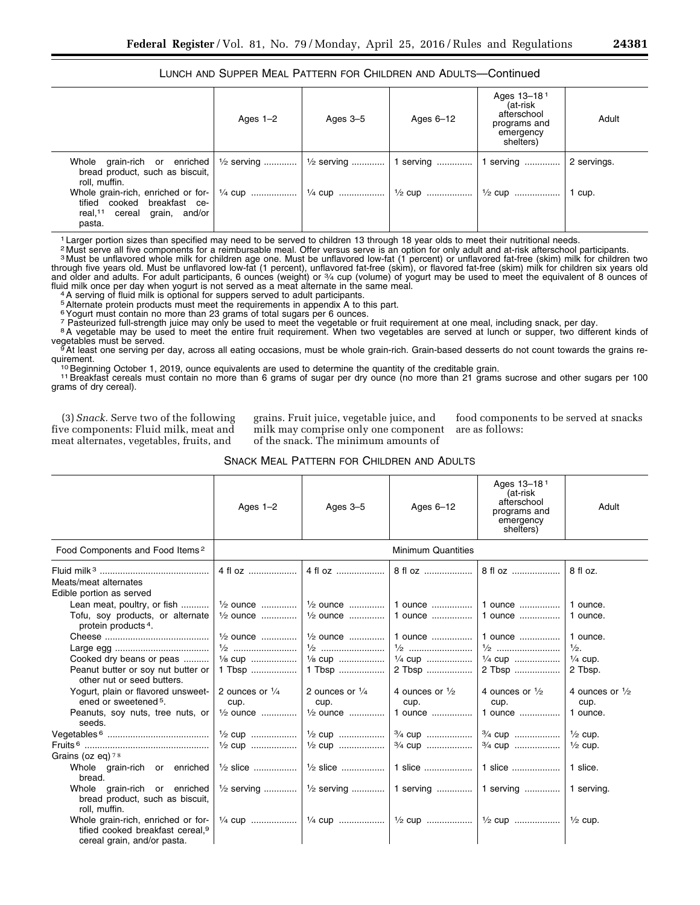LUNCH AND SUPPER MEAL PATTERN FOR CHILDREN AND ADULTS—Continued

| | Ages 1–2 | Ages 3–5 | Ages 6–12 | Ages 13–18 [1] (at-risk afterschool programs and emergency shelters) | Adult |
|---|---|---|---|---|---|
| Whole grain-rich or enriched bread product, such as biscuit, roll, muffin. | ½ serving | ½ serving | 1 serving | 1 serving | 2 servings. |
| Whole grain-rich, enriched or fortified cooked breakfast cereal,[11] cereal grain, and/or pasta. | ¼ cup | ¼ cup | ½ cup | ½ cup | 1 cup. |

[1] Larger portion sizes than specified may need to be served to children 13 through 18 year olds to meet their nutritional needs.
[2] Must serve all five components for a reimbursable meal. Offer versus serve is an option for only adult and at-risk afterschool participants.
[3] Must be unflavored whole milk for children age one. Must be unflavored low-fat (1 percent) or unflavored fat-free (skim) milk for children two through five years old. Must be unflavored low-fat (1 percent), unflavored fat-free (skim), or flavored fat-free (skim) milk for children six years old and older and adults. For adult participants, 6 ounces (weight) or ¾ cup (volume) of yogurt may be used to meet the equivalent of 8 ounces of fluid milk once per day when yogurt is not served as a meat alternate in the same meal.
[4] A serving of fluid milk is optional for suppers served to adult participants.
[5] Alternate protein products must meet the requirements in appendix A to this part.
[6] Yogurt must contain no more than 23 grams of total sugars per 6 ounces.
[7] Pasteurized full-strength juice may only be used to meet the vegetable or fruit requirement at one meal, including snack, per day.
[8] A vegetable may be used to meet the entire fruit requirement. When two vegetables are served at lunch or supper, two different kinds of vegetables must be served.
[9] At least one serving per day, across all eating occasions, must be whole grain-rich. Grain-based desserts do not count towards the grains requirement.
[10] Beginning October 1, 2019, ounce equivalents are used to determine the quantity of the creditable grain.
[11] Breakfast cereals must contain no more than 6 grams of sugar per dry ounce (no more than 21 grams sucrose and other sugars per 100 grams of dry cereal).

(3) *Snack.* Serve two of the following five components: Fluid milk, meat and meat alternates, vegetables, fruits, and grains. Fruit juice, vegetable juice, and milk may comprise only one component of the snack. The minimum amounts of food components to be served at snacks are as follows:

SNACK MEAL PATTERN FOR CHILDREN AND ADULTS

| | Ages 1–2 | Ages 3–5 | Ages 6–12 | Ages 13–18 [1] (at-risk afterschool programs and emergency shelters) | Adult |
|---|---|---|---|---|---|
| Food Components and Food Items [2] | Minimum Quantities | | | | |
| Fluid milk [3] | 4 fl oz | 4 fl oz | 8 fl oz | 8 fl oz | 8 fl oz. |
| Meats/meat alternates | | | | | |
| Edible portion as served | | | | | |
| Lean meat, poultry, or fish | ½ ounce | ½ ounce | 1 ounce | 1 ounce | 1 ounce. |
| Tofu, soy products, or alternate protein products [4]. | ½ ounce | ½ ounce | 1 ounce | 1 ounce | 1 ounce. |
| Cheese | ½ ounce | ½ ounce | 1 ounce | 1 ounce | 1 ounce. |
| Large egg | ½ | ½ | ½ | ½ | ½. |
| Cooked dry beans or peas | ⅛ cup | ⅛ cup | ¼ cup | ¼ cup | ¼ cup. |
| Peanut butter or soy nut butter or other nut or seed butters. | 1 Tbsp | 1 Tbsp | 2 Tbsp | 2 Tbsp | 2 Tbsp. |
| Yogurt, plain or flavored unsweetened or sweetened [5]. | 2 ounces or ¼ cup. | 2 ounces or ¼ cup. | 4 ounces or ½ cup. | 4 ounces or ½ cup. | 4 ounces or ½ cup. |
| Peanuts, soy nuts, tree nuts, or seeds. | ½ ounce | ½ ounce | 1 ounce | 1 ounce | 1 ounce. |
| Vegetables [6] | ½ cup | ½ cup | ¾ cup | ¾ cup | ½ cup. |
| Fruits [6] | ½ cup | ½ cup | ¾ cup | ¾ cup | ½ cup. |
| Grains (oz eq) [7 8] | | | | | |
| Whole grain-rich or enriched bread. | ½ slice | ½ slice | 1 slice | 1 slice | 1 slice. |
| Whole grain-rich or enriched bread product, such as biscuit, roll, muffin. | ½ serving | ½ serving | 1 serving | 1 serving | 1 serving. |
| Whole grain-rich, enriched or fortified cooked breakfast cereal,[9] cereal grain, and/or pasta. | ¼ cup | ¼ cup | ½ cup | ½ cup | ½ cup. |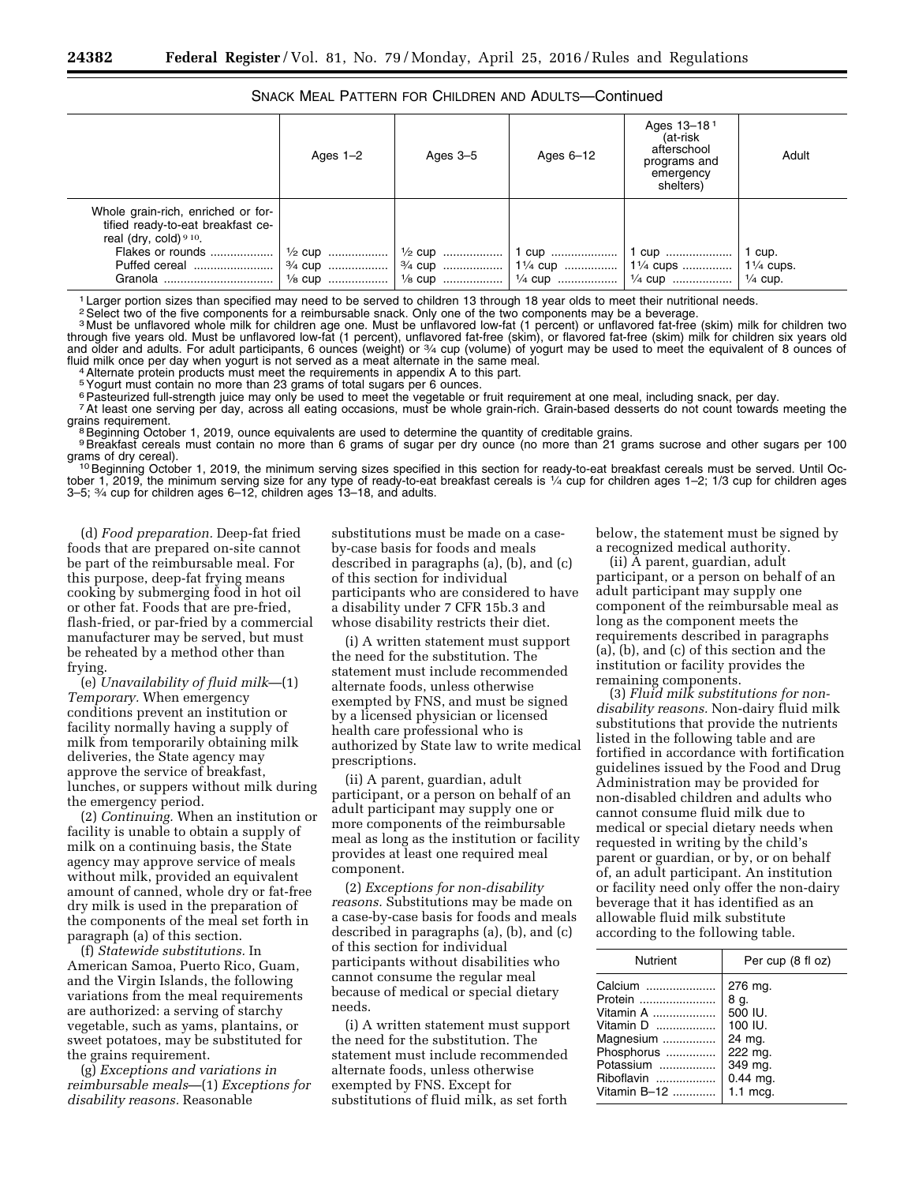SNACK MEAL PATTERN FOR CHILDREN AND ADULTS—Continued

| | Ages 1–2 | Ages 3–5 | Ages 6–12 | Ages 13–18[1] (at-risk afterschool programs and emergency shelters) | Adult |
|---|---|---|---|---|---|
| Whole grain-rich, enriched or fortified ready-to-eat breakfast cereal (dry, cold)[9,10]. | | | | | |
| Flakes or rounds | ½ cup | ½ cup | 1 cup | 1 cup | 1 cup. |
| Puffed cereal | ¾ cup | ¾ cup | 1¼ cup | 1¼ cups | 1¼ cups. |
| Granola | ⅛ cup | ⅛ cup | ¼ cup | ¼ cup | ¼ cup. |

[1] Larger portion sizes than specified may need to be served to children 13 through 18 year olds to meet their nutritional needs.
[2] Select two of the five components for a reimbursable snack. Only one of the two components may be a beverage.
[3] Must be unflavored whole milk for children age one. Must be unflavored low-fat (1 percent) or unflavored fat-free (skim) milk for children two through five years old. Must be unflavored low-fat (1 percent), unflavored fat-free (skim), or flavored fat-free (skim) milk for children six years old and older and adults. For adult participants, 6 ounces (weight) or ¾ cup (volume) of yogurt may be used to meet the equivalent of 8 ounces of fluid milk once per day when yogurt is not served as a meat alternate in the same meal.
[4] Alternate protein products must meet the requirements in appendix A to this part.
[5] Yogurt must contain no more than 23 grams of total sugars per 6 ounces.
[6] Pasteurized full-strength juice may only be used to meet the vegetable or fruit requirement at one meal, including snack, per day.
[7] At least one serving per day, across all eating occasions, must be whole grain-rich. Grain-based desserts do not count towards meeting the grains requirement.
[8] Beginning October 1, 2019, ounce equivalents are used to determine the quantity of creditable grains.
[9] Breakfast cereals must contain no more than 6 grams of sugar per dry ounce (no more than 21 grams sucrose and other sugars per 100 grams of dry cereal).
[10] Beginning October 1, 2019, the minimum serving sizes specified in this section for ready-to-eat breakfast cereals must be served. Until October 1, 2019, the minimum serving size for any type of ready-to-eat breakfast cereals is ¼ cup for children ages 1–2; 1/3 cup for children ages 3–5; ¾ cup for children ages 6–12, children ages 13–18, and adults.

(d) *Food preparation.* Deep-fat fried foods that are prepared on-site cannot be part of the reimbursable meal. For this purpose, deep-fat frying means cooking by submerging food in hot oil or other fat. Foods that are pre-fried, flash-fried, or par-fried by a commercial manufacturer may be served, but must be reheated by a method other than frying.

(e) *Unavailability of fluid milk*—(1) *Temporary.* When emergency conditions prevent an institution or facility normally having a supply of milk from temporarily obtaining milk deliveries, the State agency may approve the service of breakfast, lunches, or suppers without milk during the emergency period.

(2) *Continuing.* When an institution or facility is unable to obtain a supply of milk on a continuing basis, the State agency may approve service of meals without milk, provided an equivalent amount of canned, whole dry or fat-free dry milk is used in the preparation of the components of the meal set forth in paragraph (a) of this section.

(f) *Statewide substitutions.* In American Samoa, Puerto Rico, Guam, and the Virgin Islands, the following variations from the meal requirements are authorized: a serving of starchy vegetable, such as yams, plantains, or sweet potatoes, may be substituted for the grains requirement.

(g) *Exceptions and variations in reimbursable meals*—(1) *Exceptions for disability reasons.* Reasonable substitutions must be made on a case-by-case basis for foods and meals described in paragraphs (a), (b), and (c) of this section for individual participants who are considered to have a disability under 7 CFR 15b.3 and whose disability restricts their diet.

(i) A written statement must support the need for the substitution. The statement must include recommended alternate foods, unless otherwise exempted by FNS, and must be signed by a licensed physician or licensed health care professional who is authorized by State law to write medical prescriptions.

(ii) A parent, guardian, adult participant, or a person on behalf of an adult participant may supply one or more components of the reimbursable meal as long as the institution or facility provides at least one required meal component.

(2) *Exceptions for non-disability reasons.* Substitutions may be made on a case-by-case basis for foods and meals described in paragraphs (a), (b), and (c) of this section for individual participants without disabilities who cannot consume the regular meal because of medical or special dietary needs.

(i) A written statement must support the need for the substitution. The statement must include recommended alternate foods, unless otherwise exempted by FNS. Except for substitutions of fluid milk, as set forth below, the statement must be signed by a recognized medical authority.

(ii) A parent, guardian, adult participant, or a person on behalf of an adult participant may supply one component of the reimbursable meal as long as the component meets the requirements described in paragraphs (a), (b), and (c) of this section and the institution or facility provides the remaining components.

(3) *Fluid milk substitutions for non-disability reasons.* Non-dairy fluid milk substitutions that provide the nutrients listed in the following table and are fortified in accordance with fortification guidelines issued by the Food and Drug Administration may be provided for non-disabled children and adults who cannot consume fluid milk due to medical or special dietary needs when requested in writing by the child's parent or guardian, or by, or on behalf of, an adult participant. An institution or facility need only offer the non-dairy beverage that it has identified as an allowable fluid milk substitute according to the following table.

| Nutrient | Per cup (8 fl oz) |
|---|---|
| Calcium | 276 mg. |
| Protein | 8 g. |
| Vitamin A | 500 IU. |
| Vitamin D | 100 IU. |
| Magnesium | 24 mg. |
| Phosphorus | 222 mg. |
| Potassium | 349 mg. |
| Riboflavin | 0.44 mg. |
| Vitamin B–12 | 1.1 mcg. |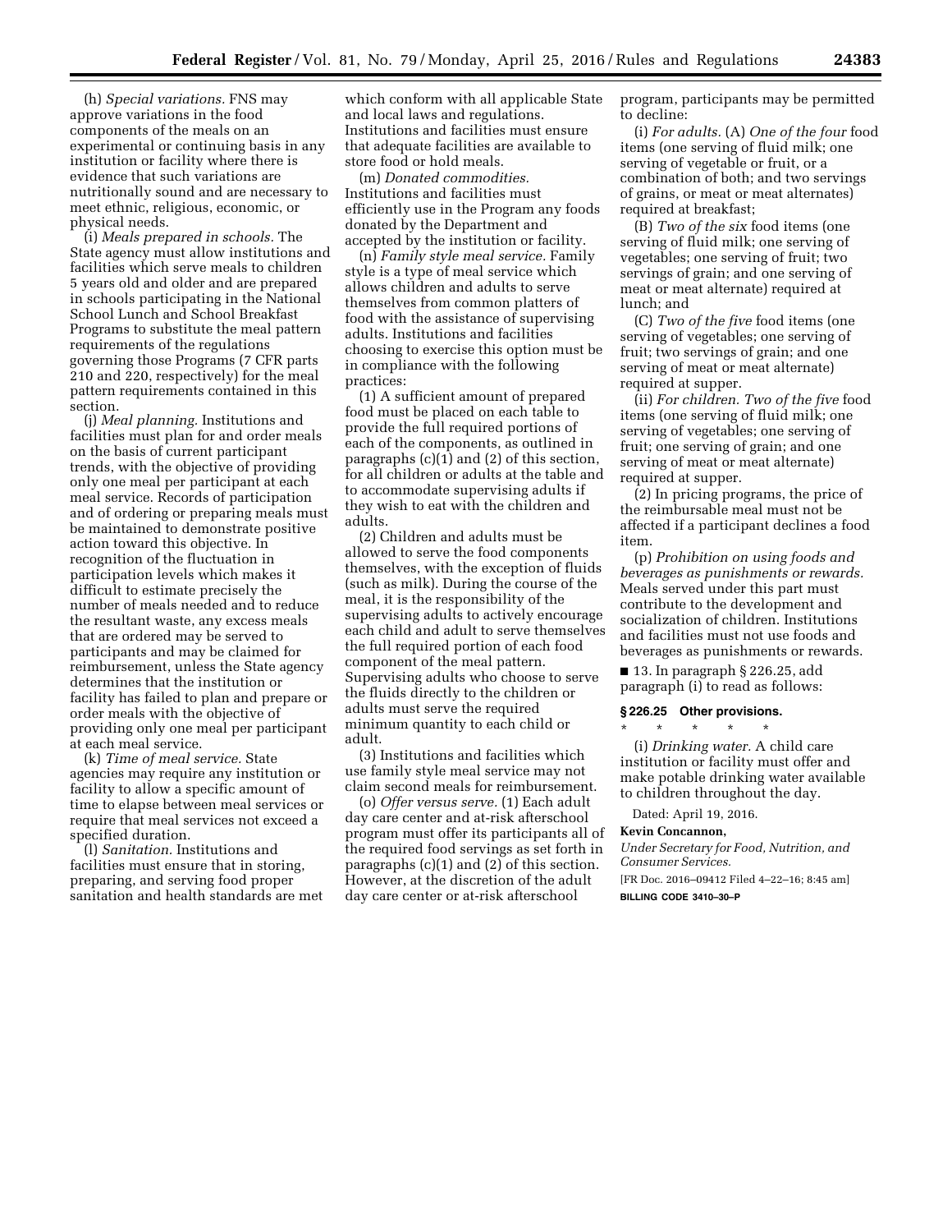(h) *Special variations.* FNS may approve variations in the food components of the meals on an experimental or continuing basis in any institution or facility where there is evidence that such variations are nutritionally sound and are necessary to meet ethnic, religious, economic, or physical needs.

(i) *Meals prepared in schools.* The State agency must allow institutions and facilities which serve meals to children 5 years old and older and are prepared in schools participating in the National School Lunch and School Breakfast Programs to substitute the meal pattern requirements of the regulations governing those Programs (7 CFR parts 210 and 220, respectively) for the meal pattern requirements contained in this section.

(j) *Meal planning.* Institutions and facilities must plan for and order meals on the basis of current participant trends, with the objective of providing only one meal per participant at each meal service. Records of participation and of ordering or preparing meals must be maintained to demonstrate positive action toward this objective. In recognition of the fluctuation in participation levels which makes it difficult to estimate precisely the number of meals needed and to reduce the resultant waste, any excess meals that are ordered may be served to participants and may be claimed for reimbursement, unless the State agency determines that the institution or facility has failed to plan and prepare or order meals with the objective of providing only one meal per participant at each meal service.

(k) *Time of meal service.* State agencies may require any institution or facility to allow a specific amount of time to elapse between meal services or require that meal services not exceed a specified duration.

(l) *Sanitation.* Institutions and facilities must ensure that in storing, preparing, and serving food proper sanitation and health standards are met which conform with all applicable State and local laws and regulations. Institutions and facilities must ensure that adequate facilities are available to store food or hold meals.

(m) *Donated commodities.* Institutions and facilities must efficiently use in the Program any foods donated by the Department and accepted by the institution or facility.

(n) *Family style meal service.* Family style is a type of meal service which allows children and adults to serve themselves from common platters of food with the assistance of supervising adults. Institutions and facilities choosing to exercise this option must be in compliance with the following practices:

(1) A sufficient amount of prepared food must be placed on each table to provide the full required portions of each of the components, as outlined in paragraphs (c)(1) and (2) of this section, for all children or adults at the table and to accommodate supervising adults if they wish to eat with the children and adults.

(2) Children and adults must be allowed to serve the food components themselves, with the exception of fluids (such as milk). During the course of the meal, it is the responsibility of the supervising adults to actively encourage each child and adult to serve themselves the full required portion of each food component of the meal pattern. Supervising adults who choose to serve the fluids directly to the children or adults must serve the required minimum quantity to each child or adult.

(3) Institutions and facilities which use family style meal service may not claim second meals for reimbursement.

(o) *Offer versus serve.* (1) Each adult day care center and at-risk afterschool program must offer its participants all of the required food servings as set forth in paragraphs (c)(1) and (2) of this section. However, at the discretion of the adult day care center or at-risk afterschool program, participants may be permitted to decline:

(i) *For adults.* (A) *One of the four* food items (one serving of fluid milk; one serving of vegetable or fruit, or a combination of both; and two servings of grains, or meat or meat alternates) required at breakfast;

(B) *Two of the six* food items (one serving of fluid milk; one serving of vegetables; one serving of fruit; two servings of grain; and one serving of meat or meat alternate) required at lunch; and

(C) *Two of the five* food items (one serving of vegetables; one serving of fruit; two servings of grain; and one serving of meat or meat alternate) required at supper.

(ii) *For children. Two of the five* food items (one serving of fluid milk; one serving of vegetables; one serving of fruit; one serving of grain; and one serving of meat or meat alternate) required at supper.

(2) In pricing programs, the price of the reimbursable meal must not be affected if a participant declines a food item.

(p) *Prohibition on using foods and beverages as punishments or rewards.* Meals served under this part must contribute to the development and socialization of children. Institutions and facilities must not use foods and beverages as punishments or rewards.

■ 13. In paragraph § 226.25, add paragraph (i) to read as follows:

### § 226.25 Other provisions.

\* \* \* \* \*

(i) *Drinking water.* A child care institution or facility must offer and make potable drinking water available to children throughout the day.

Dated: April 19, 2016.

**Kevin Concannon,**

*Under Secretary for Food, Nutrition, and Consumer Services.*

[FR Doc. 2016–09412 Filed 4–22–16; 8:45 am]

**BILLING CODE 3410–30–P**